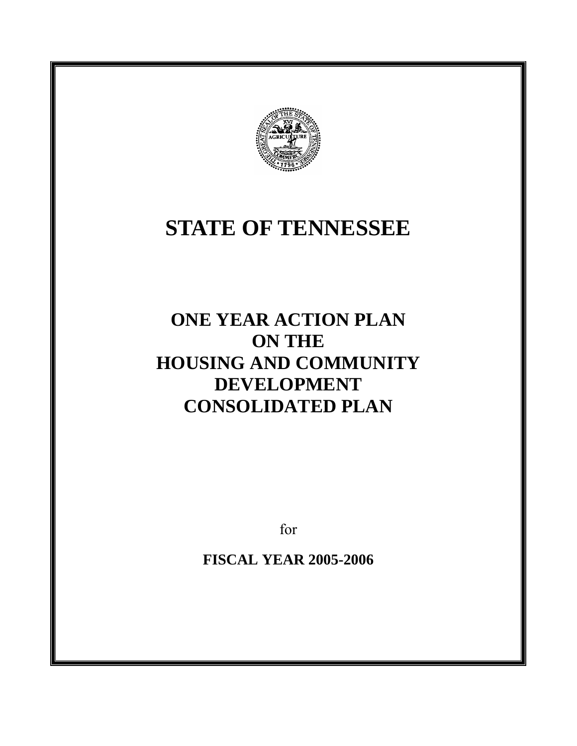# STATE OF TENNESSEE

## ONE YEAR ACTION PLAN ON THE HOUSING AND COMMUNITY DEVELOPMENT CONSOLIDATED PLAN

for

**FISCAL YEAR 2005-2006**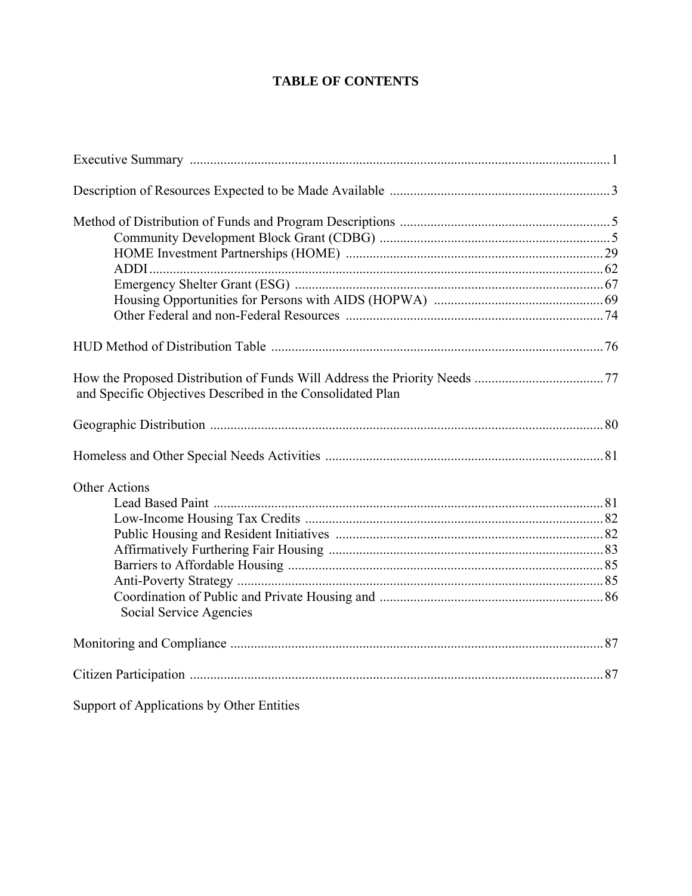# TABLE OF CONTENTS

| | |
|---|---|
| Executive Summary | 1 |
| Description of Resources Expected to be Made Available | 3 |
| Method of Distribution of Funds and Program Descriptions | 5 |
| Community Development Block Grant (CDBG) | 5 |
| HOME Investment Partnerships (HOME) | 29 |
| ADDI | 62 |
| Emergency Shelter Grant (ESG) | 67 |
| Housing Opportunities for Persons with AIDS (HOPWA) | 69 |
| Other Federal and non-Federal Resources | 74 |
| HUD Method of Distribution Table | 76 |
| How the Proposed Distribution of Funds Will Address the Priority Needs and Specific Objectives Described in the Consolidated Plan | 77 |
| Geographic Distribution | 80 |
| Homeless and Other Special Needs Activities | 81 |
| Other Actions | |
| Lead Based Paint | 81 |
| Low-Income Housing Tax Credits | 82 |
| Public Housing and Resident Initiatives | 82 |
| Affirmatively Furthering Fair Housing | 83 |
| Barriers to Affordable Housing | 85 |
| Anti-Poverty Strategy | 85 |
| Coordination of Public and Private Housing and Social Service Agencies | 86 |
| Monitoring and Compliance | 87 |
| Citizen Participation | 87 |
| Support of Applications by Other Entities | |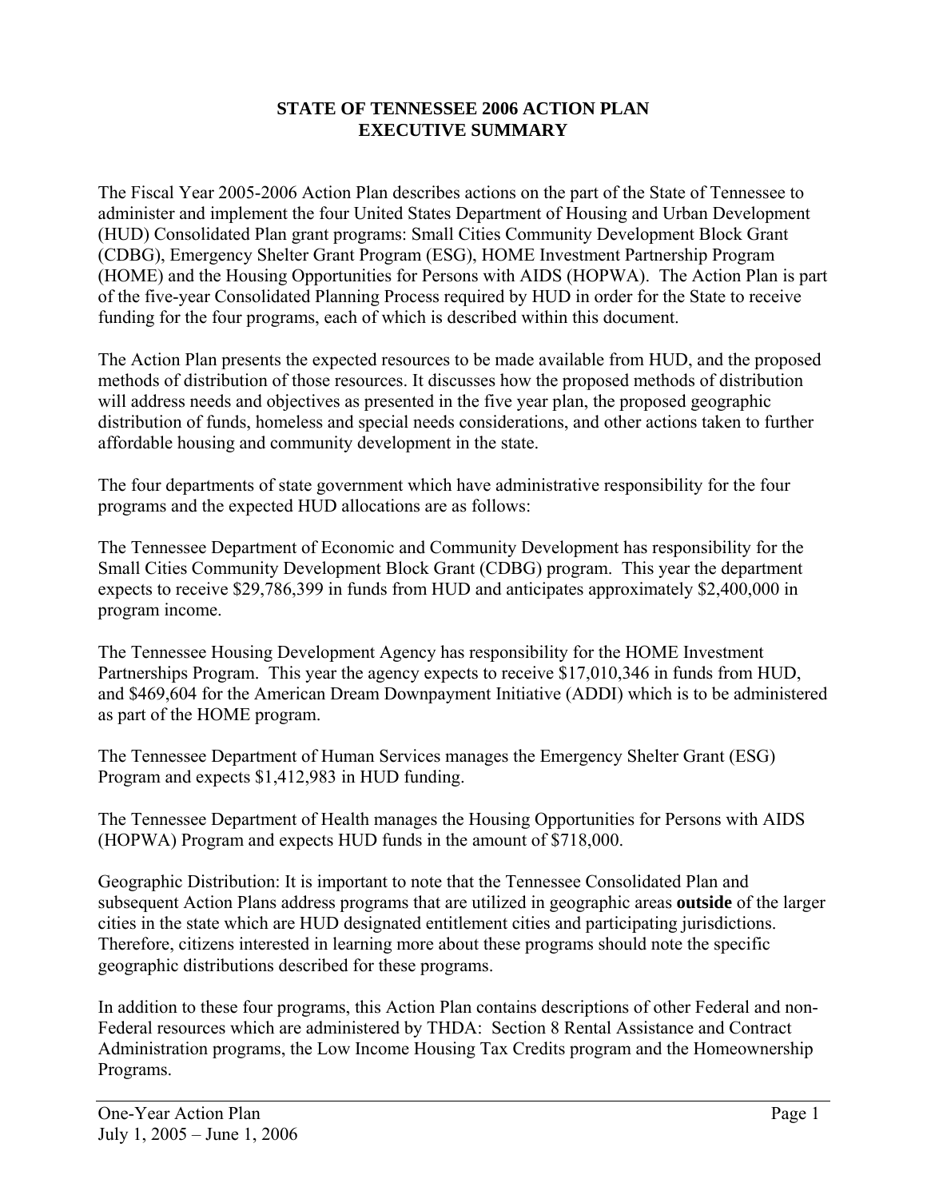# STATE OF TENNESSEE 2006 ACTION PLAN
# EXECUTIVE SUMMARY

The Fiscal Year 2005-2006 Action Plan describes actions on the part of the State of Tennessee to administer and implement the four United States Department of Housing and Urban Development (HUD) Consolidated Plan grant programs: Small Cities Community Development Block Grant (CDBG), Emergency Shelter Grant Program (ESG), HOME Investment Partnership Program (HOME) and the Housing Opportunities for Persons with AIDS (HOPWA). The Action Plan is part of the five-year Consolidated Planning Process required by HUD in order for the State to receive funding for the four programs, each of which is described within this document.

The Action Plan presents the expected resources to be made available from HUD, and the proposed methods of distribution of those resources. It discusses how the proposed methods of distribution will address needs and objectives as presented in the five year plan, the proposed geographic distribution of funds, homeless and special needs considerations, and other actions taken to further affordable housing and community development in the state.

The four departments of state government which have administrative responsibility for the four programs and the expected HUD allocations are as follows:

The Tennessee Department of Economic and Community Development has responsibility for the Small Cities Community Development Block Grant (CDBG) program. This year the department expects to receive $29,786,399 in funds from HUD and anticipates approximately $2,400,000 in program income.

The Tennessee Housing Development Agency has responsibility for the HOME Investment Partnerships Program. This year the agency expects to receive $17,010,346 in funds from HUD, and $469,604 for the American Dream Downpayment Initiative (ADDI) which is to be administered as part of the HOME program.

The Tennessee Department of Human Services manages the Emergency Shelter Grant (ESG) Program and expects $1,412,983 in HUD funding.

The Tennessee Department of Health manages the Housing Opportunities for Persons with AIDS (HOPWA) Program and expects HUD funds in the amount of $718,000.

Geographic Distribution: It is important to note that the Tennessee Consolidated Plan and subsequent Action Plans address programs that are utilized in geographic areas **outside** of the larger cities in the state which are HUD designated entitlement cities and participating jurisdictions. Therefore, citizens interested in learning more about these programs should note the specific geographic distributions described for these programs.

In addition to these four programs, this Action Plan contains descriptions of other Federal and non-Federal resources which are administered by THDA: Section 8 Rental Assistance and Contract Administration programs, the Low Income Housing Tax Credits program and the Homeownership Programs.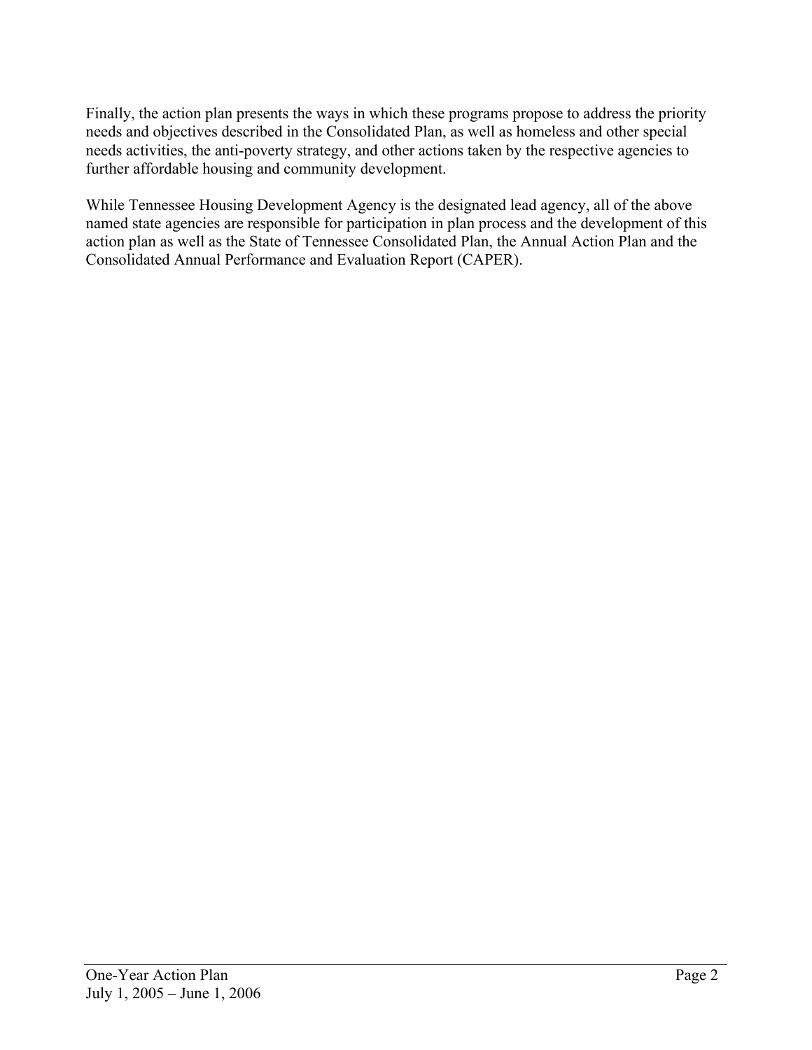Finally, the action plan presents the ways in which these programs propose to address the priority needs and objectives described in the Consolidated Plan, as well as homeless and other special needs activities, the anti-poverty strategy, and other actions taken by the respective agencies to further affordable housing and community development.

While Tennessee Housing Development Agency is the designated lead agency, all of the above named state agencies are responsible for participation in plan process and the development of this action plan as well as the State of Tennessee Consolidated Plan, the Annual Action Plan and the Consolidated Annual Performance and Evaluation Report (CAPER).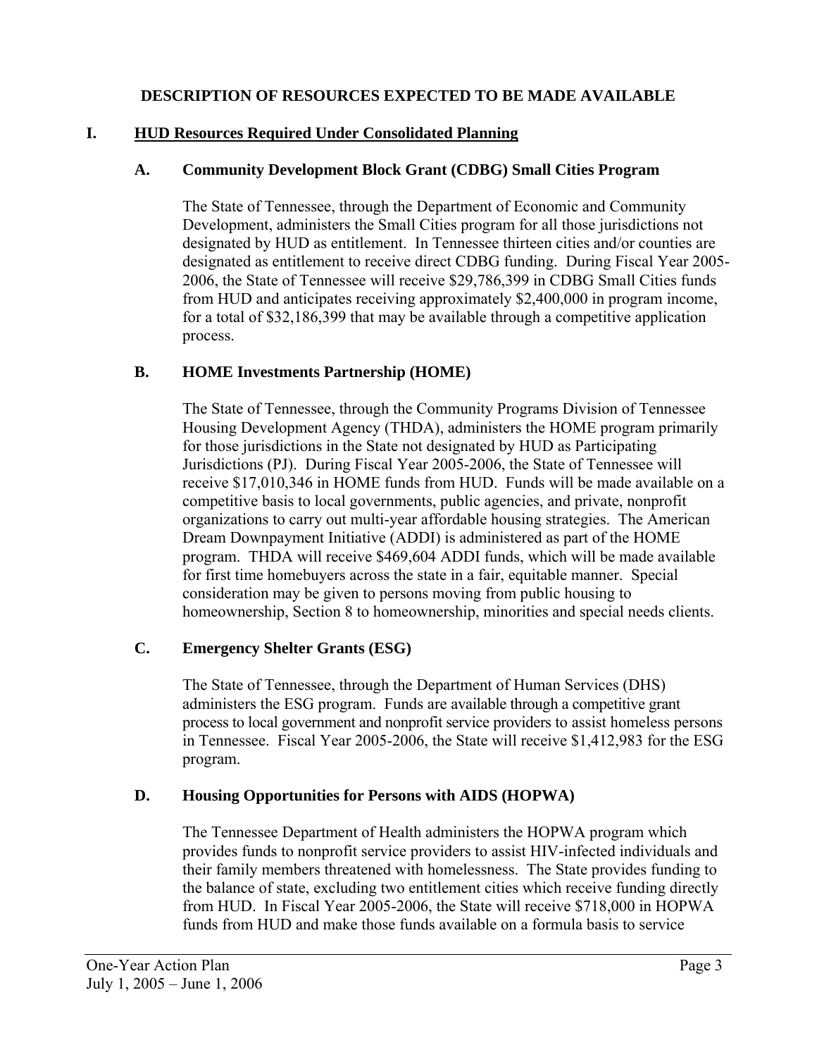# DESCRIPTION OF RESOURCES EXPECTED TO BE MADE AVAILABLE

## I. HUD Resources Required Under Consolidated Planning

### A. Community Development Block Grant (CDBG) Small Cities Program

The State of Tennessee, through the Department of Economic and Community Development, administers the Small Cities program for all those jurisdictions not designated by HUD as entitlement. In Tennessee thirteen cities and/or counties are designated as entitlement to receive direct CDBG funding. During Fiscal Year 2005-2006, the State of Tennessee will receive $29,786,399 in CDBG Small Cities funds from HUD and anticipates receiving approximately $2,400,000 in program income, for a total of $32,186,399 that may be available through a competitive application process.

### B. HOME Investments Partnership (HOME)

The State of Tennessee, through the Community Programs Division of Tennessee Housing Development Agency (THDA), administers the HOME program primarily for those jurisdictions in the State not designated by HUD as Participating Jurisdictions (PJ). During Fiscal Year 2005-2006, the State of Tennessee will receive $17,010,346 in HOME funds from HUD. Funds will be made available on a competitive basis to local governments, public agencies, and private, nonprofit organizations to carry out multi-year affordable housing strategies. The American Dream Downpayment Initiative (ADDI) is administered as part of the HOME program. THDA will receive $469,604 ADDI funds, which will be made available for first time homebuyers across the state in a fair, equitable manner. Special consideration may be given to persons moving from public housing to homeownership, Section 8 to homeownership, minorities and special needs clients.

### C. Emergency Shelter Grants (ESG)

The State of Tennessee, through the Department of Human Services (DHS) administers the ESG program. Funds are available through a competitive grant process to local government and nonprofit service providers to assist homeless persons in Tennessee. Fiscal Year 2005-2006, the State will receive $1,412,983 for the ESG program.

### D. Housing Opportunities for Persons with AIDS (HOPWA)

The Tennessee Department of Health administers the HOPWA program which provides funds to nonprofit service providers to assist HIV-infected individuals and their family members threatened with homelessness. The State provides funding to the balance of state, excluding two entitlement cities which receive funding directly from HUD. In Fiscal Year 2005-2006, the State will receive $718,000 in HOPWA funds from HUD and make those funds available on a formula basis to service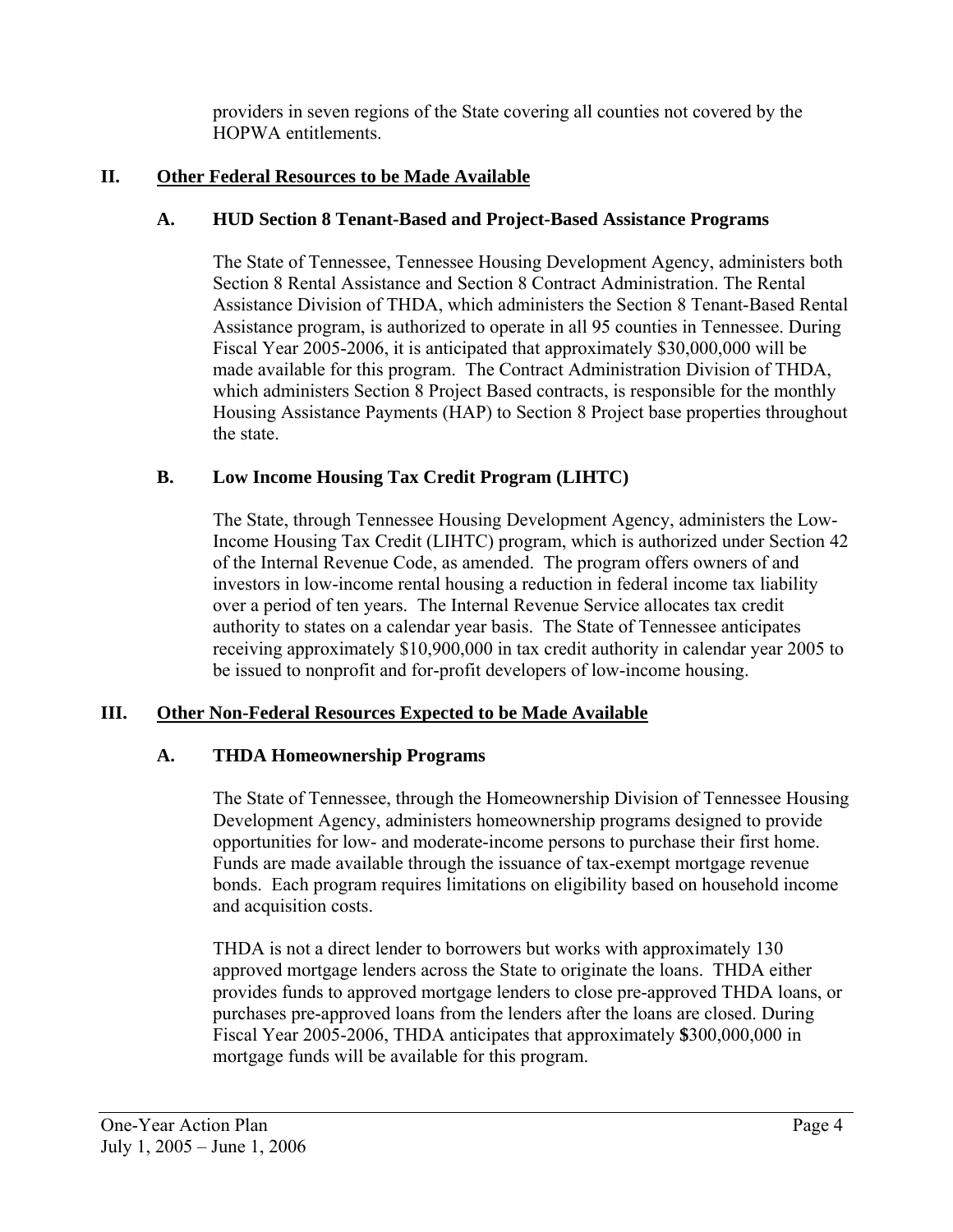providers in seven regions of the State covering all counties not covered by the HOPWA entitlements.

## II. Other Federal Resources to be Made Available

### A. HUD Section 8 Tenant-Based and Project-Based Assistance Programs

The State of Tennessee, Tennessee Housing Development Agency, administers both Section 8 Rental Assistance and Section 8 Contract Administration. The Rental Assistance Division of THDA, which administers the Section 8 Tenant-Based Rental Assistance program, is authorized to operate in all 95 counties in Tennessee. During Fiscal Year 2005-2006, it is anticipated that approximately $30,000,000 will be made available for this program. The Contract Administration Division of THDA, which administers Section 8 Project Based contracts, is responsible for the monthly Housing Assistance Payments (HAP) to Section 8 Project base properties throughout the state.

### B. Low Income Housing Tax Credit Program (LIHTC)

The State, through Tennessee Housing Development Agency, administers the Low-Income Housing Tax Credit (LIHTC) program, which is authorized under Section 42 of the Internal Revenue Code, as amended. The program offers owners of and investors in low-income rental housing a reduction in federal income tax liability over a period of ten years. The Internal Revenue Service allocates tax credit authority to states on a calendar year basis. The State of Tennessee anticipates receiving approximately $10,900,000 in tax credit authority in calendar year 2005 to be issued to nonprofit and for-profit developers of low-income housing.

## III. Other Non-Federal Resources Expected to be Made Available

### A. THDA Homeownership Programs

The State of Tennessee, through the Homeownership Division of Tennessee Housing Development Agency, administers homeownership programs designed to provide opportunities for low- and moderate-income persons to purchase their first home. Funds are made available through the issuance of tax-exempt mortgage revenue bonds. Each program requires limitations on eligibility based on household income and acquisition costs.

THDA is not a direct lender to borrowers but works with approximately 130 approved mortgage lenders across the State to originate the loans. THDA either provides funds to approved mortgage lenders to close pre-approved THDA loans, or purchases pre-approved loans from the lenders after the loans are closed. During Fiscal Year 2005-2006, THDA anticipates that approximately $300,000,000 in mortgage funds will be available for this program.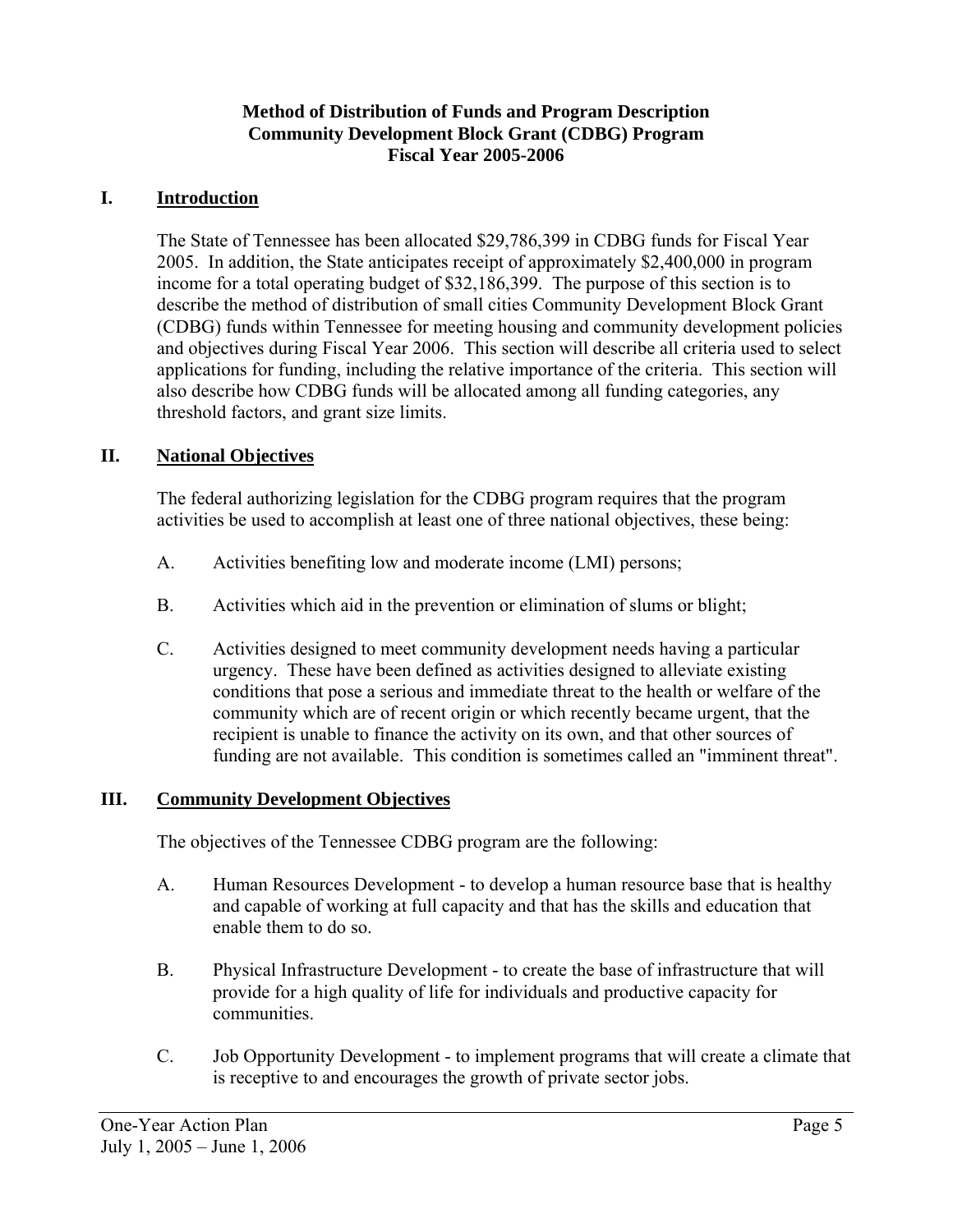**Method of Distribution of Funds and Program Description**
**Community Development Block Grant (CDBG) Program**
**Fiscal Year 2005-2006**

## I. Introduction

The State of Tennessee has been allocated $29,786,399 in CDBG funds for Fiscal Year 2005. In addition, the State anticipates receipt of approximately $2,400,000 in program income for a total operating budget of $32,186,399. The purpose of this section is to describe the method of distribution of small cities Community Development Block Grant (CDBG) funds within Tennessee for meeting housing and community development policies and objectives during Fiscal Year 2006. This section will describe all criteria used to select applications for funding, including the relative importance of the criteria. This section will also describe how CDBG funds will be allocated among all funding categories, any threshold factors, and grant size limits.

## II. National Objectives

The federal authorizing legislation for the CDBG program requires that the program activities be used to accomplish at least one of three national objectives, these being:

A. Activities benefiting low and moderate income (LMI) persons;

B. Activities which aid in the prevention or elimination of slums or blight;

C. Activities designed to meet community development needs having a particular urgency. These have been defined as activities designed to alleviate existing conditions that pose a serious and immediate threat to the health or welfare of the community which are of recent origin or which recently became urgent, that the recipient is unable to finance the activity on its own, and that other sources of funding are not available. This condition is sometimes called an "imminent threat".

## III. Community Development Objectives

The objectives of the Tennessee CDBG program are the following:

A. Human Resources Development - to develop a human resource base that is healthy and capable of working at full capacity and that has the skills and education that enable them to do so.

B. Physical Infrastructure Development - to create the base of infrastructure that will provide for a high quality of life for individuals and productive capacity for communities.

C. Job Opportunity Development - to implement programs that will create a climate that is receptive to and encourages the growth of private sector jobs.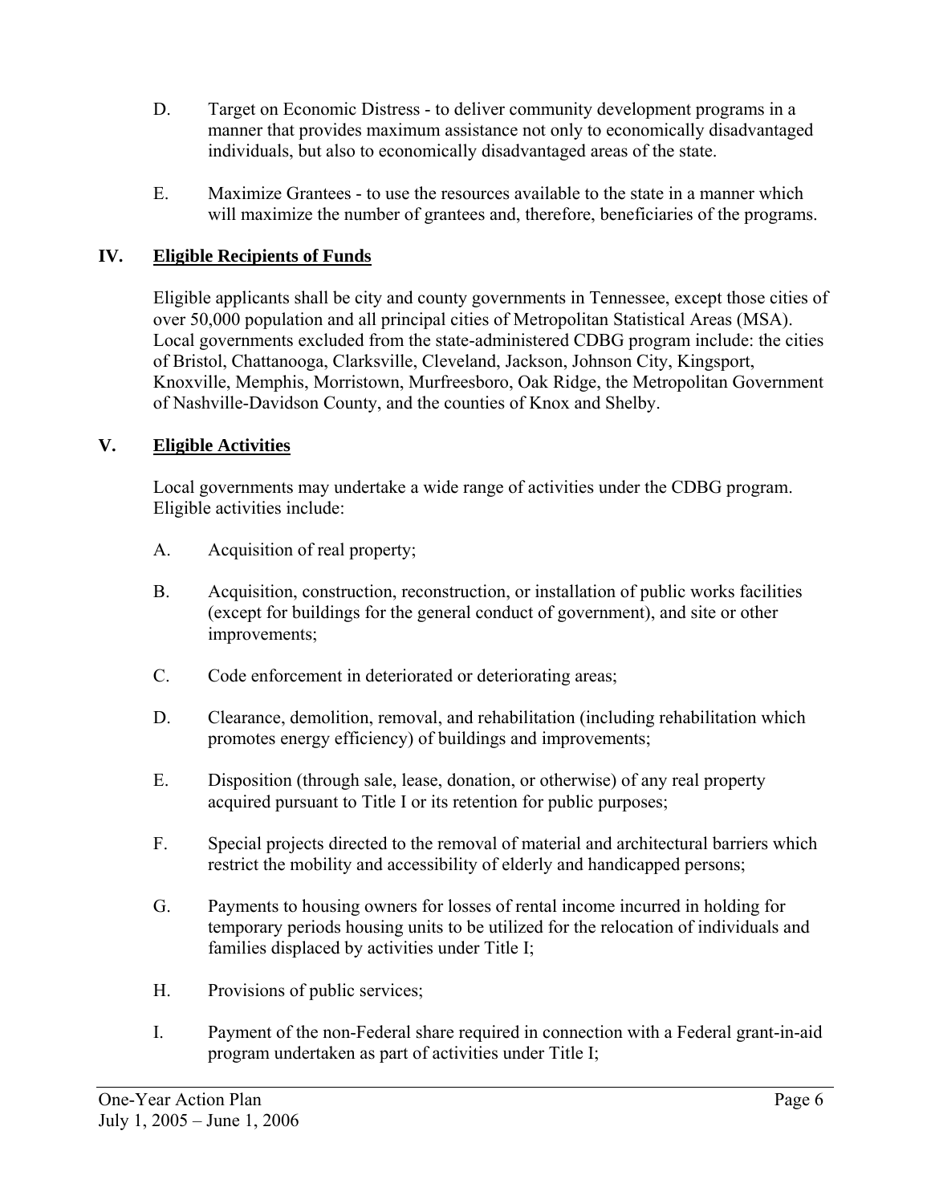D. Target on Economic Distress - to deliver community development programs in a manner that provides maximum assistance not only to economically disadvantaged individuals, but also to economically disadvantaged areas of the state.

E. Maximize Grantees - to use the resources available to the state in a manner which will maximize the number of grantees and, therefore, beneficiaries of the programs.

## IV. Eligible Recipients of Funds

Eligible applicants shall be city and county governments in Tennessee, except those cities of over 50,000 population and all principal cities of Metropolitan Statistical Areas (MSA). Local governments excluded from the state-administered CDBG program include: the cities of Bristol, Chattanooga, Clarksville, Cleveland, Jackson, Johnson City, Kingsport, Knoxville, Memphis, Morristown, Murfreesboro, Oak Ridge, the Metropolitan Government of Nashville-Davidson County, and the counties of Knox and Shelby.

## V. Eligible Activities

Local governments may undertake a wide range of activities under the CDBG program. Eligible activities include:

A. Acquisition of real property;

B. Acquisition, construction, reconstruction, or installation of public works facilities (except for buildings for the general conduct of government), and site or other improvements;

C. Code enforcement in deteriorated or deteriorating areas;

D. Clearance, demolition, removal, and rehabilitation (including rehabilitation which promotes energy efficiency) of buildings and improvements;

E. Disposition (through sale, lease, donation, or otherwise) of any real property acquired pursuant to Title I or its retention for public purposes;

F. Special projects directed to the removal of material and architectural barriers which restrict the mobility and accessibility of elderly and handicapped persons;

G. Payments to housing owners for losses of rental income incurred in holding for temporary periods housing units to be utilized for the relocation of individuals and families displaced by activities under Title I;

H. Provisions of public services;

I. Payment of the non-Federal share required in connection with a Federal grant-in-aid program undertaken as part of activities under Title I;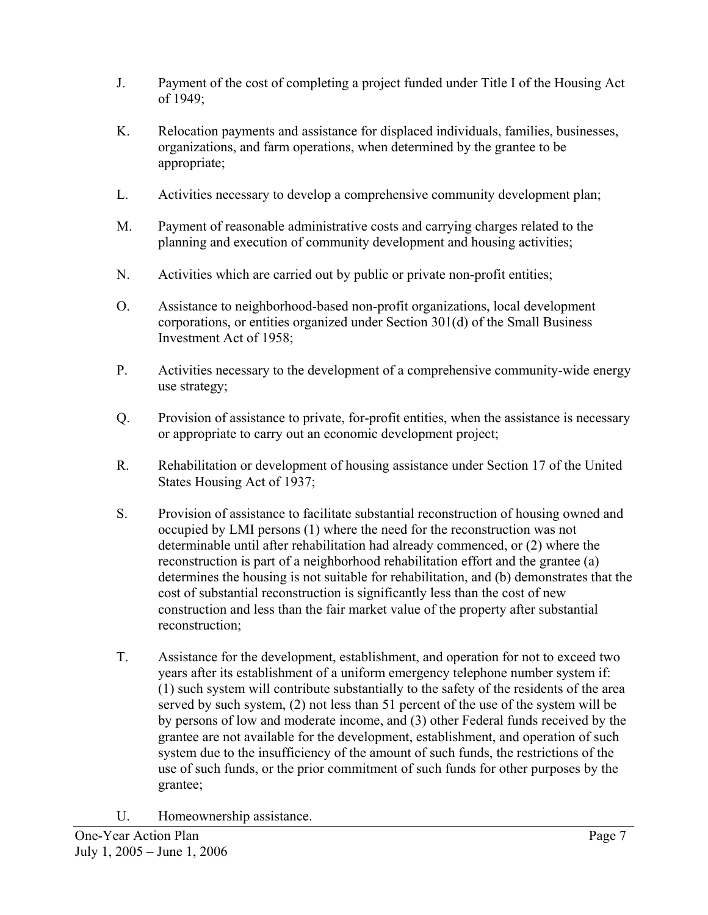J. Payment of the cost of completing a project funded under Title I of the Housing Act of 1949;

K. Relocation payments and assistance for displaced individuals, families, businesses, organizations, and farm operations, when determined by the grantee to be appropriate;

L. Activities necessary to develop a comprehensive community development plan;

M. Payment of reasonable administrative costs and carrying charges related to the planning and execution of community development and housing activities;

N. Activities which are carried out by public or private non-profit entities;

O. Assistance to neighborhood-based non-profit organizations, local development corporations, or entities organized under Section 301(d) of the Small Business Investment Act of 1958;

P. Activities necessary to the development of a comprehensive community-wide energy use strategy;

Q. Provision of assistance to private, for-profit entities, when the assistance is necessary or appropriate to carry out an economic development project;

R. Rehabilitation or development of housing assistance under Section 17 of the United States Housing Act of 1937;

S. Provision of assistance to facilitate substantial reconstruction of housing owned and occupied by LMI persons (1) where the need for the reconstruction was not determinable until after rehabilitation had already commenced, or (2) where the reconstruction is part of a neighborhood rehabilitation effort and the grantee (a) determines the housing is not suitable for rehabilitation, and (b) demonstrates that the cost of substantial reconstruction is significantly less than the cost of new construction and less than the fair market value of the property after substantial reconstruction;

T. Assistance for the development, establishment, and operation for not to exceed two years after its establishment of a uniform emergency telephone number system if: (1) such system will contribute substantially to the safety of the residents of the area served by such system, (2) not less than 51 percent of the use of the system will be by persons of low and moderate income, and (3) other Federal funds received by the grantee are not available for the development, establishment, and operation of such system due to the insufficiency of the amount of such funds, the restrictions of the use of such funds, or the prior commitment of such funds for other purposes by the grantee;

U. Homeownership assistance.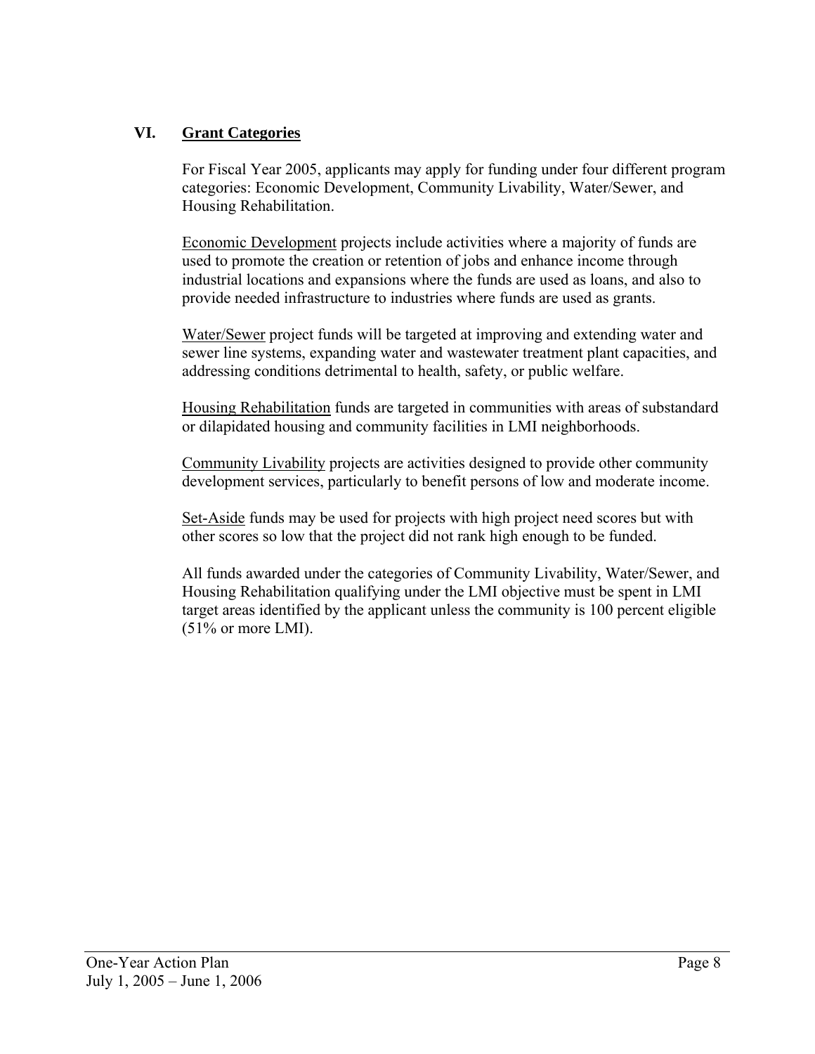## VI. Grant Categories

For Fiscal Year 2005, applicants may apply for funding under four different program categories: Economic Development, Community Livability, Water/Sewer, and Housing Rehabilitation.

Economic Development projects include activities where a majority of funds are used to promote the creation or retention of jobs and enhance income through industrial locations and expansions where the funds are used as loans, and also to provide needed infrastructure to industries where funds are used as grants.

Water/Sewer project funds will be targeted at improving and extending water and sewer line systems, expanding water and wastewater treatment plant capacities, and addressing conditions detrimental to health, safety, or public welfare.

Housing Rehabilitation funds are targeted in communities with areas of substandard or dilapidated housing and community facilities in LMI neighborhoods.

Community Livability projects are activities designed to provide other community development services, particularly to benefit persons of low and moderate income.

Set-Aside funds may be used for projects with high project need scores but with other scores so low that the project did not rank high enough to be funded.

All funds awarded under the categories of Community Livability, Water/Sewer, and Housing Rehabilitation qualifying under the LMI objective must be spent in LMI target areas identified by the applicant unless the community is 100 percent eligible (51% or more LMI).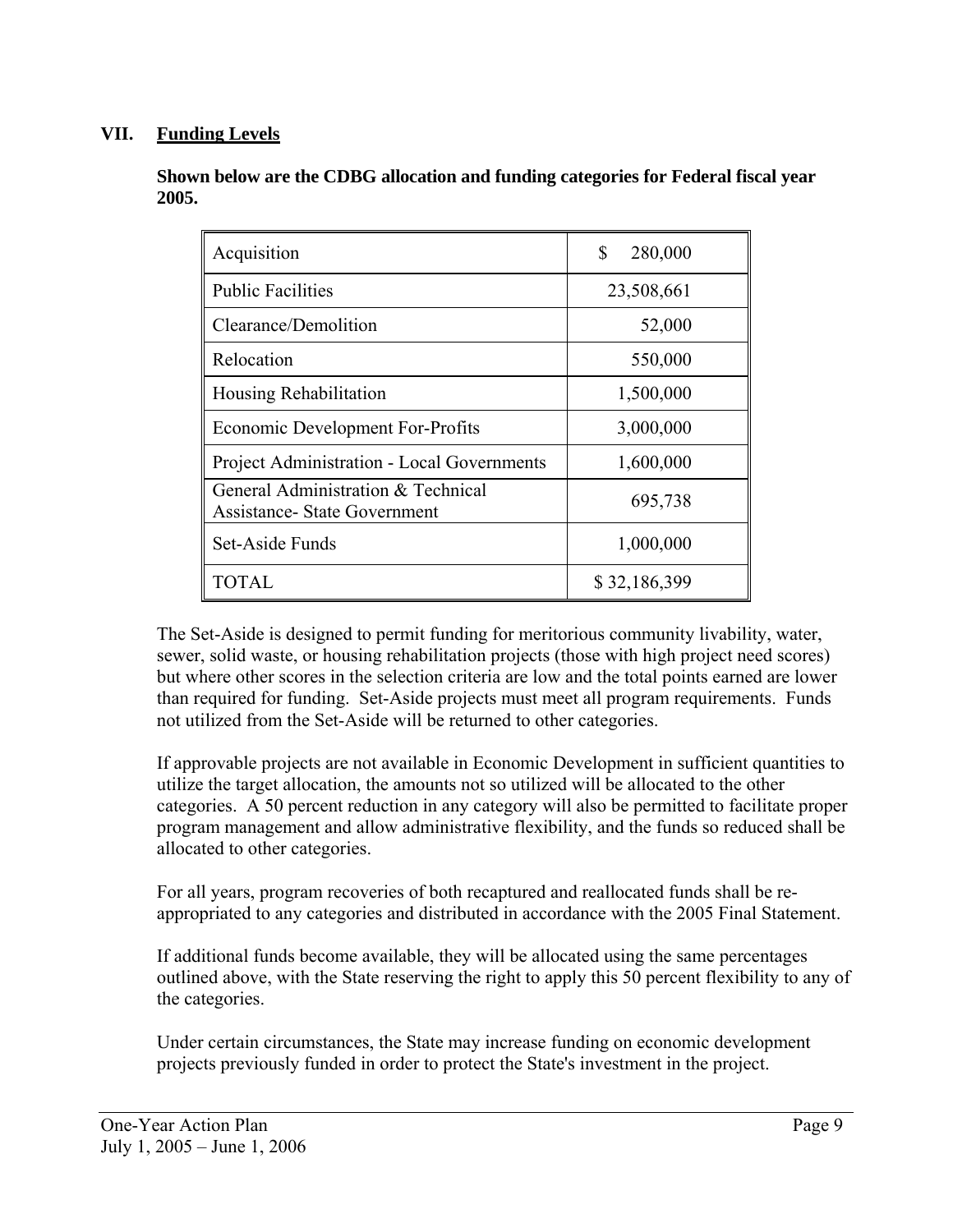## VII. Funding Levels

**Shown below are the CDBG allocation and funding categories for Federal fiscal year 2005.**

| Category | Amount |
|---|---|
| Acquisition | $ 280,000 |
| Public Facilities | 23,508,661 |
| Clearance/Demolition | 52,000 |
| Relocation | 550,000 |
| Housing Rehabilitation | 1,500,000 |
| Economic Development For-Profits | 3,000,000 |
| Project Administration - Local Governments | 1,600,000 |
| General Administration & Technical Assistance- State Government | 695,738 |
| Set-Aside Funds | 1,000,000 |
| TOTAL | $ 32,186,399 |

The Set-Aside is designed to permit funding for meritorious community livability, water, sewer, solid waste, or housing rehabilitation projects (those with high project need scores) but where other scores in the selection criteria are low and the total points earned are lower than required for funding. Set-Aside projects must meet all program requirements. Funds not utilized from the Set-Aside will be returned to other categories.

If approvable projects are not available in Economic Development in sufficient quantities to utilize the target allocation, the amounts not so utilized will be allocated to the other categories. A 50 percent reduction in any category will also be permitted to facilitate proper program management and allow administrative flexibility, and the funds so reduced shall be allocated to other categories.

For all years, program recoveries of both recaptured and reallocated funds shall be re-appropriated to any categories and distributed in accordance with the 2005 Final Statement.

If additional funds become available, they will be allocated using the same percentages outlined above, with the State reserving the right to apply this 50 percent flexibility to any of the categories.

Under certain circumstances, the State may increase funding on economic development projects previously funded in order to protect the State's investment in the project.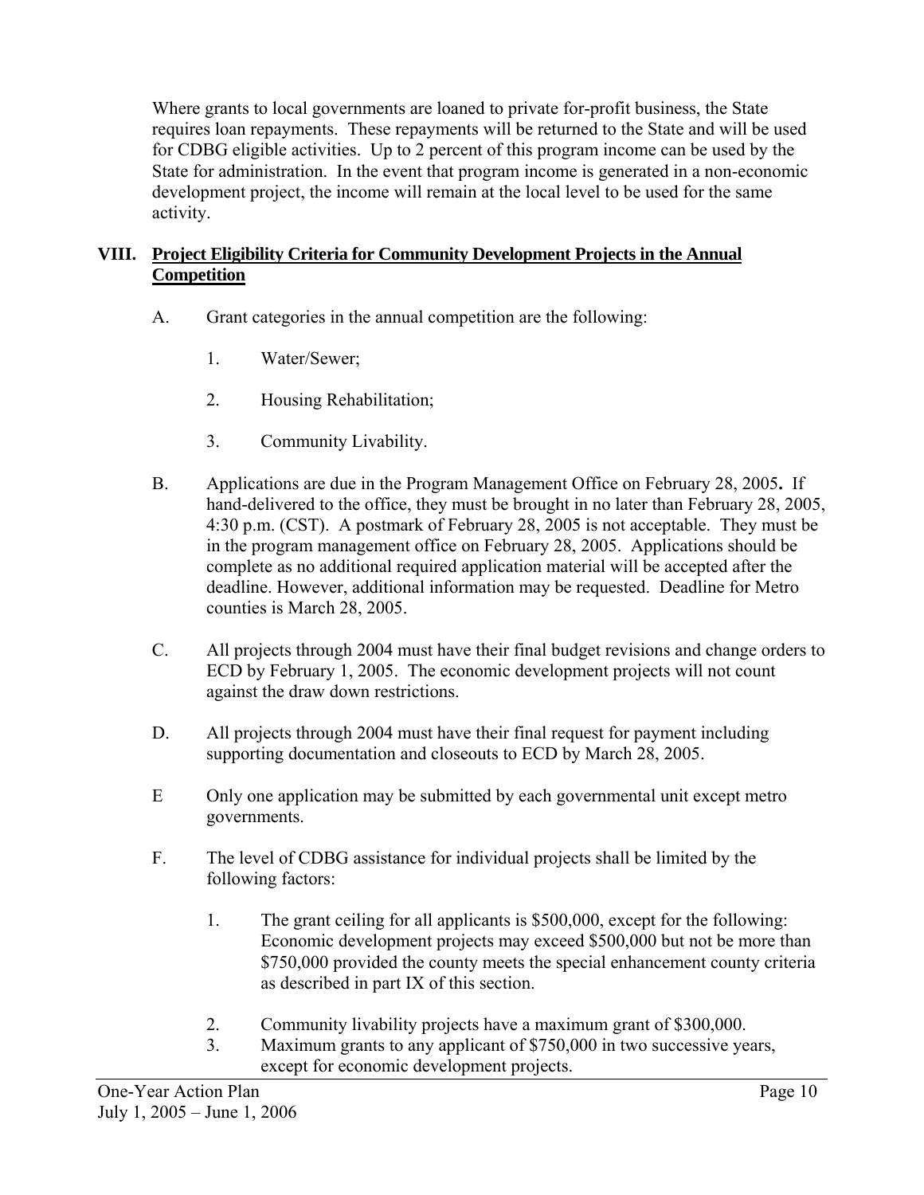Where grants to local governments are loaned to private for-profit business, the State requires loan repayments. These repayments will be returned to the State and will be used for CDBG eligible activities. Up to 2 percent of this program income can be used by the State for administration. In the event that program income is generated in a non-economic development project, the income will remain at the local level to be used for the same activity.

## VIII. Project Eligibility Criteria for Community Development Projects in the Annual Competition

A. Grant categories in the annual competition are the following:

1. Water/Sewer;

2. Housing Rehabilitation;

3. Community Livability.

B. Applications are due in the Program Management Office on February 28, 2005**.** If hand-delivered to the office, they must be brought in no later than February 28, 2005, 4:30 p.m. (CST). A postmark of February 28, 2005 is not acceptable. They must be in the program management office on February 28, 2005. Applications should be complete as no additional required application material will be accepted after the deadline. However, additional information may be requested. Deadline for Metro counties is March 28, 2005.

C. All projects through 2004 must have their final budget revisions and change orders to ECD by February 1, 2005. The economic development projects will not count against the draw down restrictions.

D. All projects through 2004 must have their final request for payment including supporting documentation and closeouts to ECD by March 28, 2005.

E Only one application may be submitted by each governmental unit except metro governments.

F. The level of CDBG assistance for individual projects shall be limited by the following factors:

1. The grant ceiling for all applicants is \$500,000, except for the following: Economic development projects may exceed \$500,000 but not be more than \$750,000 provided the county meets the special enhancement county criteria as described in part IX of this section.

2. Community livability projects have a maximum grant of \$300,000.

3. Maximum grants to any applicant of \$750,000 in two successive years, except for economic development projects.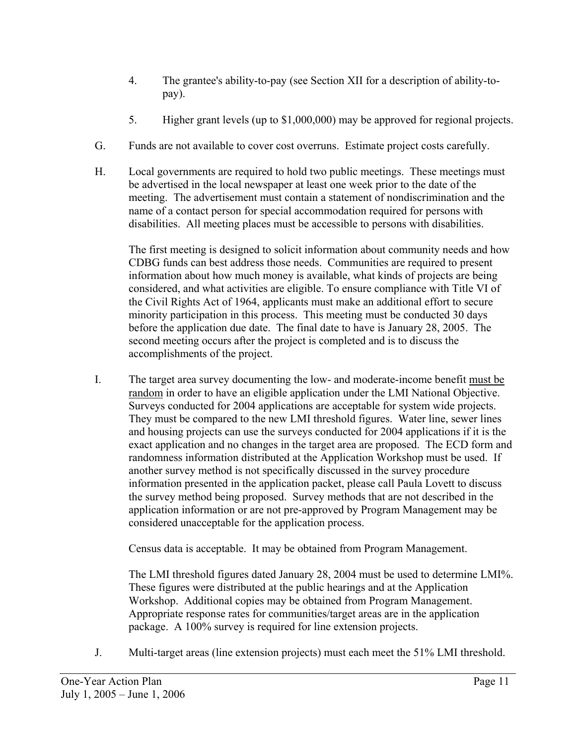4. The grantee's ability-to-pay (see Section XII for a description of ability-to-pay).

5. Higher grant levels (up to $1,000,000) may be approved for regional projects.

G. Funds are not available to cover cost overruns. Estimate project costs carefully.

H. Local governments are required to hold two public meetings. These meetings must be advertised in the local newspaper at least one week prior to the date of the meeting. The advertisement must contain a statement of nondiscrimination and the name of a contact person for special accommodation required for persons with disabilities. All meeting places must be accessible to persons with disabilities.

   The first meeting is designed to solicit information about community needs and how CDBG funds can best address those needs. Communities are required to present information about how much money is available, what kinds of projects are being considered, and what activities are eligible. To ensure compliance with Title VI of the Civil Rights Act of 1964, applicants must make an additional effort to secure minority participation in this process. This meeting must be conducted 30 days before the application due date. The final date to have is January 28, 2005. The second meeting occurs after the project is completed and is to discuss the accomplishments of the project.

I. The target area survey documenting the low- and moderate-income benefit must be random in order to have an eligible application under the LMI National Objective. Surveys conducted for 2004 applications are acceptable for system wide projects. They must be compared to the new LMI threshold figures. Water line, sewer lines and housing projects can use the surveys conducted for 2004 applications if it is the exact application and no changes in the target area are proposed. The ECD form and randomness information distributed at the Application Workshop must be used. If another survey method is not specifically discussed in the survey procedure information presented in the application packet, please call Paula Lovett to discuss the survey method being proposed. Survey methods that are not described in the application information or are not pre-approved by Program Management may be considered unacceptable for the application process.

   Census data is acceptable. It may be obtained from Program Management.

   The LMI threshold figures dated January 28, 2004 must be used to determine LMI%. These figures were distributed at the public hearings and at the Application Workshop. Additional copies may be obtained from Program Management. Appropriate response rates for communities/target areas are in the application package. A 100% survey is required for line extension projects.

J. Multi-target areas (line extension projects) must each meet the 51% LMI threshold.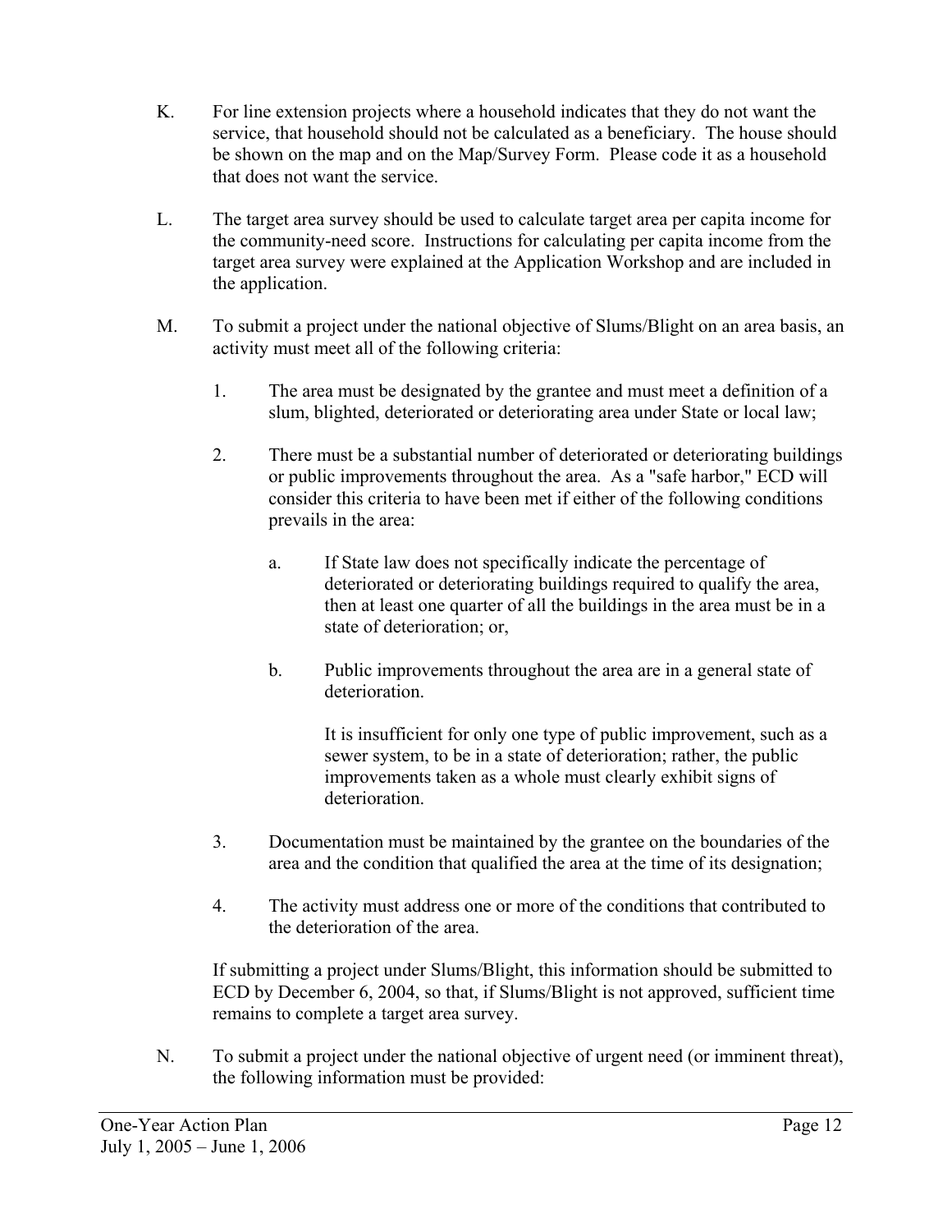K. For line extension projects where a household indicates that they do not want the service, that household should not be calculated as a beneficiary. The house should be shown on the map and on the Map/Survey Form. Please code it as a household that does not want the service.

L. The target area survey should be used to calculate target area per capita income for the community-need score. Instructions for calculating per capita income from the target area survey were explained at the Application Workshop and are included in the application.

M. To submit a project under the national objective of Slums/Blight on an area basis, an activity must meet all of the following criteria:

 1. The area must be designated by the grantee and must meet a definition of a slum, blighted, deteriorated or deteriorating area under State or local law;

 2. There must be a substantial number of deteriorated or deteriorating buildings or public improvements throughout the area. As a "safe harbor," ECD will consider this criteria to have been met if either of the following conditions prevails in the area:

  a. If State law does not specifically indicate the percentage of deteriorated or deteriorating buildings required to qualify the area, then at least one quarter of all the buildings in the area must be in a state of deterioration; or,

  b. Public improvements throughout the area are in a general state of deterioration.

  It is insufficient for only one type of public improvement, such as a sewer system, to be in a state of deterioration; rather, the public improvements taken as a whole must clearly exhibit signs of deterioration.

 3. Documentation must be maintained by the grantee on the boundaries of the area and the condition that qualified the area at the time of its designation;

 4. The activity must address one or more of the conditions that contributed to the deterioration of the area.

 If submitting a project under Slums/Blight, this information should be submitted to ECD by December 6, 2004, so that, if Slums/Blight is not approved, sufficient time remains to complete a target area survey.

N. To submit a project under the national objective of urgent need (or imminent threat), the following information must be provided: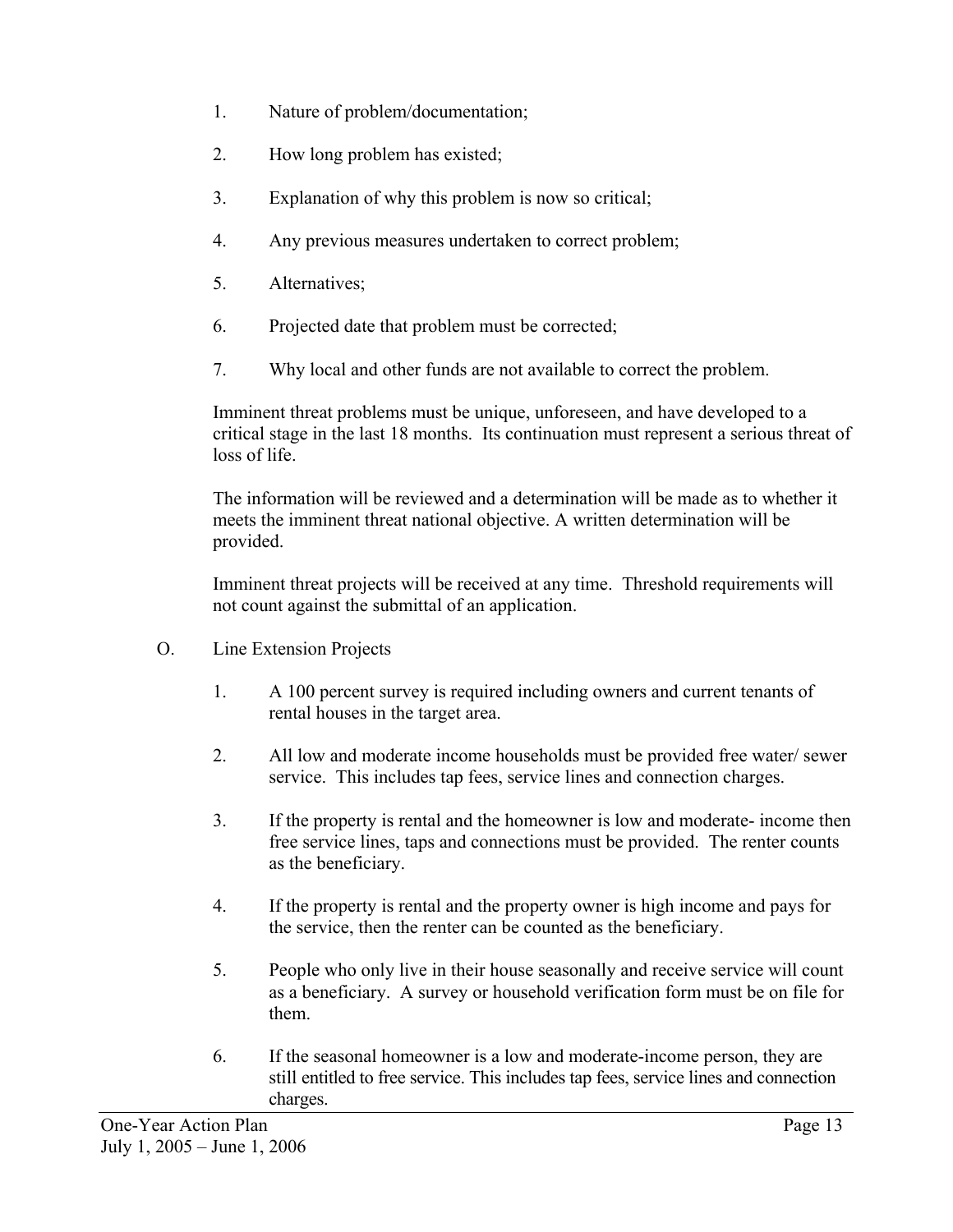1. Nature of problem/documentation;

2. How long problem has existed;

3. Explanation of why this problem is now so critical;

4. Any previous measures undertaken to correct problem;

5. Alternatives;

6. Projected date that problem must be corrected;

7. Why local and other funds are not available to correct the problem.

Imminent threat problems must be unique, unforeseen, and have developed to a critical stage in the last 18 months. Its continuation must represent a serious threat of loss of life.

The information will be reviewed and a determination will be made as to whether it meets the imminent threat national objective. A written determination will be provided.

Imminent threat projects will be received at any time. Threshold requirements will not count against the submittal of an application.

O. Line Extension Projects

1. A 100 percent survey is required including owners and current tenants of rental houses in the target area.

2. All low and moderate income households must be provided free water/ sewer service. This includes tap fees, service lines and connection charges.

3. If the property is rental and the homeowner is low and moderate- income then free service lines, taps and connections must be provided. The renter counts as the beneficiary.

4. If the property is rental and the property owner is high income and pays for the service, then the renter can be counted as the beneficiary.

5. People who only live in their house seasonally and receive service will count as a beneficiary. A survey or household verification form must be on file for them.

6. If the seasonal homeowner is a low and moderate-income person, they are still entitled to free service. This includes tap fees, service lines and connection charges.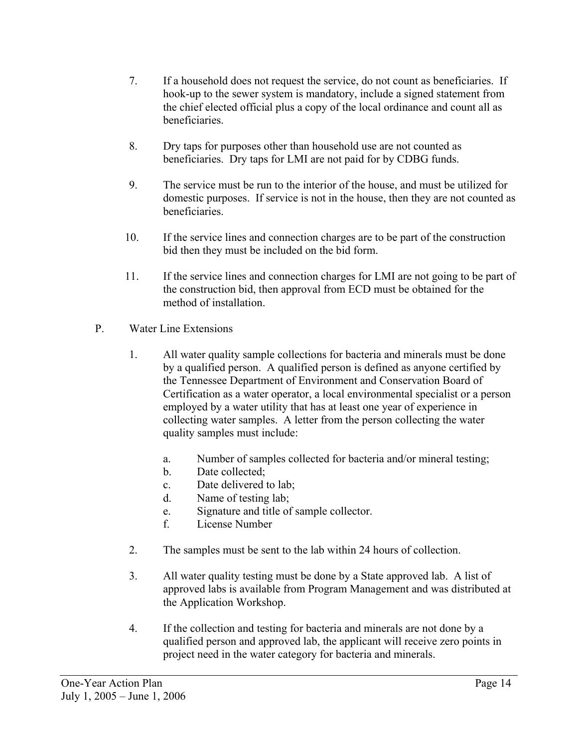7. If a household does not request the service, do not count as beneficiaries. If hook-up to the sewer system is mandatory, include a signed statement from the chief elected official plus a copy of the local ordinance and count all as beneficiaries.

8. Dry taps for purposes other than household use are not counted as beneficiaries. Dry taps for LMI are not paid for by CDBG funds.

9. The service must be run to the interior of the house, and must be utilized for domestic purposes. If service is not in the house, then they are not counted as beneficiaries.

10. If the service lines and connection charges are to be part of the construction bid then they must be included on the bid form.

11. If the service lines and connection charges for LMI are not going to be part of the construction bid, then approval from ECD must be obtained for the method of installation.

P. Water Line Extensions

1. All water quality sample collections for bacteria and minerals must be done by a qualified person. A qualified person is defined as anyone certified by the Tennessee Department of Environment and Conservation Board of Certification as a water operator, a local environmental specialist or a person employed by a water utility that has at least one year of experience in collecting water samples. A letter from the person collecting the water quality samples must include:

   a. Number of samples collected for bacteria and/or mineral testing;
   b. Date collected;
   c. Date delivered to lab;
   d. Name of testing lab;
   e. Signature and title of sample collector.
   f. License Number

2. The samples must be sent to the lab within 24 hours of collection.

3. All water quality testing must be done by a State approved lab. A list of approved labs is available from Program Management and was distributed at the Application Workshop.

4. If the collection and testing for bacteria and minerals are not done by a qualified person and approved lab, the applicant will receive zero points in project need in the water category for bacteria and minerals.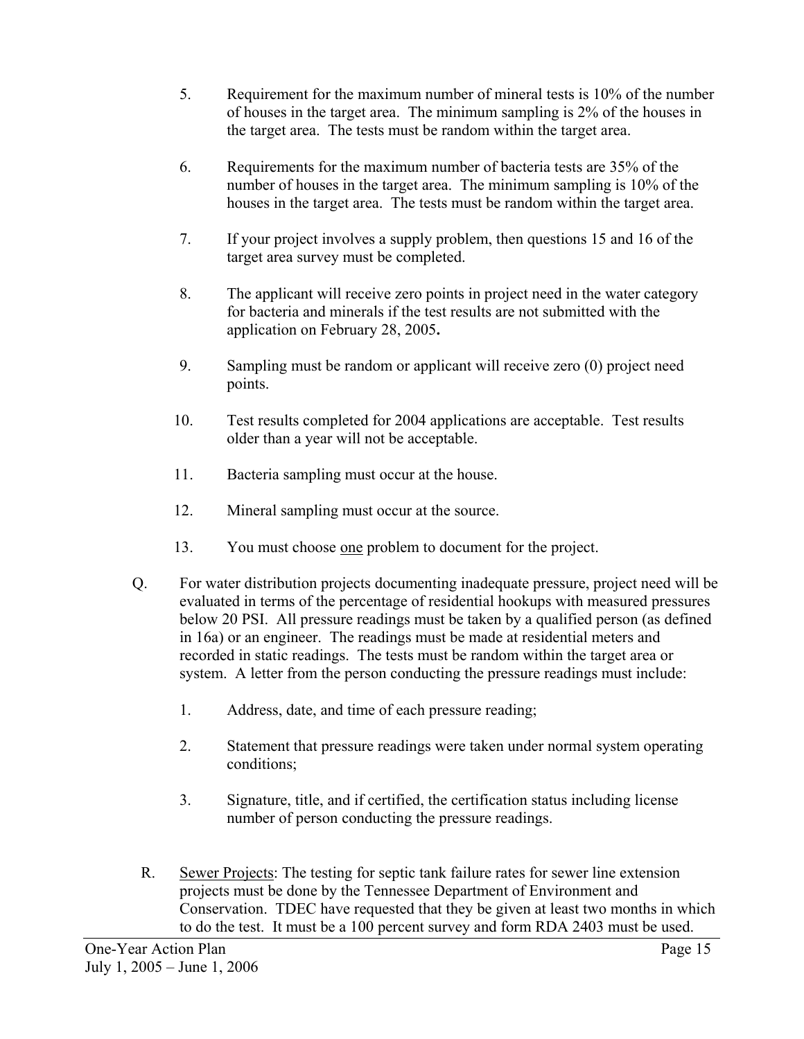5. Requirement for the maximum number of mineral tests is 10% of the number of houses in the target area. The minimum sampling is 2% of the houses in the target area. The tests must be random within the target area.

6. Requirements for the maximum number of bacteria tests are 35% of the number of houses in the target area. The minimum sampling is 10% of the houses in the target area. The tests must be random within the target area.

7. If your project involves a supply problem, then questions 15 and 16 of the target area survey must be completed.

8. The applicant will receive zero points in project need in the water category for bacteria and minerals if the test results are not submitted with the application on February 28, 2005**.**

9. Sampling must be random or applicant will receive zero (0) project need points.

10. Test results completed for 2004 applications are acceptable. Test results older than a year will not be acceptable.

11. Bacteria sampling must occur at the house.

12. Mineral sampling must occur at the source.

13. You must choose <u>one</u> problem to document for the project.

Q. For water distribution projects documenting inadequate pressure, project need will be evaluated in terms of the percentage of residential hookups with measured pressures below 20 PSI. All pressure readings must be taken by a qualified person (as defined in 16a) or an engineer. The readings must be made at residential meters and recorded in static readings. The tests must be random within the target area or system. A letter from the person conducting the pressure readings must include:

   1. Address, date, and time of each pressure reading;

   2. Statement that pressure readings were taken under normal system operating conditions;

   3. Signature, title, and if certified, the certification status including license number of person conducting the pressure readings.

R. <u>Sewer Projects</u>: The testing for septic tank failure rates for sewer line extension projects must be done by the Tennessee Department of Environment and Conservation. TDEC have requested that they be given at least two months in which to do the test. It must be a 100 percent survey and form RDA 2403 must be used.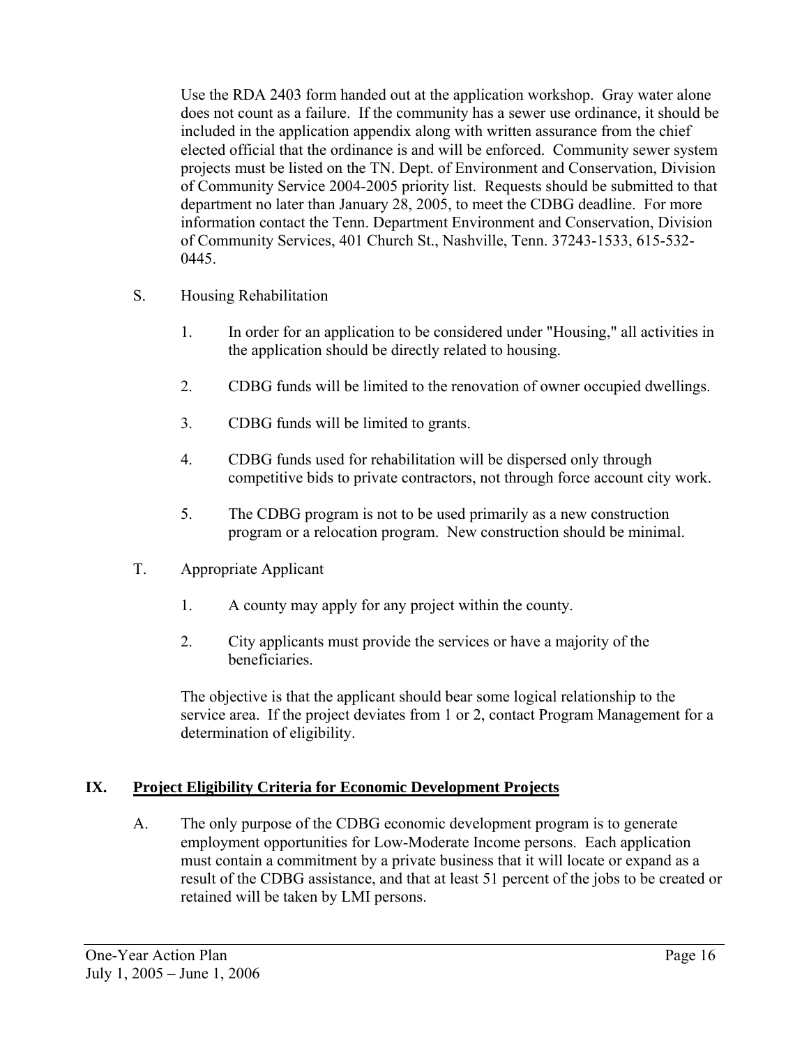Use the RDA 2403 form handed out at the application workshop. Gray water alone does not count as a failure. If the community has a sewer use ordinance, it should be included in the application appendix along with written assurance from the chief elected official that the ordinance is and will be enforced. Community sewer system projects must be listed on the TN. Dept. of Environment and Conservation, Division of Community Service 2004-2005 priority list. Requests should be submitted to that department no later than January 28, 2005, to meet the CDBG deadline. For more information contact the Tenn. Department Environment and Conservation, Division of Community Services, 401 Church St., Nashville, Tenn. 37243-1533, 615-532-0445.

S. Housing Rehabilitation

1. In order for an application to be considered under "Housing," all activities in the application should be directly related to housing.

2. CDBG funds will be limited to the renovation of owner occupied dwellings.

3. CDBG funds will be limited to grants.

4. CDBG funds used for rehabilitation will be dispersed only through competitive bids to private contractors, not through force account city work.

5. The CDBG program is not to be used primarily as a new construction program or a relocation program. New construction should be minimal.

T. Appropriate Applicant

1. A county may apply for any project within the county.

2. City applicants must provide the services or have a majority of the beneficiaries.

The objective is that the applicant should bear some logical relationship to the service area. If the project deviates from 1 or 2, contact Program Management for a determination of eligibility.

## IX. Project Eligibility Criteria for Economic Development Projects

A. The only purpose of the CDBG economic development program is to generate employment opportunities for Low-Moderate Income persons. Each application must contain a commitment by a private business that it will locate or expand as a result of the CDBG assistance, and that at least 51 percent of the jobs to be created or retained will be taken by LMI persons.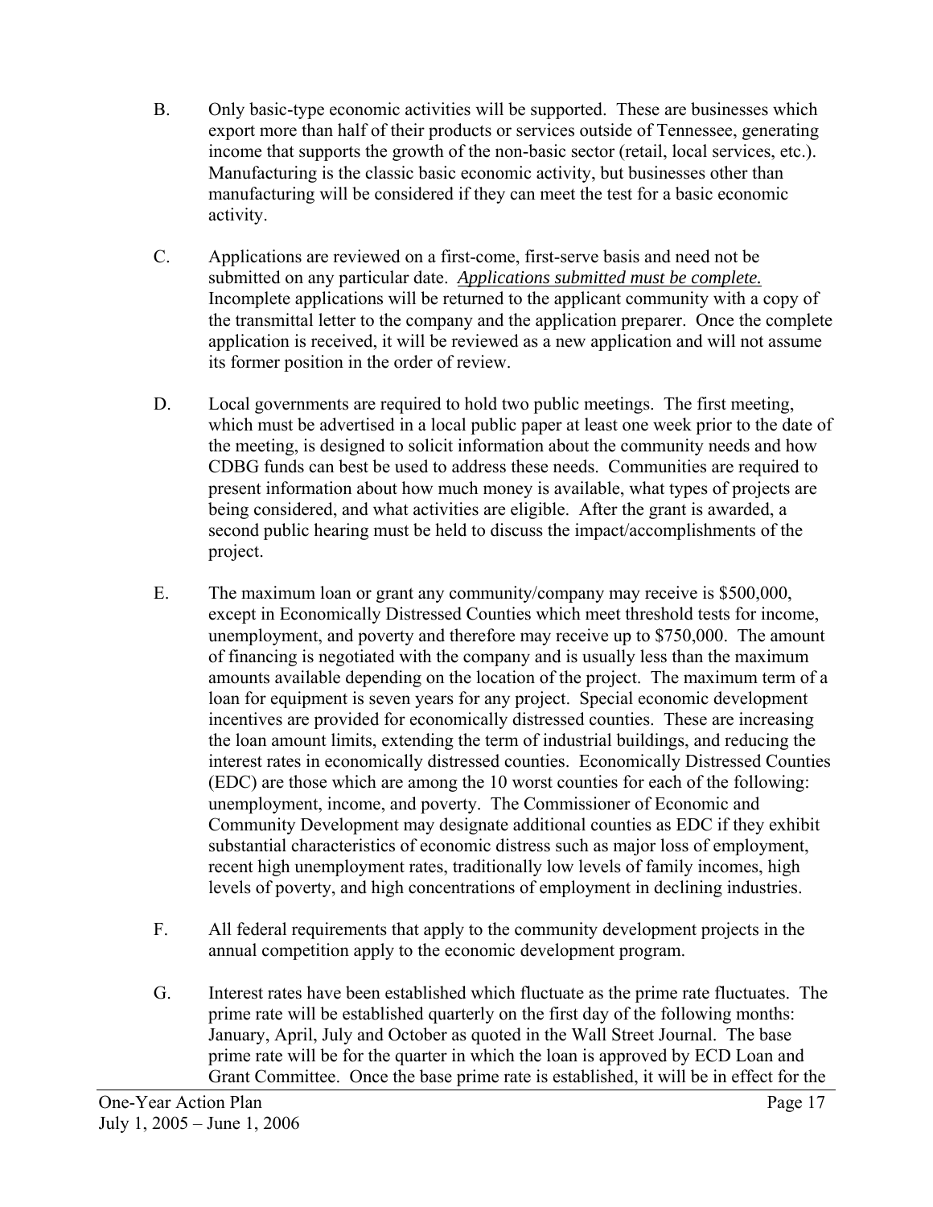B. Only basic-type economic activities will be supported. These are businesses which export more than half of their products or services outside of Tennessee, generating income that supports the growth of the non-basic sector (retail, local services, etc.). Manufacturing is the classic basic economic activity, but businesses other than manufacturing will be considered if they can meet the test for a basic economic activity.

C. Applications are reviewed on a first-come, first-serve basis and need not be submitted on any particular date. *Applications submitted must be complete.* Incomplete applications will be returned to the applicant community with a copy of the transmittal letter to the company and the application preparer. Once the complete application is received, it will be reviewed as a new application and will not assume its former position in the order of review.

D. Local governments are required to hold two public meetings. The first meeting, which must be advertised in a local public paper at least one week prior to the date of the meeting, is designed to solicit information about the community needs and how CDBG funds can best be used to address these needs. Communities are required to present information about how much money is available, what types of projects are being considered, and what activities are eligible. After the grant is awarded, a second public hearing must be held to discuss the impact/accomplishments of the project.

E. The maximum loan or grant any community/company may receive is $500,000, except in Economically Distressed Counties which meet threshold tests for income, unemployment, and poverty and therefore may receive up to $750,000. The amount of financing is negotiated with the company and is usually less than the maximum amounts available depending on the location of the project. The maximum term of a loan for equipment is seven years for any project. Special economic development incentives are provided for economically distressed counties. These are increasing the loan amount limits, extending the term of industrial buildings, and reducing the interest rates in economically distressed counties. Economically Distressed Counties (EDC) are those which are among the 10 worst counties for each of the following: unemployment, income, and poverty. The Commissioner of Economic and Community Development may designate additional counties as EDC if they exhibit substantial characteristics of economic distress such as major loss of employment, recent high unemployment rates, traditionally low levels of family incomes, high levels of poverty, and high concentrations of employment in declining industries.

F. All federal requirements that apply to the community development projects in the annual competition apply to the economic development program.

G. Interest rates have been established which fluctuate as the prime rate fluctuates. The prime rate will be established quarterly on the first day of the following months: January, April, July and October as quoted in the Wall Street Journal. The base prime rate will be for the quarter in which the loan is approved by ECD Loan and Grant Committee. Once the base prime rate is established, it will be in effect for the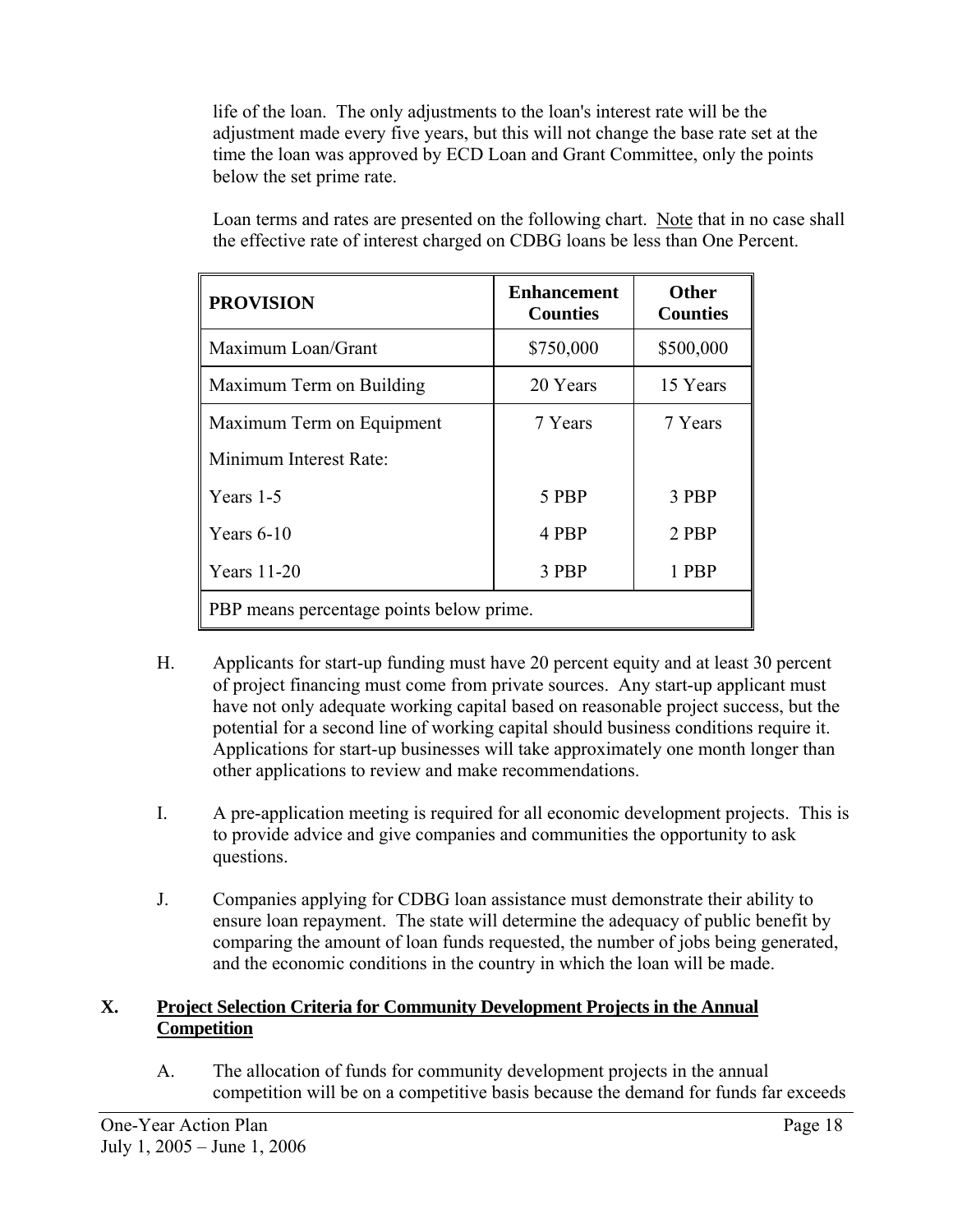life of the loan. The only adjustments to the loan's interest rate will be the adjustment made every five years, but this will not change the base rate set at the time the loan was approved by ECD Loan and Grant Committee, only the points below the set prime rate.

Loan terms and rates are presented on the following chart. Note that in no case shall the effective rate of interest charged on CDBG loans be less than One Percent.

| PROVISION | Enhancement Counties | Other Counties |
|---|---|---|
| Maximum Loan/Grant | $750,000 | $500,000 |
| Maximum Term on Building | 20 Years | 15 Years |
| Maximum Term on Equipment | 7 Years | 7 Years |
| Minimum Interest Rate: | | |
| Years 1-5 | 5 PBP | 3 PBP |
| Years 6-10 | 4 PBP | 2 PBP |
| Years 11-20 | 3 PBP | 1 PBP |
| PBP means percentage points below prime. | | |

H. Applicants for start-up funding must have 20 percent equity and at least 30 percent of project financing must come from private sources. Any start-up applicant must have not only adequate working capital based on reasonable project success, but the potential for a second line of working capital should business conditions require it. Applications for start-up businesses will take approximately one month longer than other applications to review and make recommendations.

I. A pre-application meeting is required for all economic development projects. This is to provide advice and give companies and communities the opportunity to ask questions.

J. Companies applying for CDBG loan assistance must demonstrate their ability to ensure loan repayment. The state will determine the adequacy of public benefit by comparing the amount of loan funds requested, the number of jobs being generated, and the economic conditions in the country in which the loan will be made.

## X. Project Selection Criteria for Community Development Projects in the Annual Competition

A. The allocation of funds for community development projects in the annual competition will be on a competitive basis because the demand for funds far exceeds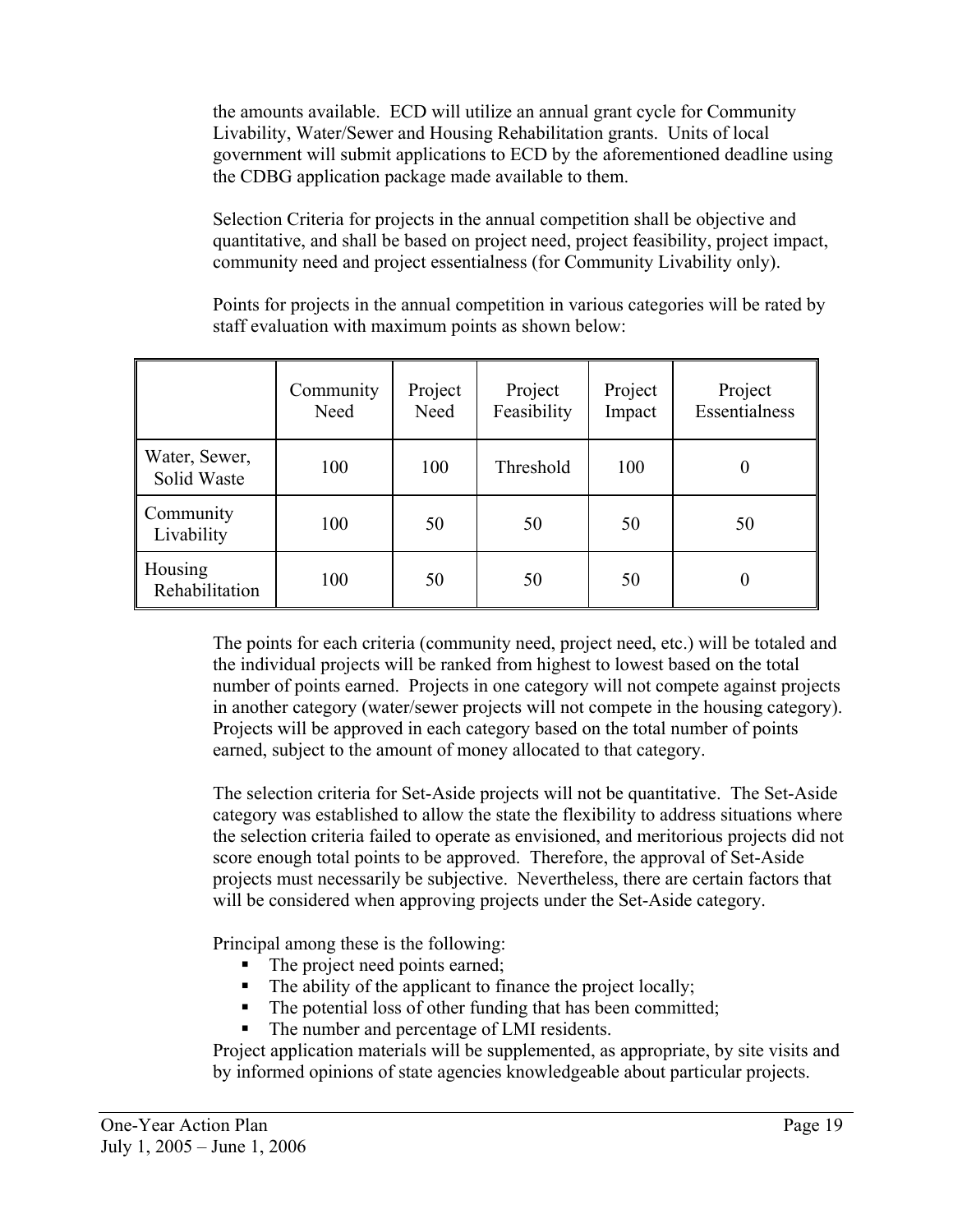the amounts available. ECD will utilize an annual grant cycle for Community Livability, Water/Sewer and Housing Rehabilitation grants. Units of local government will submit applications to ECD by the aforementioned deadline using the CDBG application package made available to them.

Selection Criteria for projects in the annual competition shall be objective and quantitative, and shall be based on project need, project feasibility, project impact, community need and project essentialness (for Community Livability only).

Points for projects in the annual competition in various categories will be rated by staff evaluation with maximum points as shown below:

| | Community Need | Project Need | Project Feasibility | Project Impact | Project Essentialness |
|---|---|---|---|---|---|
| Water, Sewer, Solid Waste | 100 | 100 | Threshold | 100 | 0 |
| Community Livability | 100 | 50 | 50 | 50 | 50 |
| Housing Rehabilitation | 100 | 50 | 50 | 50 | 0 |

The points for each criteria (community need, project need, etc.) will be totaled and the individual projects will be ranked from highest to lowest based on the total number of points earned. Projects in one category will not compete against projects in another category (water/sewer projects will not compete in the housing category). Projects will be approved in each category based on the total number of points earned, subject to the amount of money allocated to that category.

The selection criteria for Set-Aside projects will not be quantitative. The Set-Aside category was established to allow the state the flexibility to address situations where the selection criteria failed to operate as envisioned, and meritorious projects did not score enough total points to be approved. Therefore, the approval of Set-Aside projects must necessarily be subjective. Nevertheless, there are certain factors that will be considered when approving projects under the Set-Aside category.

Principal among these is the following:

- The project need points earned;
- The ability of the applicant to finance the project locally;
- The potential loss of other funding that has been committed;
- The number and percentage of LMI residents.

Project application materials will be supplemented, as appropriate, by site visits and by informed opinions of state agencies knowledgeable about particular projects.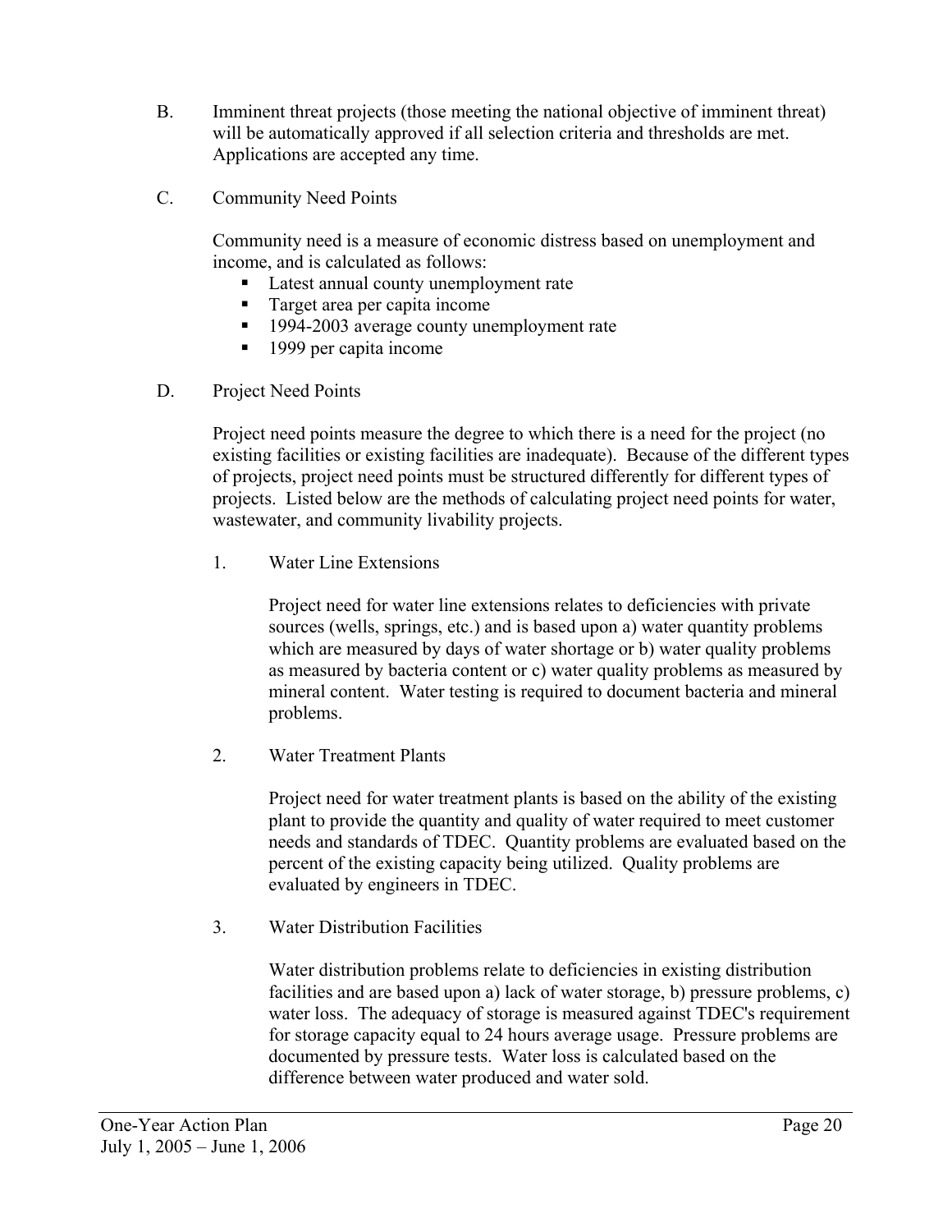B. Imminent threat projects (those meeting the national objective of imminent threat) will be automatically approved if all selection criteria and thresholds are met. Applications are accepted any time.

C. Community Need Points

Community need is a measure of economic distress based on unemployment and income, and is calculated as follows:

- Latest annual county unemployment rate
- Target area per capita income
- 1994-2003 average county unemployment rate
- 1999 per capita income

D. Project Need Points

Project need points measure the degree to which there is a need for the project (no existing facilities or existing facilities are inadequate). Because of the different types of projects, project need points must be structured differently for different types of projects. Listed below are the methods of calculating project need points for water, wastewater, and community livability projects.

1. Water Line Extensions

   Project need for water line extensions relates to deficiencies with private sources (wells, springs, etc.) and is based upon a) water quantity problems which are measured by days of water shortage or b) water quality problems as measured by bacteria content or c) water quality problems as measured by mineral content. Water testing is required to document bacteria and mineral problems.

2. Water Treatment Plants

   Project need for water treatment plants is based on the ability of the existing plant to provide the quantity and quality of water required to meet customer needs and standards of TDEC. Quantity problems are evaluated based on the percent of the existing capacity being utilized. Quality problems are evaluated by engineers in TDEC.

3. Water Distribution Facilities

   Water distribution problems relate to deficiencies in existing distribution facilities and are based upon a) lack of water storage, b) pressure problems, c) water loss. The adequacy of storage is measured against TDEC's requirement for storage capacity equal to 24 hours average usage. Pressure problems are documented by pressure tests. Water loss is calculated based on the difference between water produced and water sold.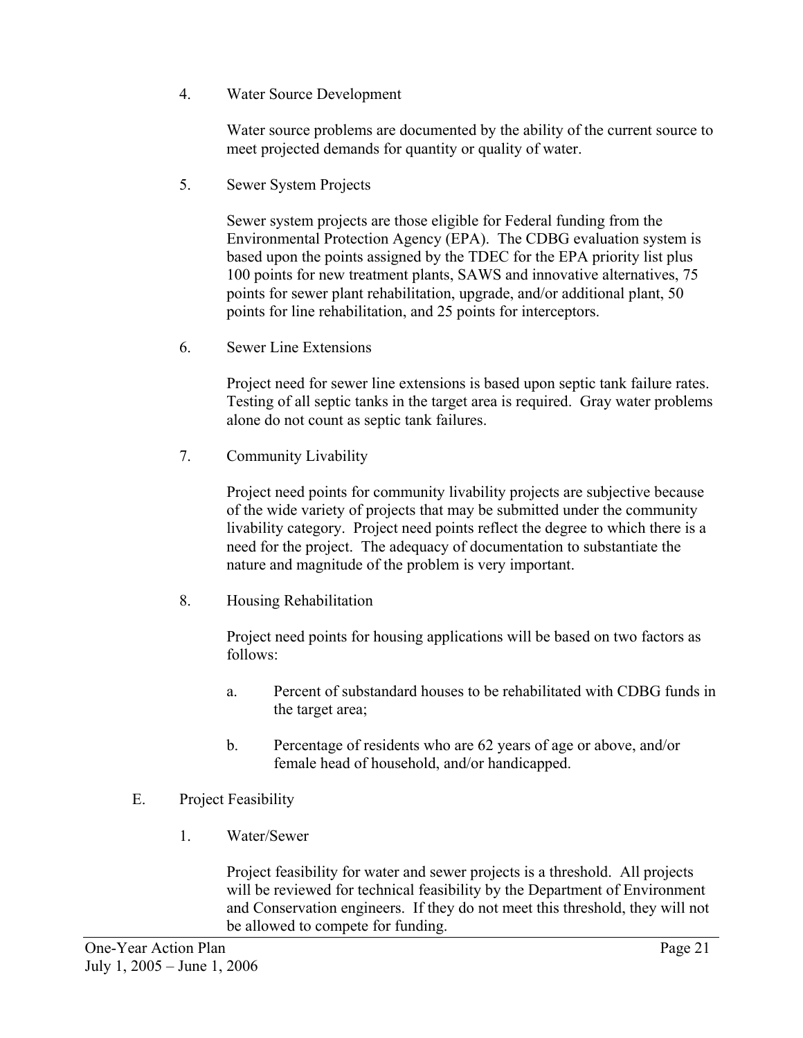4. Water Source Development

   Water source problems are documented by the ability of the current source to meet projected demands for quantity or quality of water.

5. Sewer System Projects

   Sewer system projects are those eligible for Federal funding from the Environmental Protection Agency (EPA). The CDBG evaluation system is based upon the points assigned by the TDEC for the EPA priority list plus 100 points for new treatment plants, SAWS and innovative alternatives, 75 points for sewer plant rehabilitation, upgrade, and/or additional plant, 50 points for line rehabilitation, and 25 points for interceptors.

6. Sewer Line Extensions

   Project need for sewer line extensions is based upon septic tank failure rates. Testing of all septic tanks in the target area is required. Gray water problems alone do not count as septic tank failures.

7. Community Livability

   Project need points for community livability projects are subjective because of the wide variety of projects that may be submitted under the community livability category. Project need points reflect the degree to which there is a need for the project. The adequacy of documentation to substantiate the nature and magnitude of the problem is very important.

8. Housing Rehabilitation

   Project need points for housing applications will be based on two factors as follows:

   a. Percent of substandard houses to be rehabilitated with CDBG funds in the target area;

   b. Percentage of residents who are 62 years of age or above, and/or female head of household, and/or handicapped.

E. Project Feasibility

1. Water/Sewer

   Project feasibility for water and sewer projects is a threshold. All projects will be reviewed for technical feasibility by the Department of Environment and Conservation engineers. If they do not meet this threshold, they will not be allowed to compete for funding.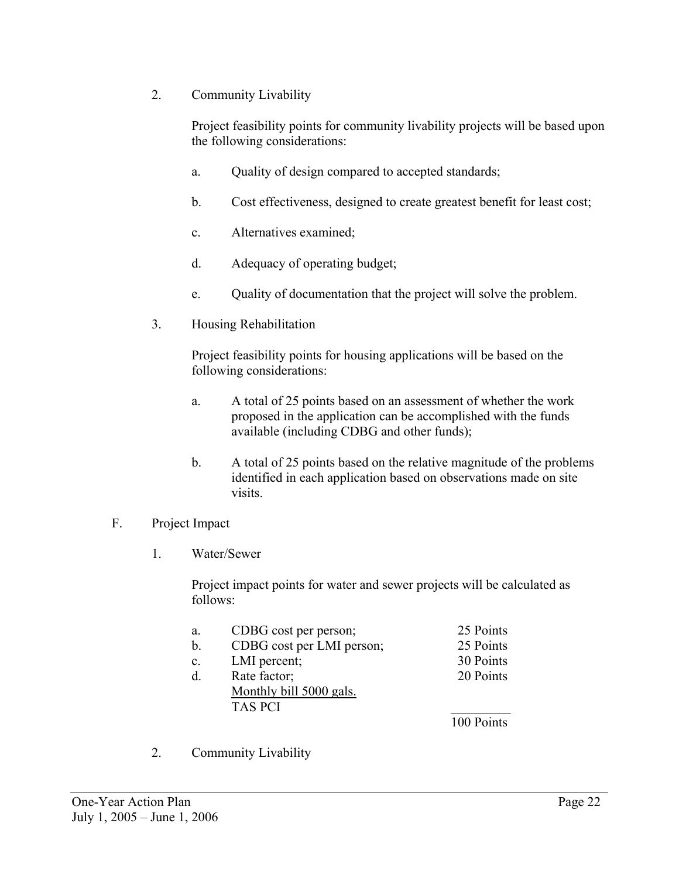2. Community Livability

   Project feasibility points for community livability projects will be based upon the following considerations:

   a. Quality of design compared to accepted standards;

   b. Cost effectiveness, designed to create greatest benefit for least cost;

   c. Alternatives examined;

   d. Adequacy of operating budget;

   e. Quality of documentation that the project will solve the problem.

3. Housing Rehabilitation

   Project feasibility points for housing applications will be based on the following considerations:

   a. A total of 25 points based on an assessment of whether the work proposed in the application can be accomplished with the funds available (including CDBG and other funds);

   b. A total of 25 points based on the relative magnitude of the problems identified in each application based on observations made on site visits.

F. Project Impact

1. Water/Sewer

   Project impact points for water and sewer projects will be calculated as follows:

| | | |
|---|---|---|
| a. | CDBG cost per person; | 25 Points |
| b. | CDBG cost per LMI person; | 25 Points |
| c. | LMI percent; | 30 Points |
| d. | Rate factor; <u>Monthly bill 5000 gals.</u> TAS PCI | 20 Points |
| | | 100 Points |

2. Community Livability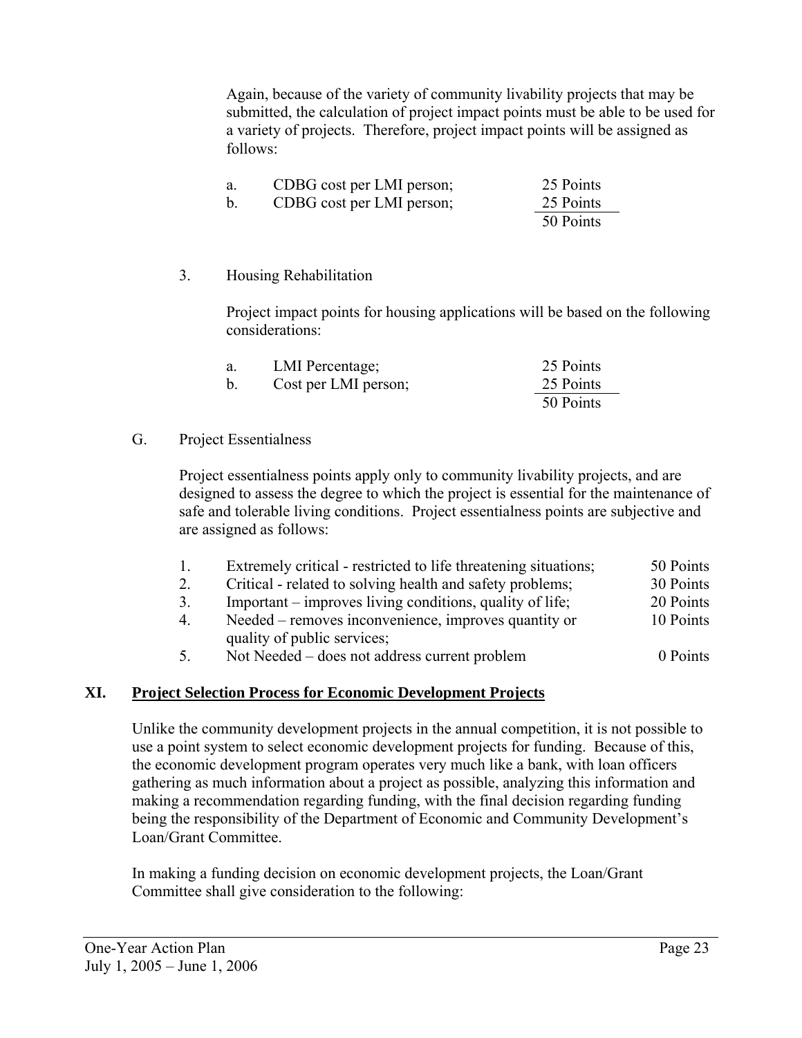Again, because of the variety of community livability projects that may be submitted, the calculation of project impact points must be able to be used for a variety of projects. Therefore, project impact points will be assigned as follows:

| | | |
|---|---|---|
| a. | CDBG cost per LMI person; | 25 Points |
| b. | CDBG cost per LMI person; | 25 Points |
| | | 50 Points |

3. Housing Rehabilitation

Project impact points for housing applications will be based on the following considerations:

| | | |
|---|---|---|
| a. | LMI Percentage; | 25 Points |
| b. | Cost per LMI person; | 25 Points |
| | | 50 Points |

G. Project Essentialness

Project essentialness points apply only to community livability projects, and are designed to assess the degree to which the project is essential for the maintenance of safe and tolerable living conditions. Project essentialness points are subjective and are assigned as follows:

| | | |
|---|---|---|
| 1. | Extremely critical - restricted to life threatening situations; | 50 Points |
| 2. | Critical - related to solving health and safety problems; | 30 Points |
| 3. | Important – improves living conditions, quality of life; | 20 Points |
| 4. | Needed – removes inconvenience, improves quantity or quality of public services; | 10 Points |
| 5. | Not Needed – does not address current problem | 0 Points |

## XI. Project Selection Process for Economic Development Projects

Unlike the community development projects in the annual competition, it is not possible to use a point system to select economic development projects for funding. Because of this, the economic development program operates very much like a bank, with loan officers gathering as much information about a project as possible, analyzing this information and making a recommendation regarding funding, with the final decision regarding funding being the responsibility of the Department of Economic and Community Development's Loan/Grant Committee.

In making a funding decision on economic development projects, the Loan/Grant Committee shall give consideration to the following: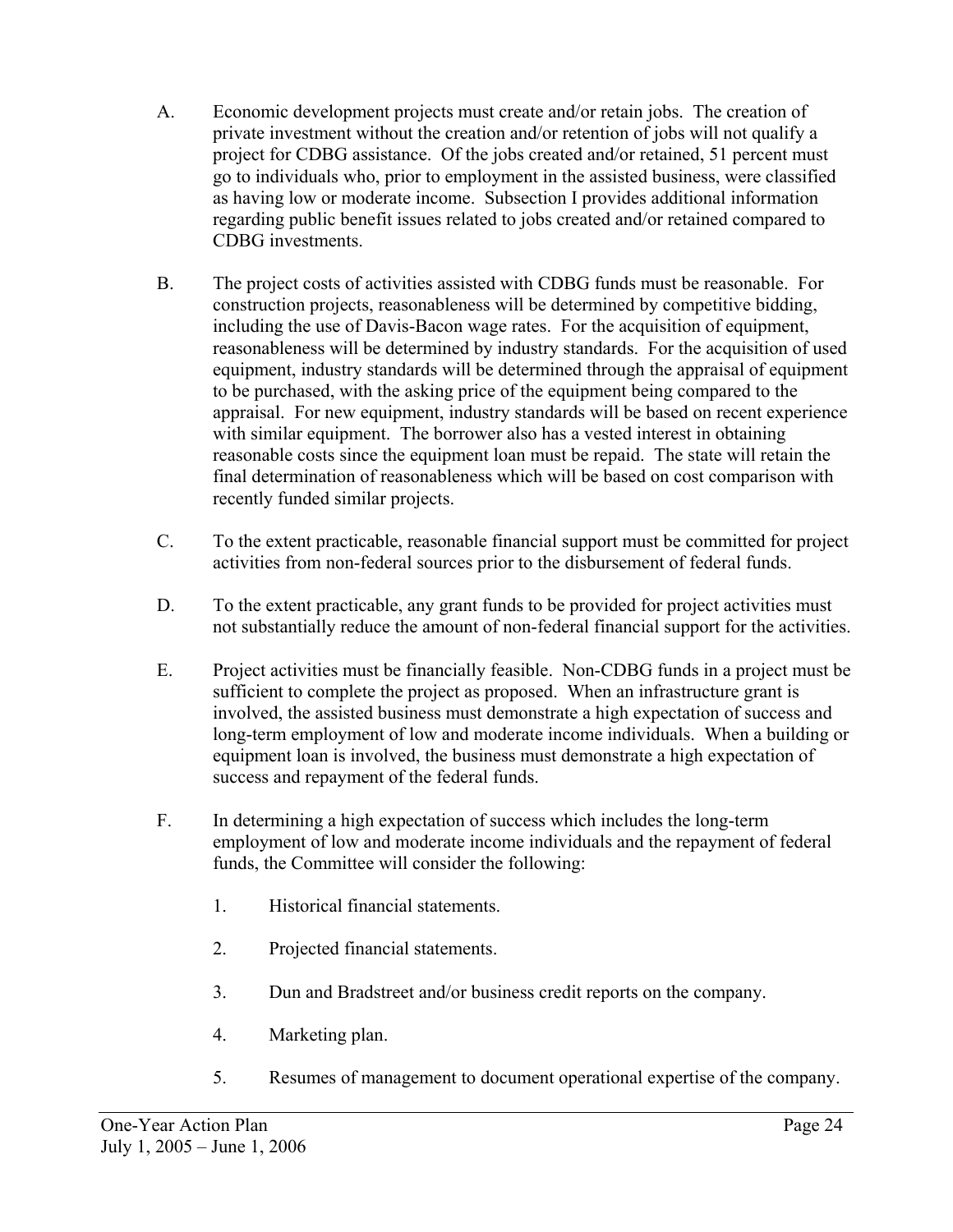A. Economic development projects must create and/or retain jobs. The creation of private investment without the creation and/or retention of jobs will not qualify a project for CDBG assistance. Of the jobs created and/or retained, 51 percent must go to individuals who, prior to employment in the assisted business, were classified as having low or moderate income. Subsection I provides additional information regarding public benefit issues related to jobs created and/or retained compared to CDBG investments.

B. The project costs of activities assisted with CDBG funds must be reasonable. For construction projects, reasonableness will be determined by competitive bidding, including the use of Davis-Bacon wage rates. For the acquisition of equipment, reasonableness will be determined by industry standards. For the acquisition of used equipment, industry standards will be determined through the appraisal of equipment to be purchased, with the asking price of the equipment being compared to the appraisal. For new equipment, industry standards will be based on recent experience with similar equipment. The borrower also has a vested interest in obtaining reasonable costs since the equipment loan must be repaid. The state will retain the final determination of reasonableness which will be based on cost comparison with recently funded similar projects.

C. To the extent practicable, reasonable financial support must be committed for project activities from non-federal sources prior to the disbursement of federal funds.

D. To the extent practicable, any grant funds to be provided for project activities must not substantially reduce the amount of non-federal financial support for the activities.

E. Project activities must be financially feasible. Non-CDBG funds in a project must be sufficient to complete the project as proposed. When an infrastructure grant is involved, the assisted business must demonstrate a high expectation of success and long-term employment of low and moderate income individuals. When a building or equipment loan is involved, the business must demonstrate a high expectation of success and repayment of the federal funds.

F. In determining a high expectation of success which includes the long-term employment of low and moderate income individuals and the repayment of federal funds, the Committee will consider the following:

1. Historical financial statements.

2. Projected financial statements.

3. Dun and Bradstreet and/or business credit reports on the company.

4. Marketing plan.

5. Resumes of management to document operational expertise of the company.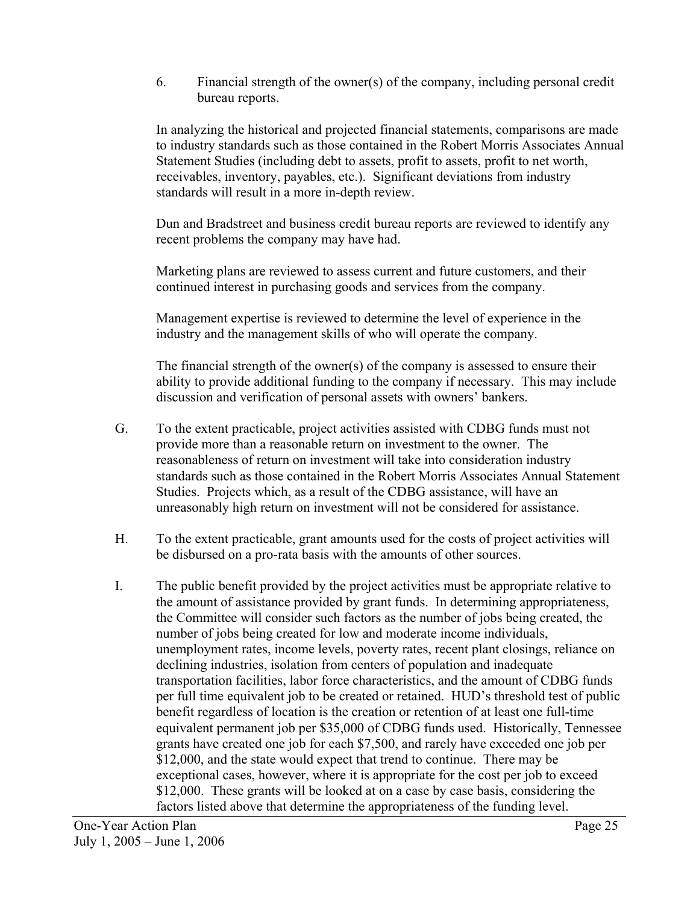6. Financial strength of the owner(s) of the company, including personal credit bureau reports.

In analyzing the historical and projected financial statements, comparisons are made to industry standards such as those contained in the Robert Morris Associates Annual Statement Studies (including debt to assets, profit to assets, profit to net worth, receivables, inventory, payables, etc.). Significant deviations from industry standards will result in a more in-depth review.

Dun and Bradstreet and business credit bureau reports are reviewed to identify any recent problems the company may have had.

Marketing plans are reviewed to assess current and future customers, and their continued interest in purchasing goods and services from the company.

Management expertise is reviewed to determine the level of experience in the industry and the management skills of who will operate the company.

The financial strength of the owner(s) of the company is assessed to ensure their ability to provide additional funding to the company if necessary. This may include discussion and verification of personal assets with owners' bankers.

G. To the extent practicable, project activities assisted with CDBG funds must not provide more than a reasonable return on investment to the owner. The reasonableness of return on investment will take into consideration industry standards such as those contained in the Robert Morris Associates Annual Statement Studies. Projects which, as a result of the CDBG assistance, will have an unreasonably high return on investment will not be considered for assistance.

H. To the extent practicable, grant amounts used for the costs of project activities will be disbursed on a pro-rata basis with the amounts of other sources.

I. The public benefit provided by the project activities must be appropriate relative to the amount of assistance provided by grant funds. In determining appropriateness, the Committee will consider such factors as the number of jobs being created, the number of jobs being created for low and moderate income individuals, unemployment rates, income levels, poverty rates, recent plant closings, reliance on declining industries, isolation from centers of population and inadequate transportation facilities, labor force characteristics, and the amount of CDBG funds per full time equivalent job to be created or retained. HUD's threshold test of public benefit regardless of location is the creation or retention of at least one full-time equivalent permanent job per $35,000 of CDBG funds used. Historically, Tennessee grants have created one job for each $7,500, and rarely have exceeded one job per $12,000, and the state would expect that trend to continue. There may be exceptional cases, however, where it is appropriate for the cost per job to exceed $12,000. These grants will be looked at on a case by case basis, considering the factors listed above that determine the appropriateness of the funding level.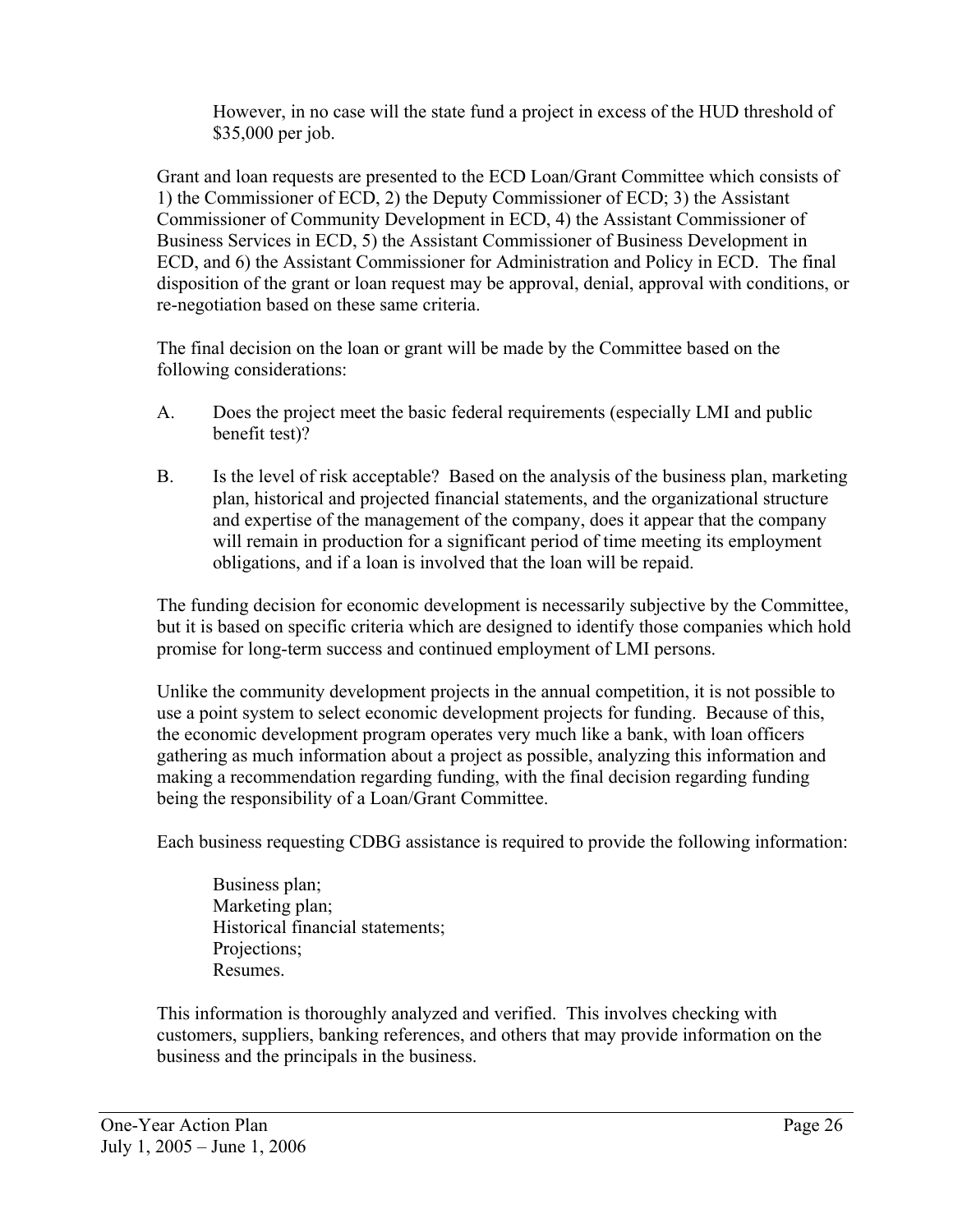However, in no case will the state fund a project in excess of the HUD threshold of $35,000 per job.

Grant and loan requests are presented to the ECD Loan/Grant Committee which consists of 1) the Commissioner of ECD, 2) the Deputy Commissioner of ECD; 3) the Assistant Commissioner of Community Development in ECD, 4) the Assistant Commissioner of Business Services in ECD, 5) the Assistant Commissioner of Business Development in ECD, and 6) the Assistant Commissioner for Administration and Policy in ECD. The final disposition of the grant or loan request may be approval, denial, approval with conditions, or re-negotiation based on these same criteria.

The final decision on the loan or grant will be made by the Committee based on the following considerations:

A. Does the project meet the basic federal requirements (especially LMI and public benefit test)?

B. Is the level of risk acceptable? Based on the analysis of the business plan, marketing plan, historical and projected financial statements, and the organizational structure and expertise of the management of the company, does it appear that the company will remain in production for a significant period of time meeting its employment obligations, and if a loan is involved that the loan will be repaid.

The funding decision for economic development is necessarily subjective by the Committee, but it is based on specific criteria which are designed to identify those companies which hold promise for long-term success and continued employment of LMI persons.

Unlike the community development projects in the annual competition, it is not possible to use a point system to select economic development projects for funding. Because of this, the economic development program operates very much like a bank, with loan officers gathering as much information about a project as possible, analyzing this information and making a recommendation regarding funding, with the final decision regarding funding being the responsibility of a Loan/Grant Committee.

Each business requesting CDBG assistance is required to provide the following information:

Business plan;
Marketing plan;
Historical financial statements;
Projections;
Resumes.

This information is thoroughly analyzed and verified. This involves checking with customers, suppliers, banking references, and others that may provide information on the business and the principals in the business.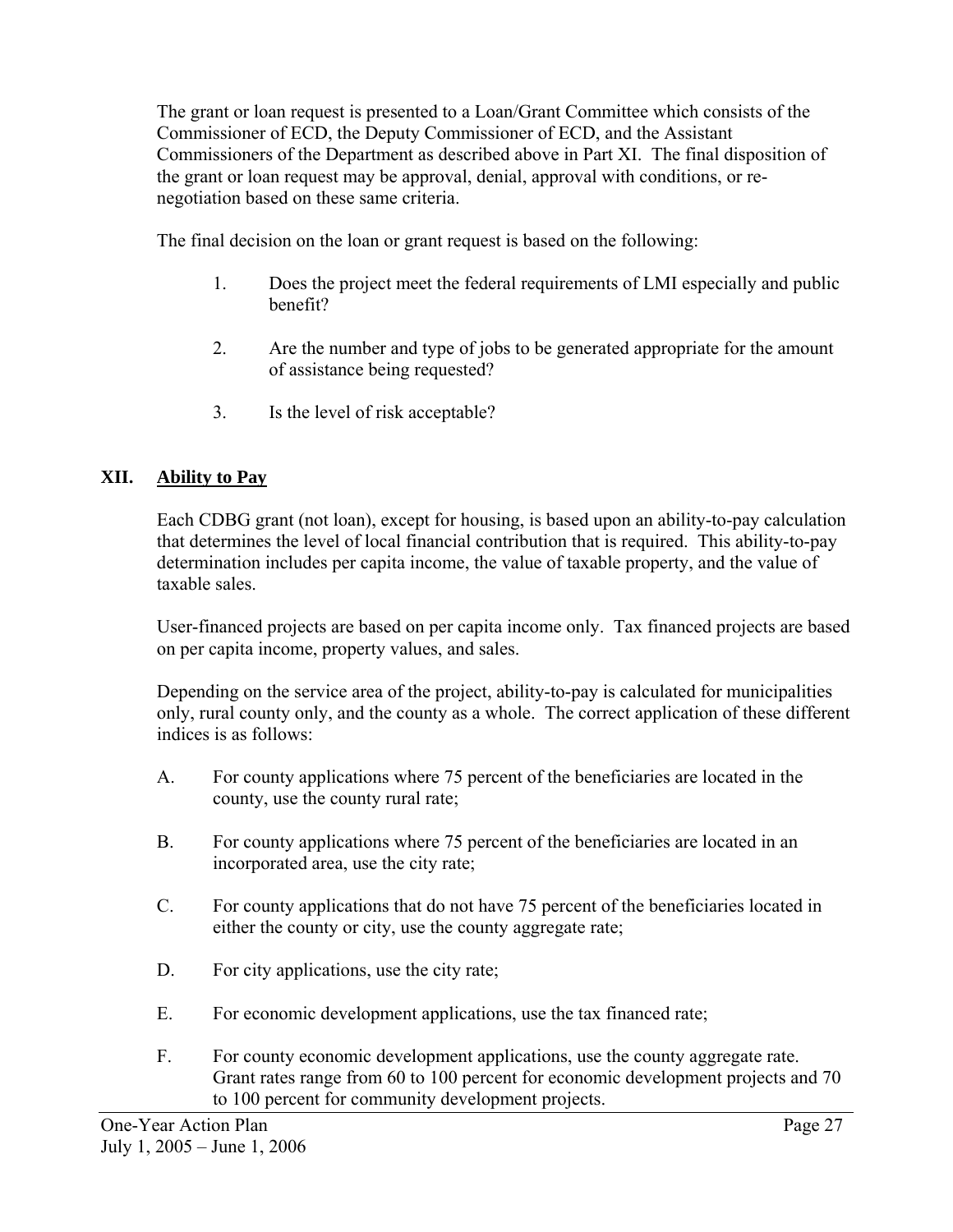The grant or loan request is presented to a Loan/Grant Committee which consists of the Commissioner of ECD, the Deputy Commissioner of ECD, and the Assistant Commissioners of the Department as described above in Part XI. The final disposition of the grant or loan request may be approval, denial, approval with conditions, or re-negotiation based on these same criteria.

The final decision on the loan or grant request is based on the following:

1. Does the project meet the federal requirements of LMI especially and public benefit?

2. Are the number and type of jobs to be generated appropriate for the amount of assistance being requested?

3. Is the level of risk acceptable?

## XII. Ability to Pay

Each CDBG grant (not loan), except for housing, is based upon an ability-to-pay calculation that determines the level of local financial contribution that is required. This ability-to-pay determination includes per capita income, the value of taxable property, and the value of taxable sales.

User-financed projects are based on per capita income only. Tax financed projects are based on per capita income, property values, and sales.

Depending on the service area of the project, ability-to-pay is calculated for municipalities only, rural county only, and the county as a whole. The correct application of these different indices is as follows:

A. For county applications where 75 percent of the beneficiaries are located in the county, use the county rural rate;

B. For county applications where 75 percent of the beneficiaries are located in an incorporated area, use the city rate;

C. For county applications that do not have 75 percent of the beneficiaries located in either the county or city, use the county aggregate rate;

D. For city applications, use the city rate;

E. For economic development applications, use the tax financed rate;

F. For county economic development applications, use the county aggregate rate. Grant rates range from 60 to 100 percent for economic development projects and 70 to 100 percent for community development projects.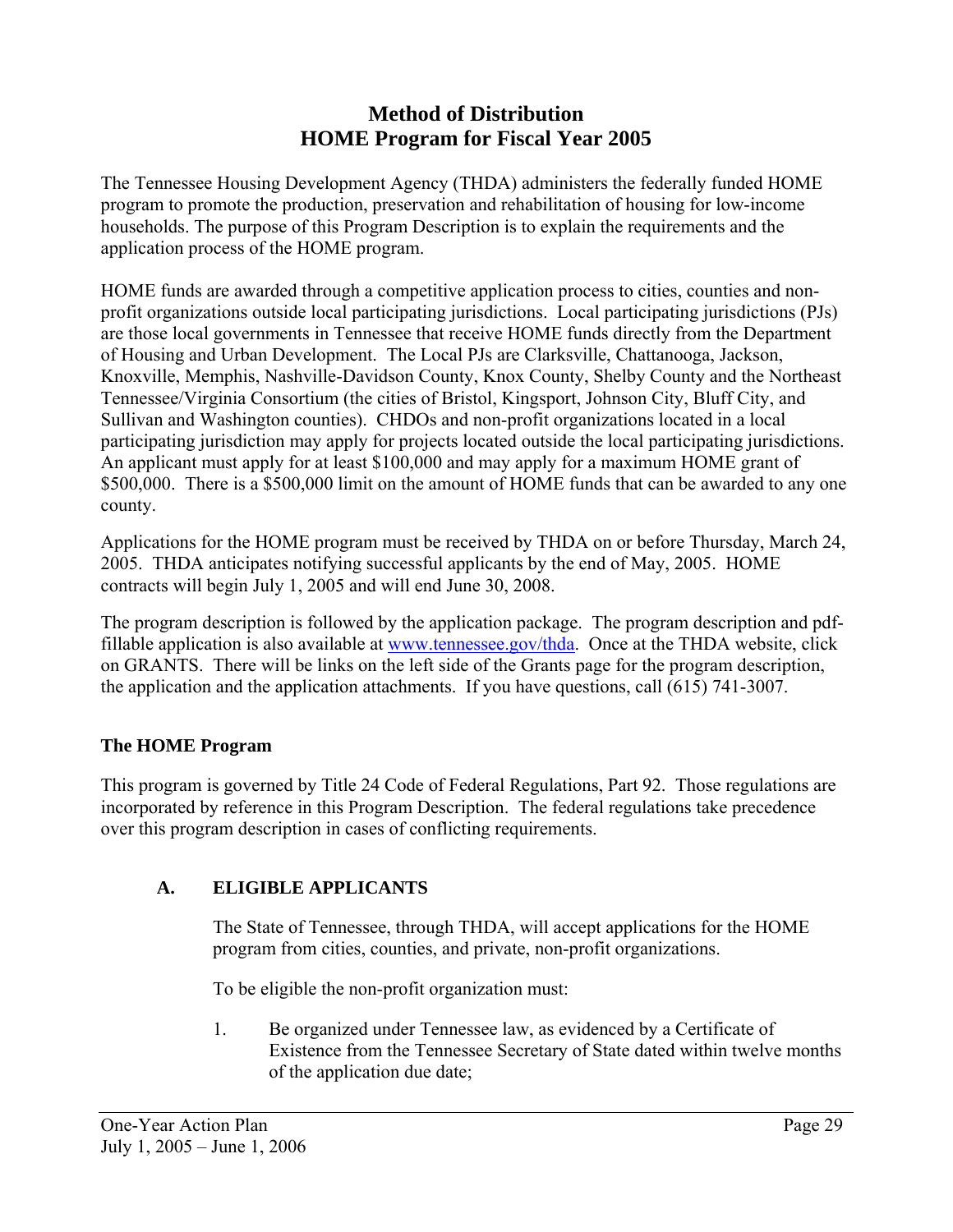# Method of Distribution
# HOME Program for Fiscal Year 2005

The Tennessee Housing Development Agency (THDA) administers the federally funded HOME program to promote the production, preservation and rehabilitation of housing for low-income households. The purpose of this Program Description is to explain the requirements and the application process of the HOME program.

HOME funds are awarded through a competitive application process to cities, counties and non-profit organizations outside local participating jurisdictions. Local participating jurisdictions (PJs) are those local governments in Tennessee that receive HOME funds directly from the Department of Housing and Urban Development. The Local PJs are Clarksville, Chattanooga, Jackson, Knoxville, Memphis, Nashville-Davidson County, Knox County, Shelby County and the Northeast Tennessee/Virginia Consortium (the cities of Bristol, Kingsport, Johnson City, Bluff City, and Sullivan and Washington counties). CHDOs and non-profit organizations located in a local participating jurisdiction may apply for projects located outside the local participating jurisdictions. An applicant must apply for at least \$100,000 and may apply for a maximum HOME grant of \$500,000. There is a \$500,000 limit on the amount of HOME funds that can be awarded to any one county.

Applications for the HOME program must be received by THDA on or before Thursday, March 24, 2005. THDA anticipates notifying successful applicants by the end of May, 2005. HOME contracts will begin July 1, 2005 and will end June 30, 2008.

The program description is followed by the application package. The program description and pdf-fillable application is also available at www.tennessee.gov/thda. Once at the THDA website, click on GRANTS. There will be links on the left side of the Grants page for the program description, the application and the application attachments. If you have questions, call (615) 741-3007.

### The HOME Program

This program is governed by Title 24 Code of Federal Regulations, Part 92. Those regulations are incorporated by reference in this Program Description. The federal regulations take precedence over this program description in cases of conflicting requirements.

## A. ELIGIBLE APPLICANTS

The State of Tennessee, through THDA, will accept applications for the HOME program from cities, counties, and private, non-profit organizations.

To be eligible the non-profit organization must:

1. Be organized under Tennessee law, as evidenced by a Certificate of Existence from the Tennessee Secretary of State dated within twelve months of the application due date;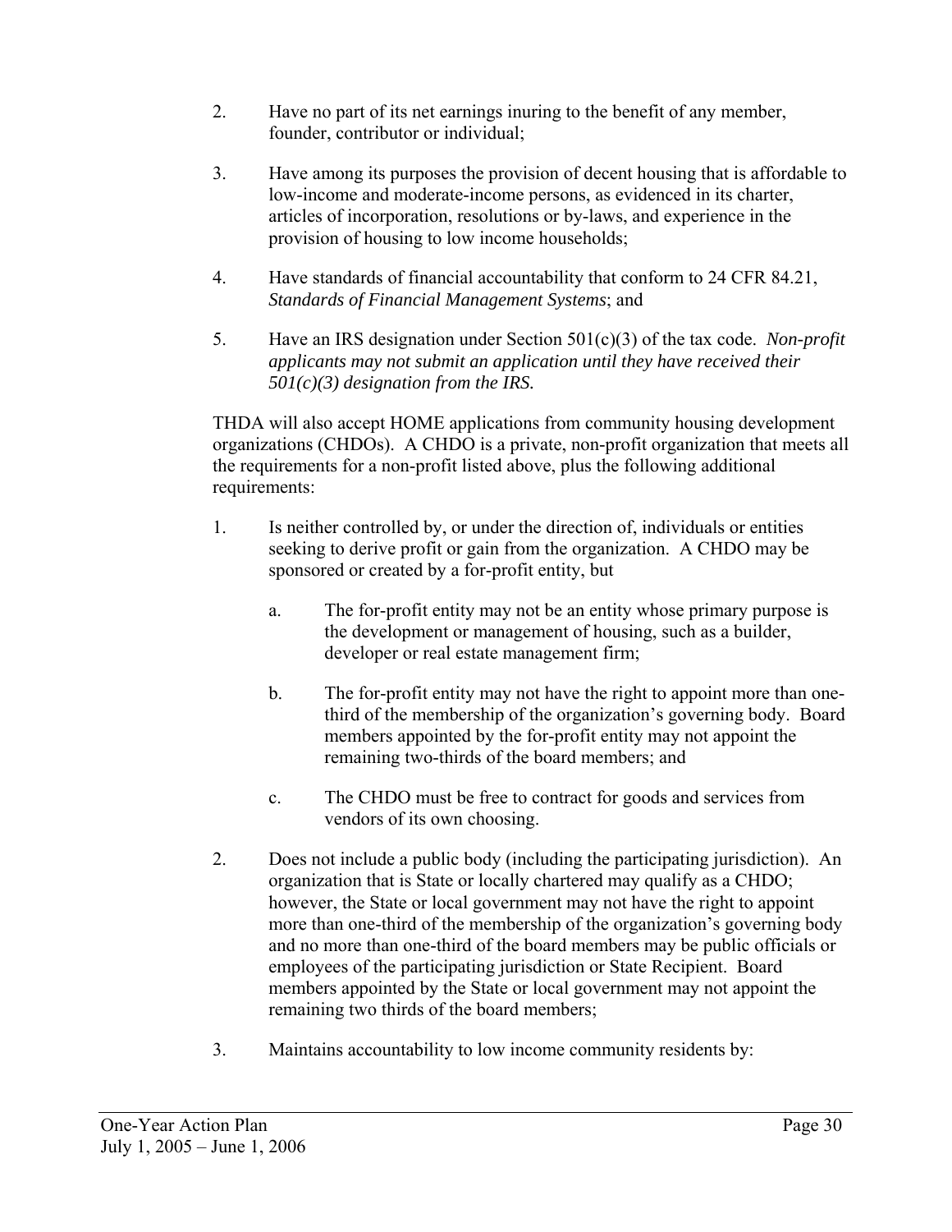2. Have no part of its net earnings inuring to the benefit of any member, founder, contributor or individual;

3. Have among its purposes the provision of decent housing that is affordable to low-income and moderate-income persons, as evidenced in its charter, articles of incorporation, resolutions or by-laws, and experience in the provision of housing to low income households;

4. Have standards of financial accountability that conform to 24 CFR 84.21, *Standards of Financial Management Systems*; and

5. Have an IRS designation under Section 501(c)(3) of the tax code. *Non-profit applicants may not submit an application until they have received their 501(c)(3) designation from the IRS.*

THDA will also accept HOME applications from community housing development organizations (CHDOs). A CHDO is a private, non-profit organization that meets all the requirements for a non-profit listed above, plus the following additional requirements:

1. Is neither controlled by, or under the direction of, individuals or entities seeking to derive profit or gain from the organization. A CHDO may be sponsored or created by a for-profit entity, but

   a. The for-profit entity may not be an entity whose primary purpose is the development or management of housing, such as a builder, developer or real estate management firm;

   b. The for-profit entity may not have the right to appoint more than one-third of the membership of the organization's governing body. Board members appointed by the for-profit entity may not appoint the remaining two-thirds of the board members; and

   c. The CHDO must be free to contract for goods and services from vendors of its own choosing.

2. Does not include a public body (including the participating jurisdiction). An organization that is State or locally chartered may qualify as a CHDO; however, the State or local government may not have the right to appoint more than one-third of the membership of the organization's governing body and no more than one-third of the board members may be public officials or employees of the participating jurisdiction or State Recipient. Board members appointed by the State or local government may not appoint the remaining two thirds of the board members;

3. Maintains accountability to low income community residents by: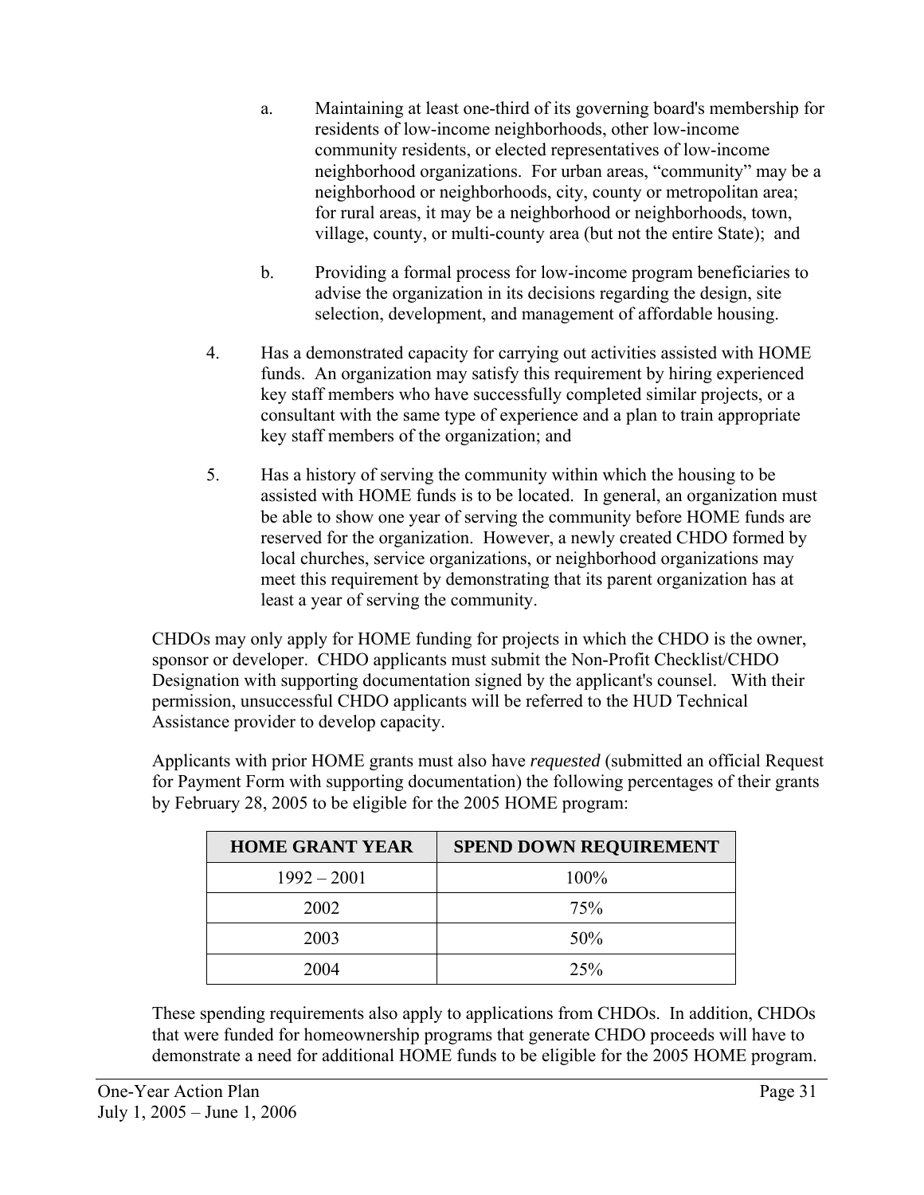a. Maintaining at least one-third of its governing board's membership for residents of low-income neighborhoods, other low-income community residents, or elected representatives of low-income neighborhood organizations. For urban areas, "community" may be a neighborhood or neighborhoods, city, county or metropolitan area; for rural areas, it may be a neighborhood or neighborhoods, town, village, county, or multi-county area (but not the entire State); and

b. Providing a formal process for low-income program beneficiaries to advise the organization in its decisions regarding the design, site selection, development, and management of affordable housing.

4. Has a demonstrated capacity for carrying out activities assisted with HOME funds. An organization may satisfy this requirement by hiring experienced key staff members who have successfully completed similar projects, or a consultant with the same type of experience and a plan to train appropriate key staff members of the organization; and

5. Has a history of serving the community within which the housing to be assisted with HOME funds is to be located. In general, an organization must be able to show one year of serving the community before HOME funds are reserved for the organization. However, a newly created CHDO formed by local churches, service organizations, or neighborhood organizations may meet this requirement by demonstrating that its parent organization has at least a year of serving the community.

CHDOs may only apply for HOME funding for projects in which the CHDO is the owner, sponsor or developer. CHDO applicants must submit the Non-Profit Checklist/CHDO Designation with supporting documentation signed by the applicant's counsel. With their permission, unsuccessful CHDO applicants will be referred to the HUD Technical Assistance provider to develop capacity.

Applicants with prior HOME grants must also have *requested* (submitted an official Request for Payment Form with supporting documentation) the following percentages of their grants by February 28, 2005 to be eligible for the 2005 HOME program:

| HOME GRANT YEAR | SPEND DOWN REQUIREMENT |
|---|---|
| 1992 – 2001 | 100% |
| 2002 | 75% |
| 2003 | 50% |
| 2004 | 25% |

These spending requirements also apply to applications from CHDOs. In addition, CHDOs that were funded for homeownership programs that generate CHDO proceeds will have to demonstrate a need for additional HOME funds to be eligible for the 2005 HOME program.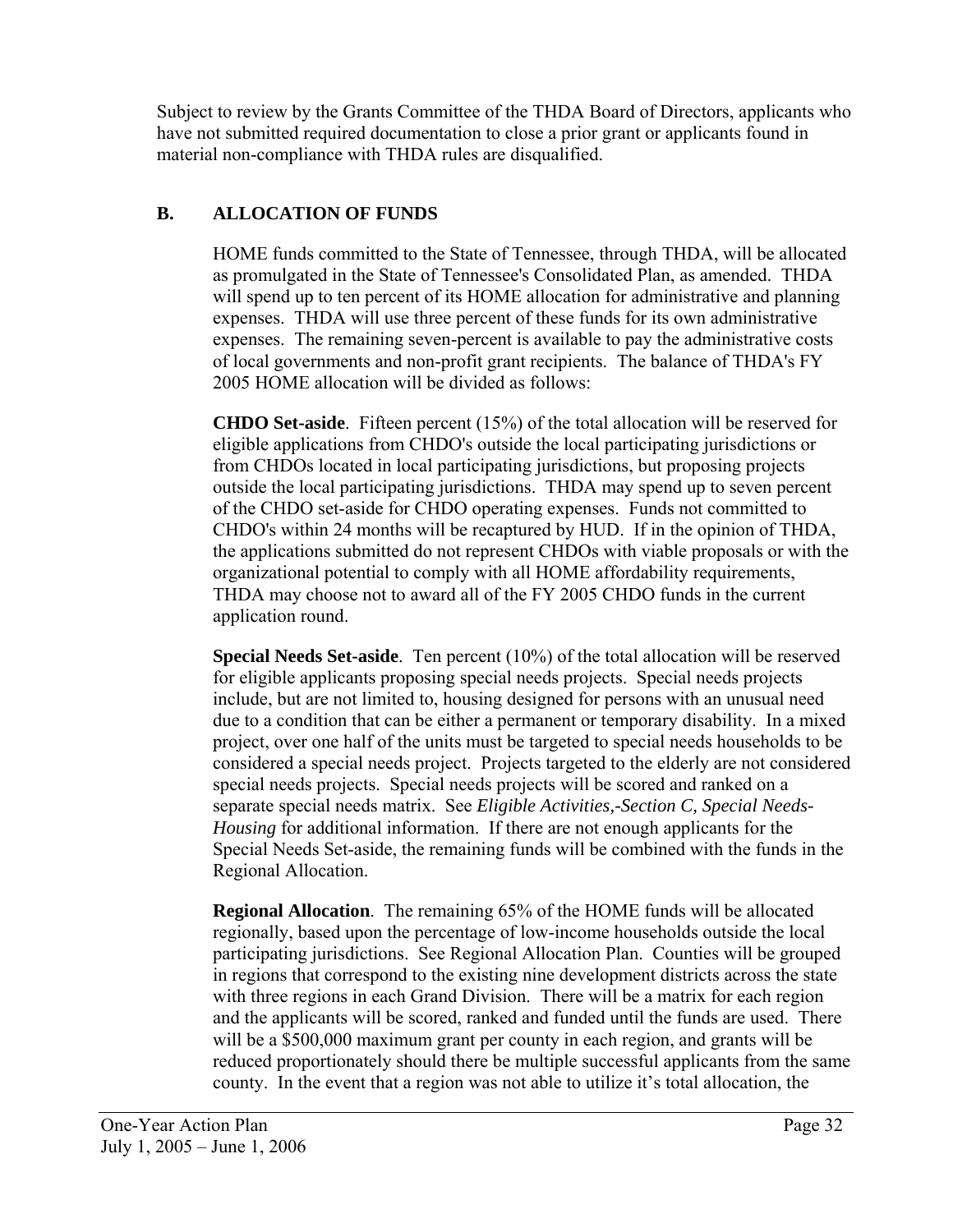Subject to review by the Grants Committee of the THDA Board of Directors, applicants who have not submitted required documentation to close a prior grant or applicants found in material non-compliance with THDA rules are disqualified.

## B. ALLOCATION OF FUNDS

HOME funds committed to the State of Tennessee, through THDA, will be allocated as promulgated in the State of Tennessee's Consolidated Plan, as amended. THDA will spend up to ten percent of its HOME allocation for administrative and planning expenses. THDA will use three percent of these funds for its own administrative expenses. The remaining seven-percent is available to pay the administrative costs of local governments and non-profit grant recipients. The balance of THDA's FY 2005 HOME allocation will be divided as follows:

**CHDO Set-aside**. Fifteen percent (15%) of the total allocation will be reserved for eligible applications from CHDO's outside the local participating jurisdictions or from CHDOs located in local participating jurisdictions, but proposing projects outside the local participating jurisdictions. THDA may spend up to seven percent of the CHDO set-aside for CHDO operating expenses. Funds not committed to CHDO's within 24 months will be recaptured by HUD. If in the opinion of THDA, the applications submitted do not represent CHDOs with viable proposals or with the organizational potential to comply with all HOME affordability requirements, THDA may choose not to award all of the FY 2005 CHDO funds in the current application round.

**Special Needs Set-aside**. Ten percent (10%) of the total allocation will be reserved for eligible applicants proposing special needs projects. Special needs projects include, but are not limited to, housing designed for persons with an unusual need due to a condition that can be either a permanent or temporary disability. In a mixed project, over one half of the units must be targeted to special needs households to be considered a special needs project. Projects targeted to the elderly are not considered special needs projects. Special needs projects will be scored and ranked on a separate special needs matrix. See *Eligible Activities,-Section C, Special Needs-Housing* for additional information. If there are not enough applicants for the Special Needs Set-aside, the remaining funds will be combined with the funds in the Regional Allocation.

**Regional Allocation**. The remaining 65% of the HOME funds will be allocated regionally, based upon the percentage of low-income households outside the local participating jurisdictions. See Regional Allocation Plan. Counties will be grouped in regions that correspond to the existing nine development districts across the state with three regions in each Grand Division. There will be a matrix for each region and the applicants will be scored, ranked and funded until the funds are used. There will be a $500,000 maximum grant per county in each region, and grants will be reduced proportionately should there be multiple successful applicants from the same county. In the event that a region was not able to utilize it's total allocation, the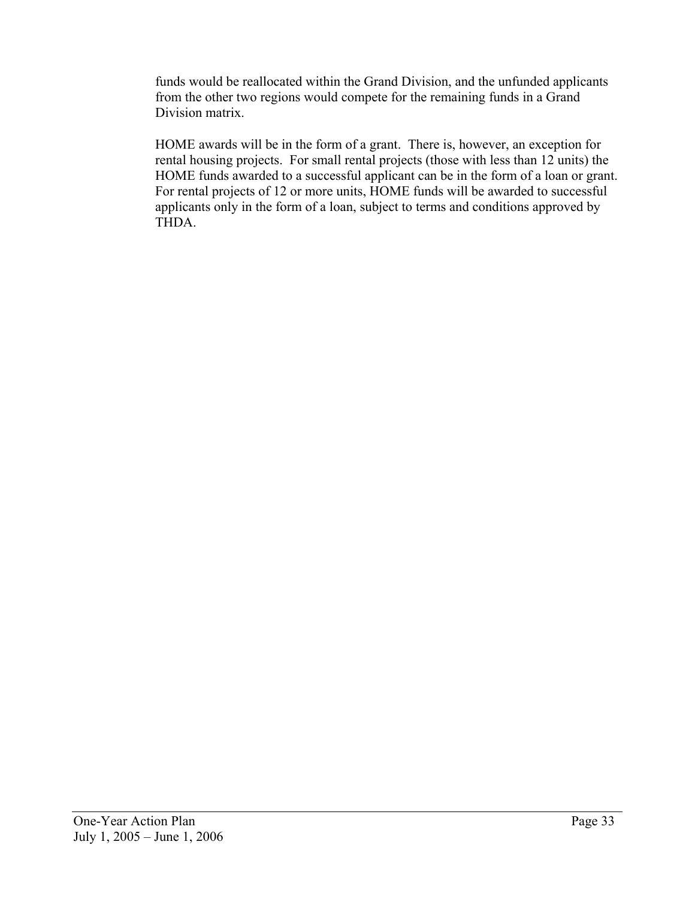funds would be reallocated within the Grand Division, and the unfunded applicants from the other two regions would compete for the remaining funds in a Grand Division matrix.

HOME awards will be in the form of a grant. There is, however, an exception for rental housing projects. For small rental projects (those with less than 12 units) the HOME funds awarded to a successful applicant can be in the form of a loan or grant. For rental projects of 12 or more units, HOME funds will be awarded to successful applicants only in the form of a loan, subject to terms and conditions approved by THDA.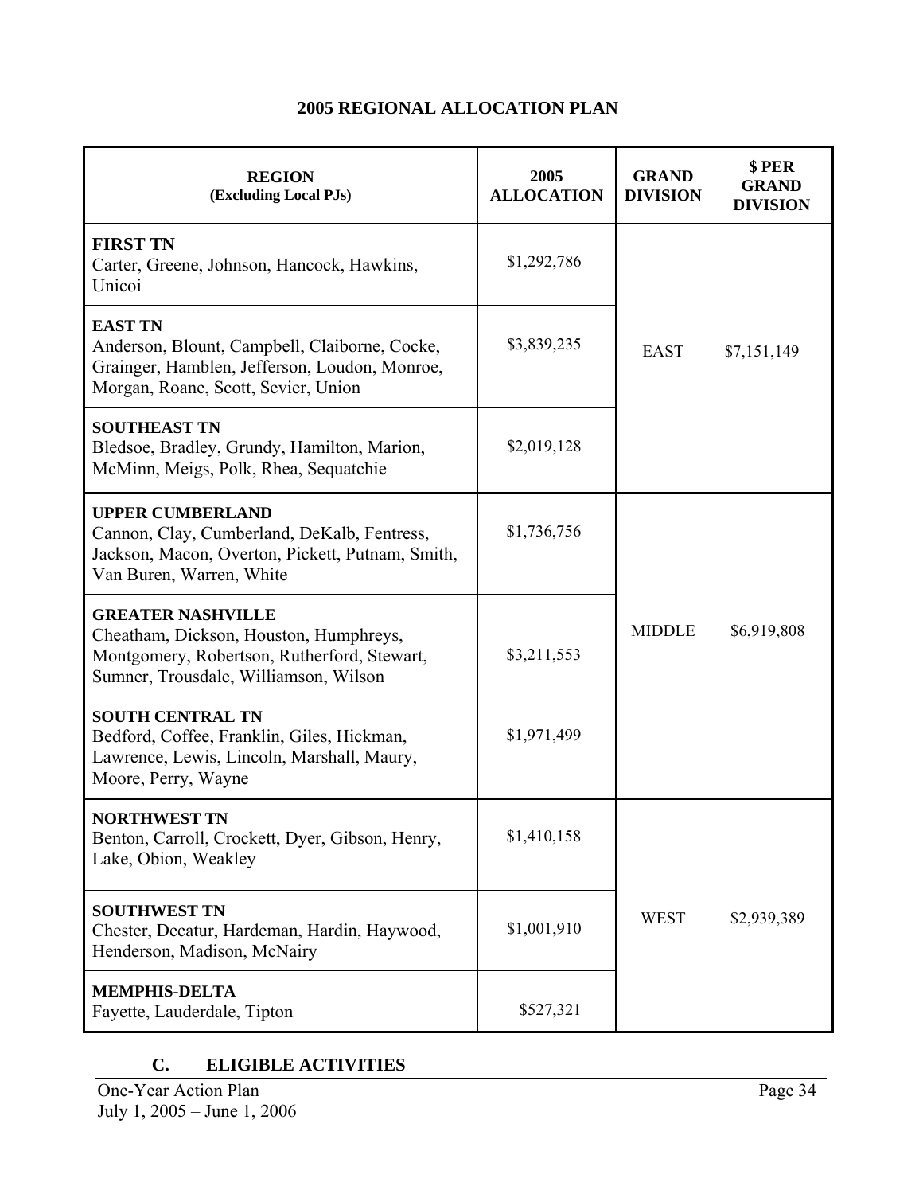## 2005 REGIONAL ALLOCATION PLAN

| REGION (Excluding Local PJs) | 2005 ALLOCATION | GRAND DIVISION | $ PER GRAND DIVISION |
|---|---|---|---|
| **FIRST TN** Carter, Greene, Johnson, Hancock, Hawkins, Unicoi | $1,292,786 | EAST | $7,151,149 |
| **EAST TN** Anderson, Blount, Campbell, Claiborne, Cocke, Grainger, Hamblen, Jefferson, Loudon, Monroe, Morgan, Roane, Scott, Sevier, Union | $3,839,235 | | |
| **SOUTHEAST TN** Bledsoe, Bradley, Grundy, Hamilton, Marion, McMinn, Meigs, Polk, Rhea, Sequatchie | $2,019,128 | | |
| **UPPER CUMBERLAND** Cannon, Clay, Cumberland, DeKalb, Fentress, Jackson, Macon, Overton, Pickett, Putnam, Smith, Van Buren, Warren, White | $1,736,756 | MIDDLE | $6,919,808 |
| **GREATER NASHVILLE** Cheatham, Dickson, Houston, Humphreys, Montgomery, Robertson, Rutherford, Stewart, Sumner, Trousdale, Williamson, Wilson | $3,211,553 | | |
| **SOUTH CENTRAL TN** Bedford, Coffee, Franklin, Giles, Hickman, Lawrence, Lewis, Lincoln, Marshall, Maury, Moore, Perry, Wayne | $1,971,499 | | |
| **NORTHWEST TN** Benton, Carroll, Crockett, Dyer, Gibson, Henry, Lake, Obion, Weakley | $1,410,158 | WEST | $2,939,389 |
| **SOUTHWEST TN** Chester, Decatur, Hardeman, Hardin, Haywood, Henderson, Madison, McNairy | $1,001,910 | | |
| **MEMPHIS-DELTA** Fayette, Lauderdale, Tipton | $527,321 | | |

### C. ELIGIBLE ACTIVITIES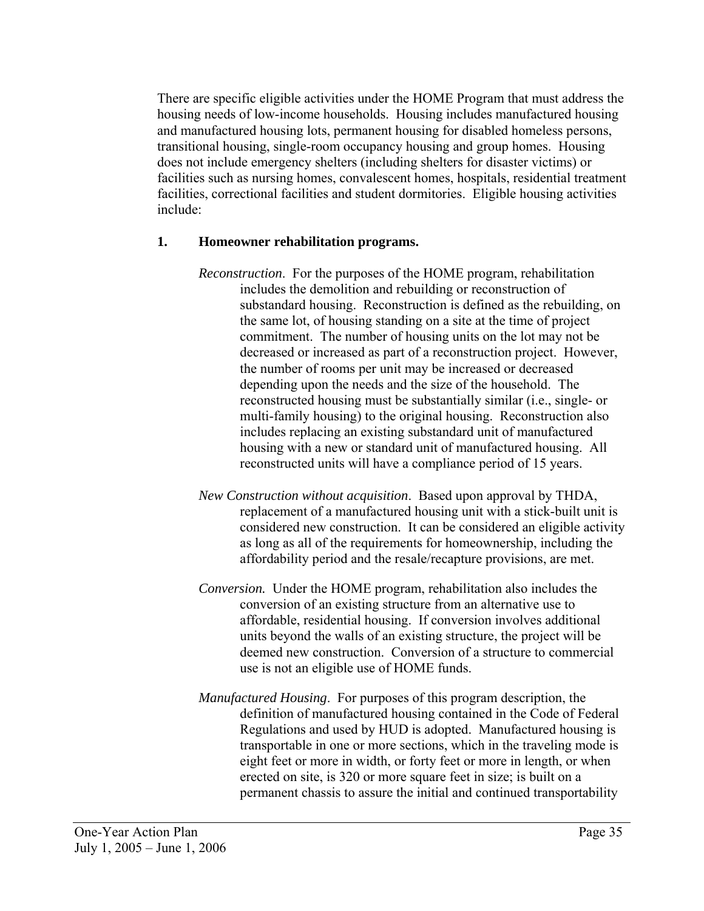There are specific eligible activities under the HOME Program that must address the housing needs of low-income households. Housing includes manufactured housing and manufactured housing lots, permanent housing for disabled homeless persons, transitional housing, single-room occupancy housing and group homes. Housing does not include emergency shelters (including shelters for disaster victims) or facilities such as nursing homes, convalescent homes, hospitals, residential treatment facilities, correctional facilities and student dormitories. Eligible housing activities include:

**1. Homeowner rehabilitation programs.**

*Reconstruction*. For the purposes of the HOME program, rehabilitation includes the demolition and rebuilding or reconstruction of substandard housing. Reconstruction is defined as the rebuilding, on the same lot, of housing standing on a site at the time of project commitment. The number of housing units on the lot may not be decreased or increased as part of a reconstruction project. However, the number of rooms per unit may be increased or decreased depending upon the needs and the size of the household. The reconstructed housing must be substantially similar (i.e., single- or multi-family housing) to the original housing. Reconstruction also includes replacing an existing substandard unit of manufactured housing with a new or standard unit of manufactured housing. All reconstructed units will have a compliance period of 15 years.

*New Construction without acquisition*. Based upon approval by THDA, replacement of a manufactured housing unit with a stick-built unit is considered new construction. It can be considered an eligible activity as long as all of the requirements for homeownership, including the affordability period and the resale/recapture provisions, are met.

*Conversion.* Under the HOME program, rehabilitation also includes the conversion of an existing structure from an alternative use to affordable, residential housing. If conversion involves additional units beyond the walls of an existing structure, the project will be deemed new construction. Conversion of a structure to commercial use is not an eligible use of HOME funds.

*Manufactured Housing*. For purposes of this program description, the definition of manufactured housing contained in the Code of Federal Regulations and used by HUD is adopted. Manufactured housing is transportable in one or more sections, which in the traveling mode is eight feet or more in width, or forty feet or more in length, or when erected on site, is 320 or more square feet in size; is built on a permanent chassis to assure the initial and continued transportability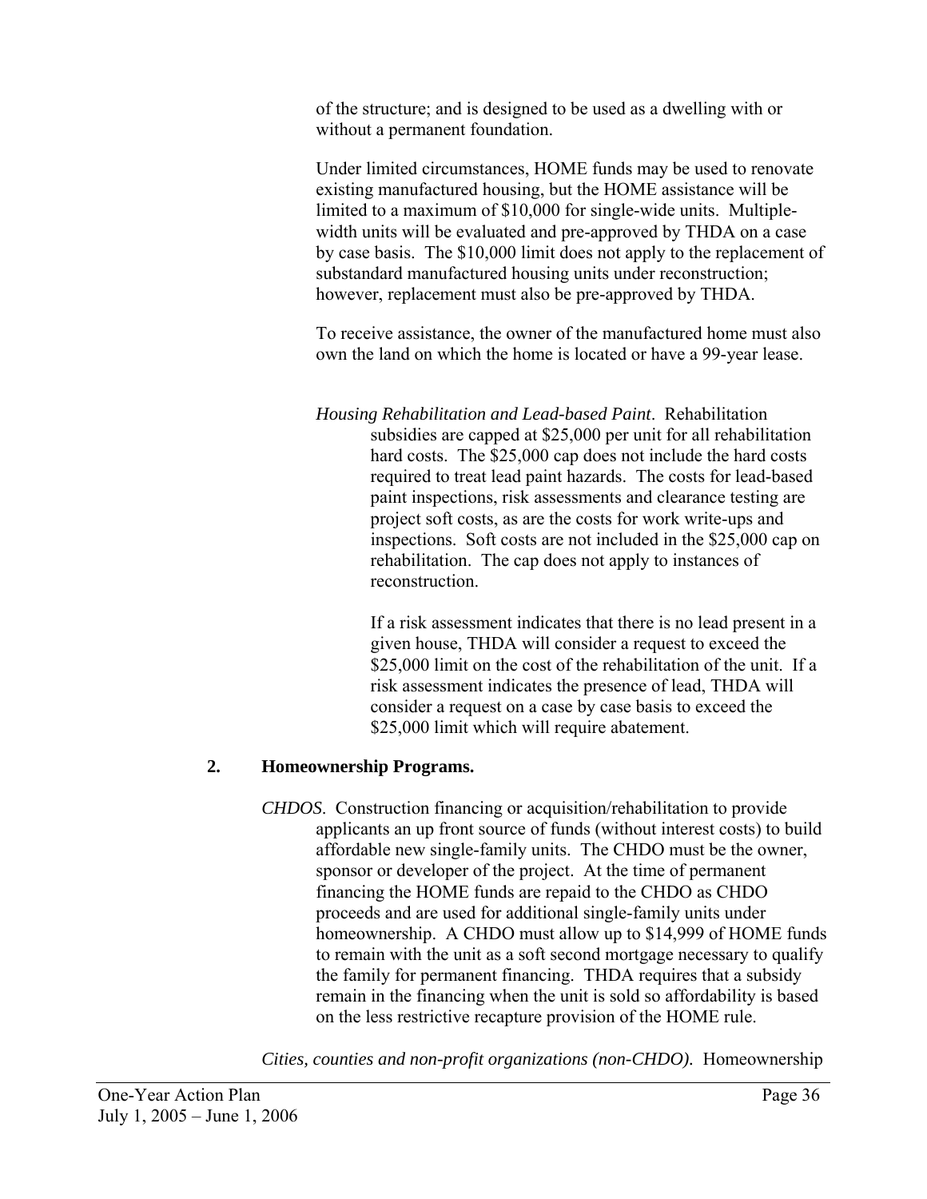of the structure; and is designed to be used as a dwelling with or without a permanent foundation.

Under limited circumstances, HOME funds may be used to renovate existing manufactured housing, but the HOME assistance will be limited to a maximum of $10,000 for single-wide units. Multiple-width units will be evaluated and pre-approved by THDA on a case by case basis. The $10,000 limit does not apply to the replacement of substandard manufactured housing units under reconstruction; however, replacement must also be pre-approved by THDA.

To receive assistance, the owner of the manufactured home must also own the land on which the home is located or have a 99-year lease.

*Housing Rehabilitation and Lead-based Paint*. Rehabilitation subsidies are capped at $25,000 per unit for all rehabilitation hard costs. The $25,000 cap does not include the hard costs required to treat lead paint hazards. The costs for lead-based paint inspections, risk assessments and clearance testing are project soft costs, as are the costs for work write-ups and inspections. Soft costs are not included in the $25,000 cap on rehabilitation. The cap does not apply to instances of reconstruction.

If a risk assessment indicates that there is no lead present in a given house, THDA will consider a request to exceed the $25,000 limit on the cost of the rehabilitation of the unit. If a risk assessment indicates the presence of lead, THDA will consider a request on a case by case basis to exceed the $25,000 limit which will require abatement.

## 2. Homeownership Programs.

*CHDOS*. Construction financing or acquisition/rehabilitation to provide applicants an up front source of funds (without interest costs) to build affordable new single-family units. The CHDO must be the owner, sponsor or developer of the project. At the time of permanent financing the HOME funds are repaid to the CHDO as CHDO proceeds and are used for additional single-family units under homeownership. A CHDO must allow up to $14,999 of HOME funds to remain with the unit as a soft second mortgage necessary to qualify the family for permanent financing. THDA requires that a subsidy remain in the financing when the unit is sold so affordability is based on the less restrictive recapture provision of the HOME rule.

*Cities, counties and non-profit organizations (non-CHDO).* Homeownership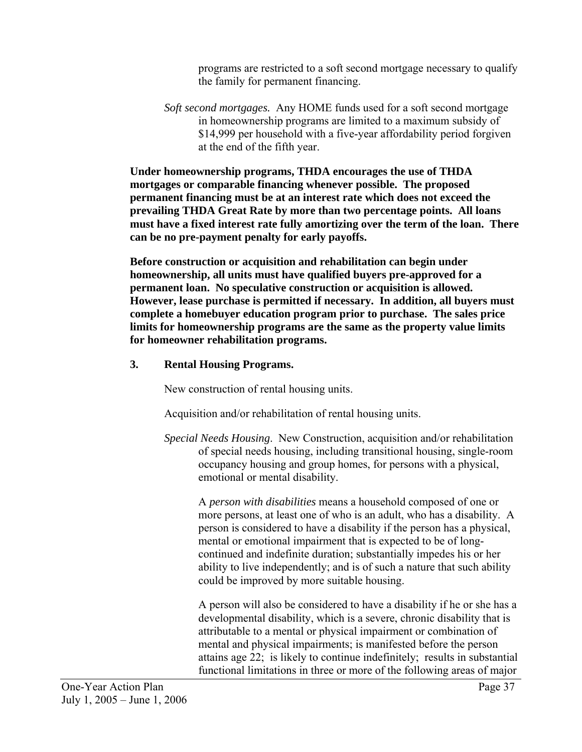programs are restricted to a soft second mortgage necessary to qualify the family for permanent financing.

*Soft second mortgages.* Any HOME funds used for a soft second mortgage in homeownership programs are limited to a maximum subsidy of $14,999 per household with a five-year affordability period forgiven at the end of the fifth year.

**Under homeownership programs, THDA encourages the use of THDA mortgages or comparable financing whenever possible. The proposed permanent financing must be at an interest rate which does not exceed the prevailing THDA Great Rate by more than two percentage points. All loans must have a fixed interest rate fully amortizing over the term of the loan. There can be no pre-payment penalty for early payoffs.**

**Before construction or acquisition and rehabilitation can begin under homeownership, all units must have qualified buyers pre-approved for a permanent loan. No speculative construction or acquisition is allowed. However, lease purchase is permitted if necessary. In addition, all buyers must complete a homebuyer education program prior to purchase. The sales price limits for homeownership programs are the same as the property value limits for homeowner rehabilitation programs.**

**3. Rental Housing Programs.**

New construction of rental housing units.

Acquisition and/or rehabilitation of rental housing units.

*Special Needs Housing*. New Construction, acquisition and/or rehabilitation of special needs housing, including transitional housing, single-room occupancy housing and group homes, for persons with a physical, emotional or mental disability.

A *person with disabilities* means a household composed of one or more persons, at least one of who is an adult, who has a disability. A person is considered to have a disability if the person has a physical, mental or emotional impairment that is expected to be of long-continued and indefinite duration; substantially impedes his or her ability to live independently; and is of such a nature that such ability could be improved by more suitable housing.

A person will also be considered to have a disability if he or she has a developmental disability, which is a severe, chronic disability that is attributable to a mental or physical impairment or combination of mental and physical impairments; is manifested before the person attains age 22; is likely to continue indefinitely; results in substantial functional limitations in three or more of the following areas of major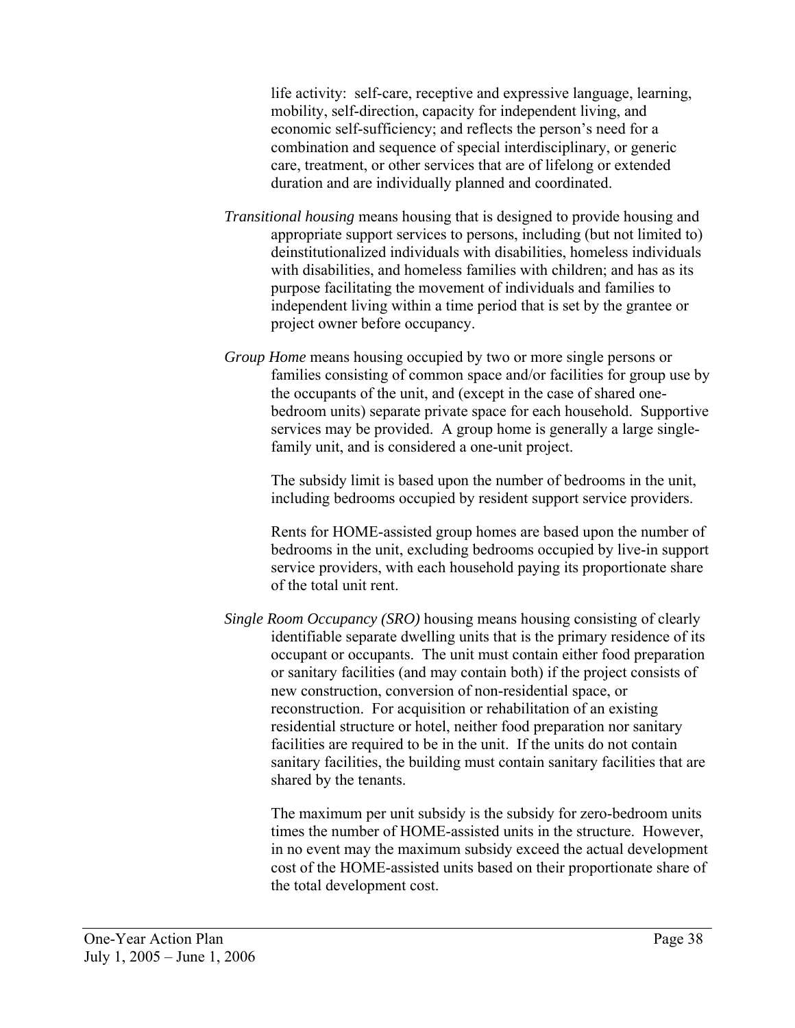life activity: self-care, receptive and expressive language, learning, mobility, self-direction, capacity for independent living, and economic self-sufficiency; and reflects the person's need for a combination and sequence of special interdisciplinary, or generic care, treatment, or other services that are of lifelong or extended duration and are individually planned and coordinated.

*Transitional housing* means housing that is designed to provide housing and appropriate support services to persons, including (but not limited to) deinstitutionalized individuals with disabilities, homeless individuals with disabilities, and homeless families with children; and has as its purpose facilitating the movement of individuals and families to independent living within a time period that is set by the grantee or project owner before occupancy.

*Group Home* means housing occupied by two or more single persons or families consisting of common space and/or facilities for group use by the occupants of the unit, and (except in the case of shared one-bedroom units) separate private space for each household. Supportive services may be provided. A group home is generally a large single-family unit, and is considered a one-unit project.

The subsidy limit is based upon the number of bedrooms in the unit, including bedrooms occupied by resident support service providers.

Rents for HOME-assisted group homes are based upon the number of bedrooms in the unit, excluding bedrooms occupied by live-in support service providers, with each household paying its proportionate share of the total unit rent.

*Single Room Occupancy (SRO)* housing means housing consisting of clearly identifiable separate dwelling units that is the primary residence of its occupant or occupants. The unit must contain either food preparation or sanitary facilities (and may contain both) if the project consists of new construction, conversion of non-residential space, or reconstruction. For acquisition or rehabilitation of an existing residential structure or hotel, neither food preparation nor sanitary facilities are required to be in the unit. If the units do not contain sanitary facilities, the building must contain sanitary facilities that are shared by the tenants.

The maximum per unit subsidy is the subsidy for zero-bedroom units times the number of HOME-assisted units in the structure. However, in no event may the maximum subsidy exceed the actual development cost of the HOME-assisted units based on their proportionate share of the total development cost.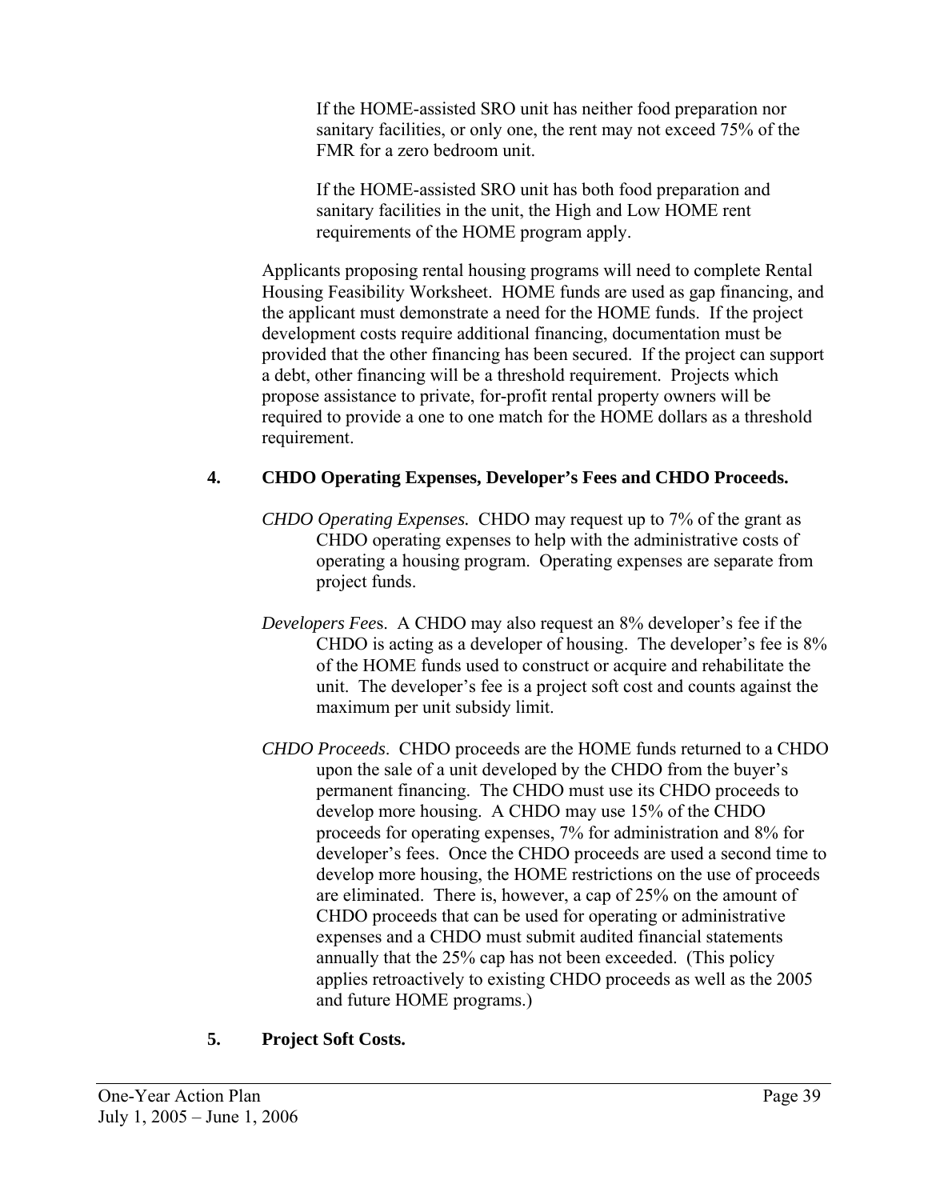If the HOME-assisted SRO unit has neither food preparation nor sanitary facilities, or only one, the rent may not exceed 75% of the FMR for a zero bedroom unit.

If the HOME-assisted SRO unit has both food preparation and sanitary facilities in the unit, the High and Low HOME rent requirements of the HOME program apply.

Applicants proposing rental housing programs will need to complete Rental Housing Feasibility Worksheet. HOME funds are used as gap financing, and the applicant must demonstrate a need for the HOME funds. If the project development costs require additional financing, documentation must be provided that the other financing has been secured. If the project can support a debt, other financing will be a threshold requirement. Projects which propose assistance to private, for-profit rental property owners will be required to provide a one to one match for the HOME dollars as a threshold requirement.

**4. CHDO Operating Expenses, Developer's Fees and CHDO Proceeds.**

*CHDO Operating Expenses.* CHDO may request up to 7% of the grant as CHDO operating expenses to help with the administrative costs of operating a housing program. Operating expenses are separate from project funds.

*Developers Fees.* A CHDO may also request an 8% developer's fee if the CHDO is acting as a developer of housing. The developer's fee is 8% of the HOME funds used to construct or acquire and rehabilitate the unit. The developer's fee is a project soft cost and counts against the maximum per unit subsidy limit.

*CHDO Proceeds*. CHDO proceeds are the HOME funds returned to a CHDO upon the sale of a unit developed by the CHDO from the buyer's permanent financing. The CHDO must use its CHDO proceeds to develop more housing. A CHDO may use 15% of the CHDO proceeds for operating expenses, 7% for administration and 8% for developer's fees. Once the CHDO proceeds are used a second time to develop more housing, the HOME restrictions on the use of proceeds are eliminated. There is, however, a cap of 25% on the amount of CHDO proceeds that can be used for operating or administrative expenses and a CHDO must submit audited financial statements annually that the 25% cap has not been exceeded. (This policy applies retroactively to existing CHDO proceeds as well as the 2005 and future HOME programs.)

**5. Project Soft Costs.**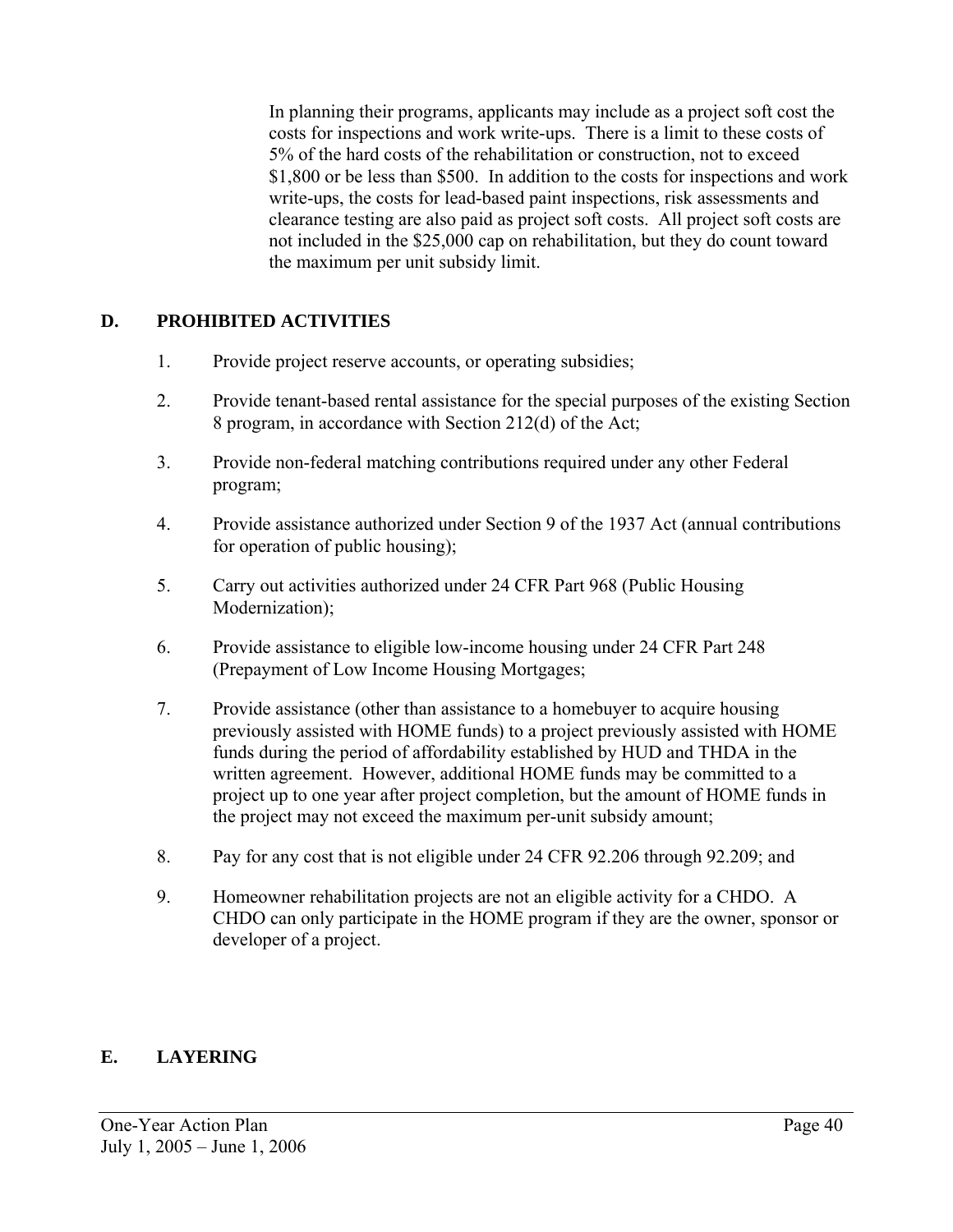In planning their programs, applicants may include as a project soft cost the costs for inspections and work write-ups. There is a limit to these costs of 5% of the hard costs of the rehabilitation or construction, not to exceed $1,800 or be less than $500. In addition to the costs for inspections and work write-ups, the costs for lead-based paint inspections, risk assessments and clearance testing are also paid as project soft costs. All project soft costs are not included in the $25,000 cap on rehabilitation, but they do count toward the maximum per unit subsidy limit.

## D. PROHIBITED ACTIVITIES

1. Provide project reserve accounts, or operating subsidies;

2. Provide tenant-based rental assistance for the special purposes of the existing Section 8 program, in accordance with Section 212(d) of the Act;

3. Provide non-federal matching contributions required under any other Federal program;

4. Provide assistance authorized under Section 9 of the 1937 Act (annual contributions for operation of public housing);

5. Carry out activities authorized under 24 CFR Part 968 (Public Housing Modernization);

6. Provide assistance to eligible low-income housing under 24 CFR Part 248 (Prepayment of Low Income Housing Mortgages;

7. Provide assistance (other than assistance to a homebuyer to acquire housing previously assisted with HOME funds) to a project previously assisted with HOME funds during the period of affordability established by HUD and THDA in the written agreement. However, additional HOME funds may be committed to a project up to one year after project completion, but the amount of HOME funds in the project may not exceed the maximum per-unit subsidy amount;

8. Pay for any cost that is not eligible under 24 CFR 92.206 through 92.209; and

9. Homeowner rehabilitation projects are not an eligible activity for a CHDO. A CHDO can only participate in the HOME program if they are the owner, sponsor or developer of a project.

## E. LAYERING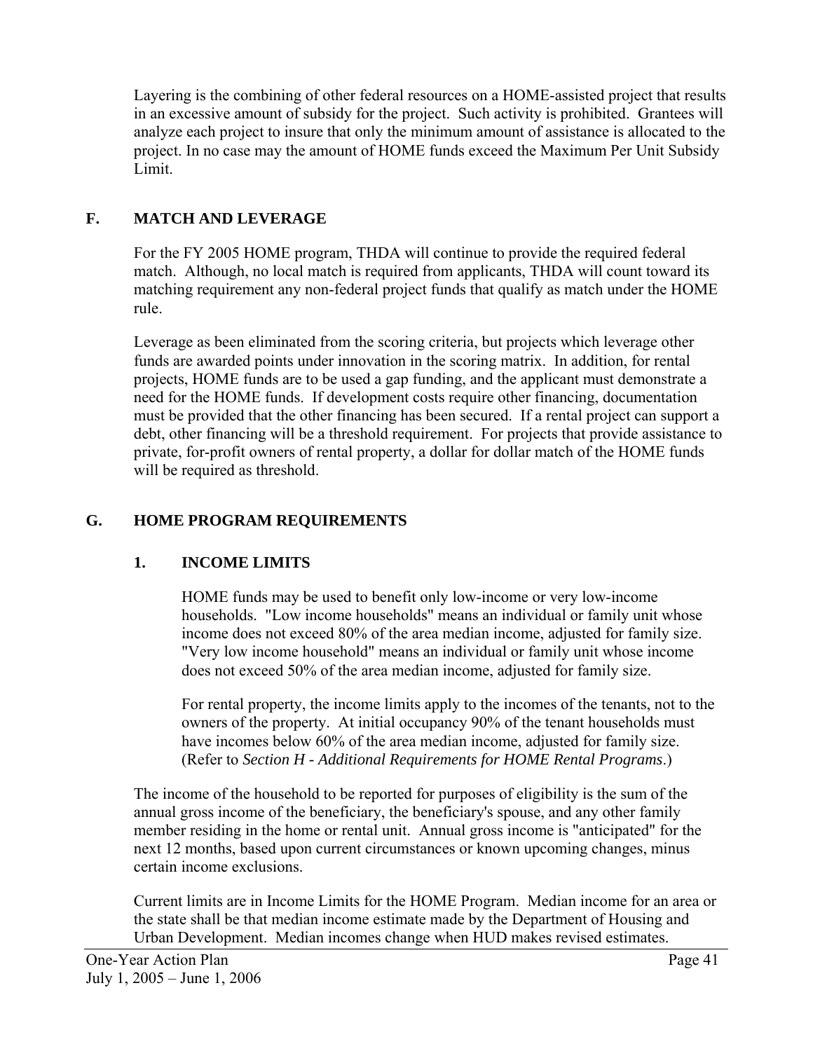Layering is the combining of other federal resources on a HOME-assisted project that results in an excessive amount of subsidy for the project. Such activity is prohibited. Grantees will analyze each project to insure that only the minimum amount of assistance is allocated to the project. In no case may the amount of HOME funds exceed the Maximum Per Unit Subsidy Limit.

## F. MATCH AND LEVERAGE

For the FY 2005 HOME program, THDA will continue to provide the required federal match. Although, no local match is required from applicants, THDA will count toward its matching requirement any non-federal project funds that qualify as match under the HOME rule.

Leverage as been eliminated from the scoring criteria, but projects which leverage other funds are awarded points under innovation in the scoring matrix. In addition, for rental projects, HOME funds are to be used a gap funding, and the applicant must demonstrate a need for the HOME funds. If development costs require other financing, documentation must be provided that the other financing has been secured. If a rental project can support a debt, other financing will be a threshold requirement. For projects that provide assistance to private, for-profit owners of rental property, a dollar for dollar match of the HOME funds will be required as threshold.

## G. HOME PROGRAM REQUIREMENTS

### 1. INCOME LIMITS

HOME funds may be used to benefit only low-income or very low-income households. "Low income households" means an individual or family unit whose income does not exceed 80% of the area median income, adjusted for family size. "Very low income household" means an individual or family unit whose income does not exceed 50% of the area median income, adjusted for family size.

For rental property, the income limits apply to the incomes of the tenants, not to the owners of the property. At initial occupancy 90% of the tenant households must have incomes below 60% of the area median income, adjusted for family size. (Refer to *Section H - Additional Requirements for HOME Rental Programs*.)

The income of the household to be reported for purposes of eligibility is the sum of the annual gross income of the beneficiary, the beneficiary's spouse, and any other family member residing in the home or rental unit. Annual gross income is "anticipated" for the next 12 months, based upon current circumstances or known upcoming changes, minus certain income exclusions.

Current limits are in Income Limits for the HOME Program. Median income for an area or the state shall be that median income estimate made by the Department of Housing and Urban Development. Median incomes change when HUD makes revised estimates.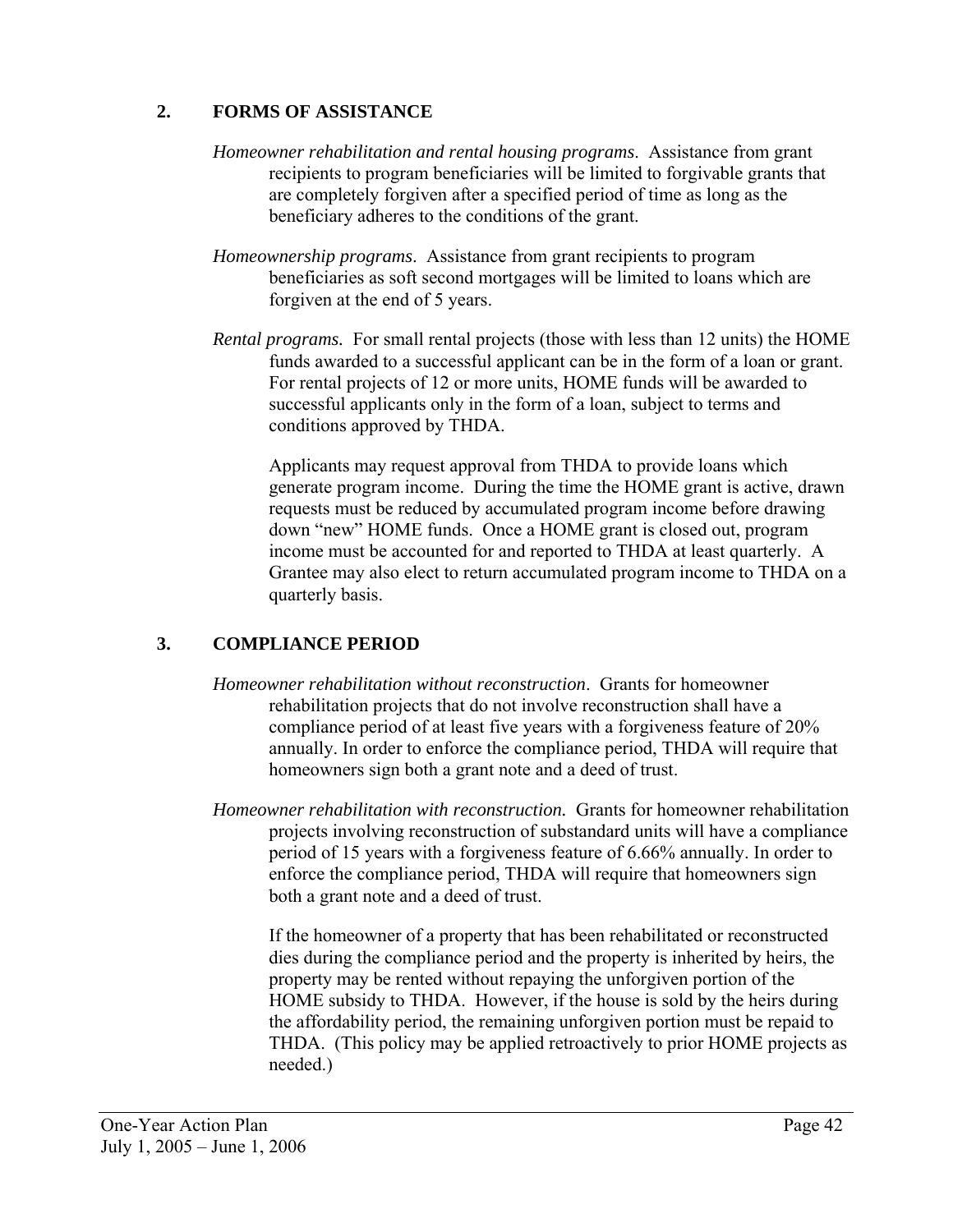## 2. FORMS OF ASSISTANCE

*Homeowner rehabilitation and rental housing programs*. Assistance from grant recipients to program beneficiaries will be limited to forgivable grants that are completely forgiven after a specified period of time as long as the beneficiary adheres to the conditions of the grant.

*Homeownership programs*. Assistance from grant recipients to program beneficiaries as soft second mortgages will be limited to loans which are forgiven at the end of 5 years.

*Rental programs.* For small rental projects (those with less than 12 units) the HOME funds awarded to a successful applicant can be in the form of a loan or grant. For rental projects of 12 or more units, HOME funds will be awarded to successful applicants only in the form of a loan, subject to terms and conditions approved by THDA.

Applicants may request approval from THDA to provide loans which generate program income. During the time the HOME grant is active, drawn requests must be reduced by accumulated program income before drawing down "new" HOME funds. Once a HOME grant is closed out, program income must be accounted for and reported to THDA at least quarterly. A Grantee may also elect to return accumulated program income to THDA on a quarterly basis.

## 3. COMPLIANCE PERIOD

*Homeowner rehabilitation without reconstruction*. Grants for homeowner rehabilitation projects that do not involve reconstruction shall have a compliance period of at least five years with a forgiveness feature of 20% annually. In order to enforce the compliance period, THDA will require that homeowners sign both a grant note and a deed of trust.

*Homeowner rehabilitation with reconstruction.* Grants for homeowner rehabilitation projects involving reconstruction of substandard units will have a compliance period of 15 years with a forgiveness feature of 6.66% annually. In order to enforce the compliance period, THDA will require that homeowners sign both a grant note and a deed of trust.

If the homeowner of a property that has been rehabilitated or reconstructed dies during the compliance period and the property is inherited by heirs, the property may be rented without repaying the unforgiven portion of the HOME subsidy to THDA. However, if the house is sold by the heirs during the affordability period, the remaining unforgiven portion must be repaid to THDA. (This policy may be applied retroactively to prior HOME projects as needed.)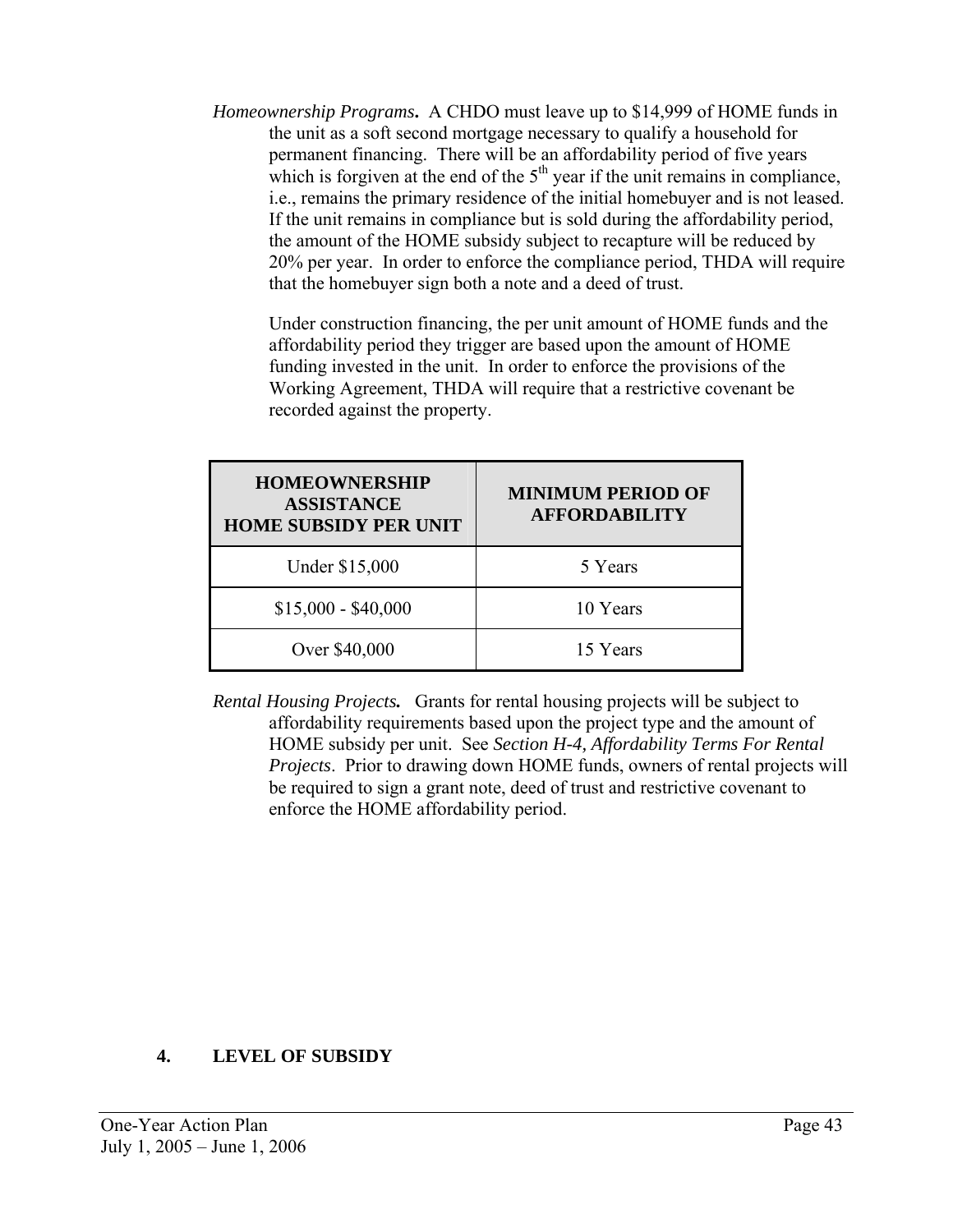*Homeownership Programs***.** A CHDO must leave up to $14,999 of HOME funds in the unit as a soft second mortgage necessary to qualify a household for permanent financing. There will be an affordability period of five years which is forgiven at the end of the 5th year if the unit remains in compliance, i.e., remains the primary residence of the initial homebuyer and is not leased. If the unit remains in compliance but is sold during the affordability period, the amount of the HOME subsidy subject to recapture will be reduced by 20% per year. In order to enforce the compliance period, THDA will require that the homebuyer sign both a note and a deed of trust.

Under construction financing, the per unit amount of HOME funds and the affordability period they trigger are based upon the amount of HOME funding invested in the unit. In order to enforce the provisions of the Working Agreement, THDA will require that a restrictive covenant be recorded against the property.

| HOMEOWNERSHIP ASSISTANCE HOME SUBSIDY PER UNIT | MINIMUM PERIOD OF AFFORDABILITY |
|---|---|
| Under $15,000 | 5 Years |
| $15,000 - $40,000 | 10 Years |
| Over $40,000 | 15 Years |

*Rental Housing Projects***.** Grants for rental housing projects will be subject to affordability requirements based upon the project type and the amount of HOME subsidy per unit. See *Section H-4, Affordability Terms For Rental Projects*. Prior to drawing down HOME funds, owners of rental projects will be required to sign a grant note, deed of trust and restrictive covenant to enforce the HOME affordability period.

## 4. LEVEL OF SUBSIDY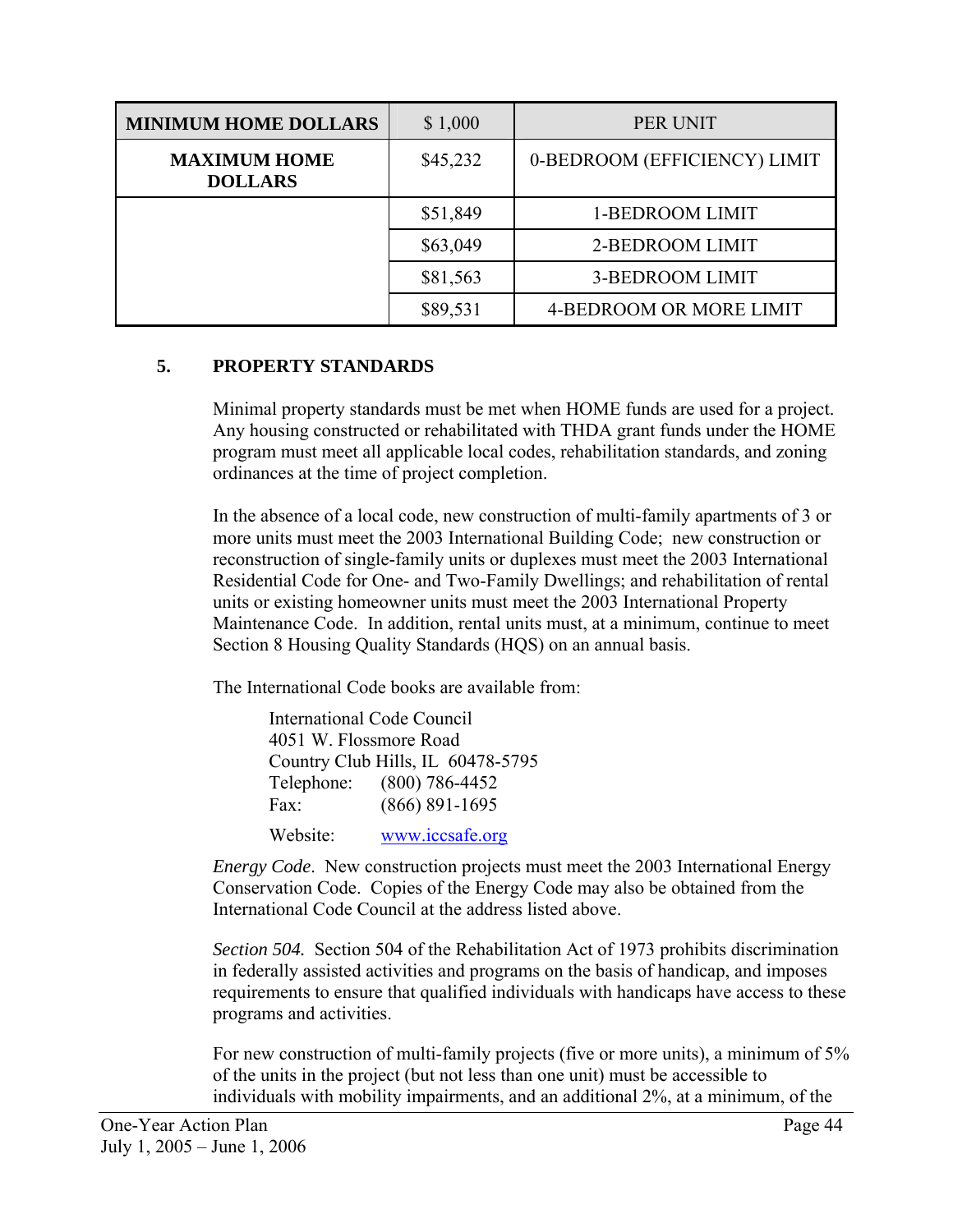| MINIMUM HOME DOLLARS | $ 1,000 | PER UNIT |
|---|---|---|
| MAXIMUM HOME DOLLARS | $45,232 | 0-BEDROOM (EFFICIENCY) LIMIT |
| | $51,849 | 1-BEDROOM LIMIT |
| | $63,049 | 2-BEDROOM LIMIT |
| | $81,563 | 3-BEDROOM LIMIT |
| | $89,531 | 4-BEDROOM OR MORE LIMIT |

## 5. PROPERTY STANDARDS

Minimal property standards must be met when HOME funds are used for a project. Any housing constructed or rehabilitated with THDA grant funds under the HOME program must meet all applicable local codes, rehabilitation standards, and zoning ordinances at the time of project completion.

In the absence of a local code, new construction of multi-family apartments of 3 or more units must meet the 2003 International Building Code; new construction or reconstruction of single-family units or duplexes must meet the 2003 International Residential Code for One- and Two-Family Dwellings; and rehabilitation of rental units or existing homeowner units must meet the 2003 International Property Maintenance Code. In addition, rental units must, at a minimum, continue to meet Section 8 Housing Quality Standards (HQS) on an annual basis.

The International Code books are available from:

International Code Council
4051 W. Flossmore Road
Country Club Hills, IL 60478-5795
Telephone: (800) 786-4452
Fax: (866) 891-1695
Website: www.iccsafe.org

*Energy Code*. New construction projects must meet the 2003 International Energy Conservation Code. Copies of the Energy Code may also be obtained from the International Code Council at the address listed above.

*Section 504.* Section 504 of the Rehabilitation Act of 1973 prohibits discrimination in federally assisted activities and programs on the basis of handicap, and imposes requirements to ensure that qualified individuals with handicaps have access to these programs and activities.

For new construction of multi-family projects (five or more units), a minimum of 5% of the units in the project (but not less than one unit) must be accessible to individuals with mobility impairments, and an additional 2%, at a minimum, of the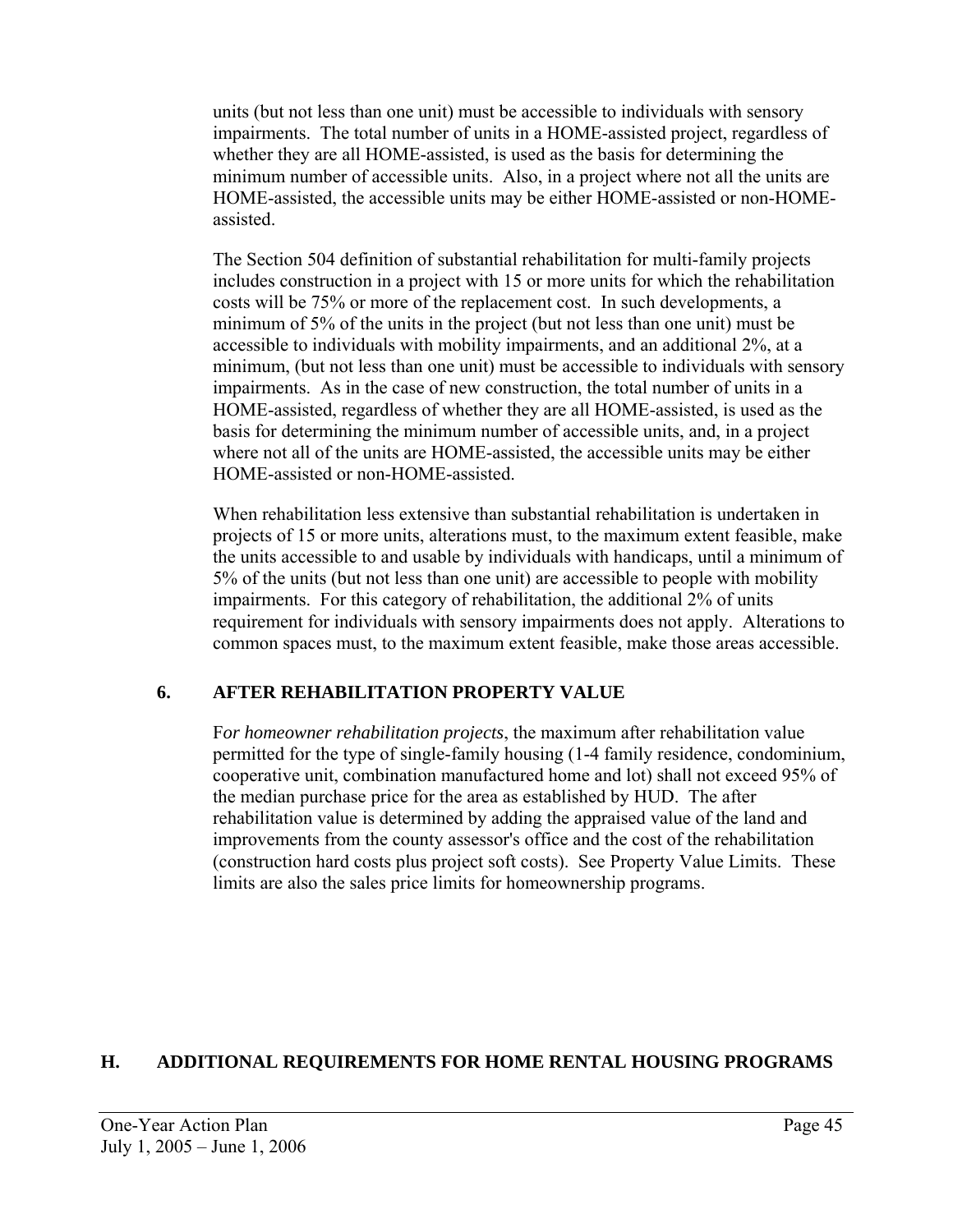units (but not less than one unit) must be accessible to individuals with sensory impairments. The total number of units in a HOME-assisted project, regardless of whether they are all HOME-assisted, is used as the basis for determining the minimum number of accessible units. Also, in a project where not all the units are HOME-assisted, the accessible units may be either HOME-assisted or non-HOME-assisted.

The Section 504 definition of substantial rehabilitation for multi-family projects includes construction in a project with 15 or more units for which the rehabilitation costs will be 75% or more of the replacement cost. In such developments, a minimum of 5% of the units in the project (but not less than one unit) must be accessible to individuals with mobility impairments, and an additional 2%, at a minimum, (but not less than one unit) must be accessible to individuals with sensory impairments. As in the case of new construction, the total number of units in a HOME-assisted, regardless of whether they are all HOME-assisted, is used as the basis for determining the minimum number of accessible units, and, in a project where not all of the units are HOME-assisted, the accessible units may be either HOME-assisted or non-HOME-assisted.

When rehabilitation less extensive than substantial rehabilitation is undertaken in projects of 15 or more units, alterations must, to the maximum extent feasible, make the units accessible to and usable by individuals with handicaps, until a minimum of 5% of the units (but not less than one unit) are accessible to people with mobility impairments. For this category of rehabilitation, the additional 2% of units requirement for individuals with sensory impairments does not apply. Alterations to common spaces must, to the maximum extent feasible, make those areas accessible.

### 6. AFTER REHABILITATION PROPERTY VALUE

F*or homeowner rehabilitation projects*, the maximum after rehabilitation value permitted for the type of single-family housing (1-4 family residence, condominium, cooperative unit, combination manufactured home and lot) shall not exceed 95% of the median purchase price for the area as established by HUD. The after rehabilitation value is determined by adding the appraised value of the land and improvements from the county assessor's office and the cost of the rehabilitation (construction hard costs plus project soft costs). See Property Value Limits. These limits are also the sales price limits for homeownership programs.

## H. ADDITIONAL REQUIREMENTS FOR HOME RENTAL HOUSING PROGRAMS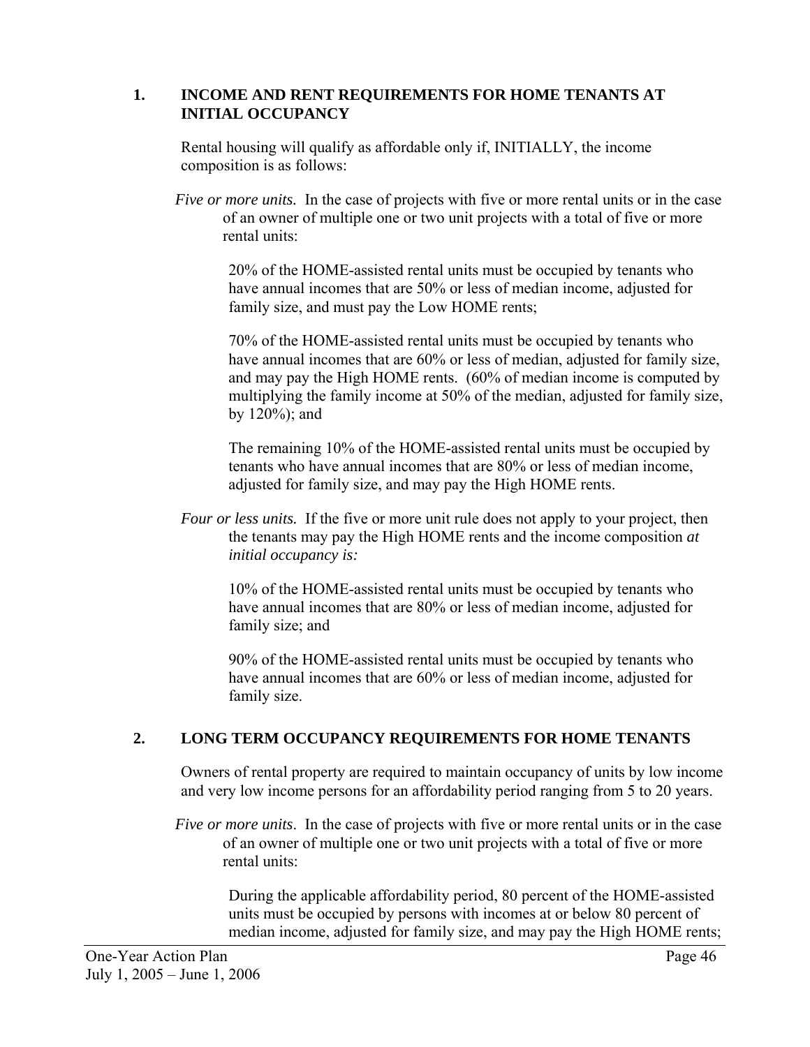## 1. INCOME AND RENT REQUIREMENTS FOR HOME TENANTS AT INITIAL OCCUPANCY

Rental housing will qualify as affordable only if, INITIALLY, the income composition is as follows:

*Five or more units.* In the case of projects with five or more rental units or in the case of an owner of multiple one or two unit projects with a total of five or more rental units:

20% of the HOME-assisted rental units must be occupied by tenants who have annual incomes that are 50% or less of median income, adjusted for family size, and must pay the Low HOME rents;

70% of the HOME-assisted rental units must be occupied by tenants who have annual incomes that are 60% or less of median, adjusted for family size, and may pay the High HOME rents. (60% of median income is computed by multiplying the family income at 50% of the median, adjusted for family size, by 120%); and

The remaining 10% of the HOME-assisted rental units must be occupied by tenants who have annual incomes that are 80% or less of median income, adjusted for family size, and may pay the High HOME rents.

*Four or less units.* If the five or more unit rule does not apply to your project, then the tenants may pay the High HOME rents and the income composition *at initial occupancy is:*

10% of the HOME-assisted rental units must be occupied by tenants who have annual incomes that are 80% or less of median income, adjusted for family size; and

90% of the HOME-assisted rental units must be occupied by tenants who have annual incomes that are 60% or less of median income, adjusted for family size.

## 2. LONG TERM OCCUPANCY REQUIREMENTS FOR HOME TENANTS

Owners of rental property are required to maintain occupancy of units by low income and very low income persons for an affordability period ranging from 5 to 20 years.

*Five or more units*. In the case of projects with five or more rental units or in the case of an owner of multiple one or two unit projects with a total of five or more rental units:

During the applicable affordability period, 80 percent of the HOME-assisted units must be occupied by persons with incomes at or below 80 percent of median income, adjusted for family size, and may pay the High HOME rents;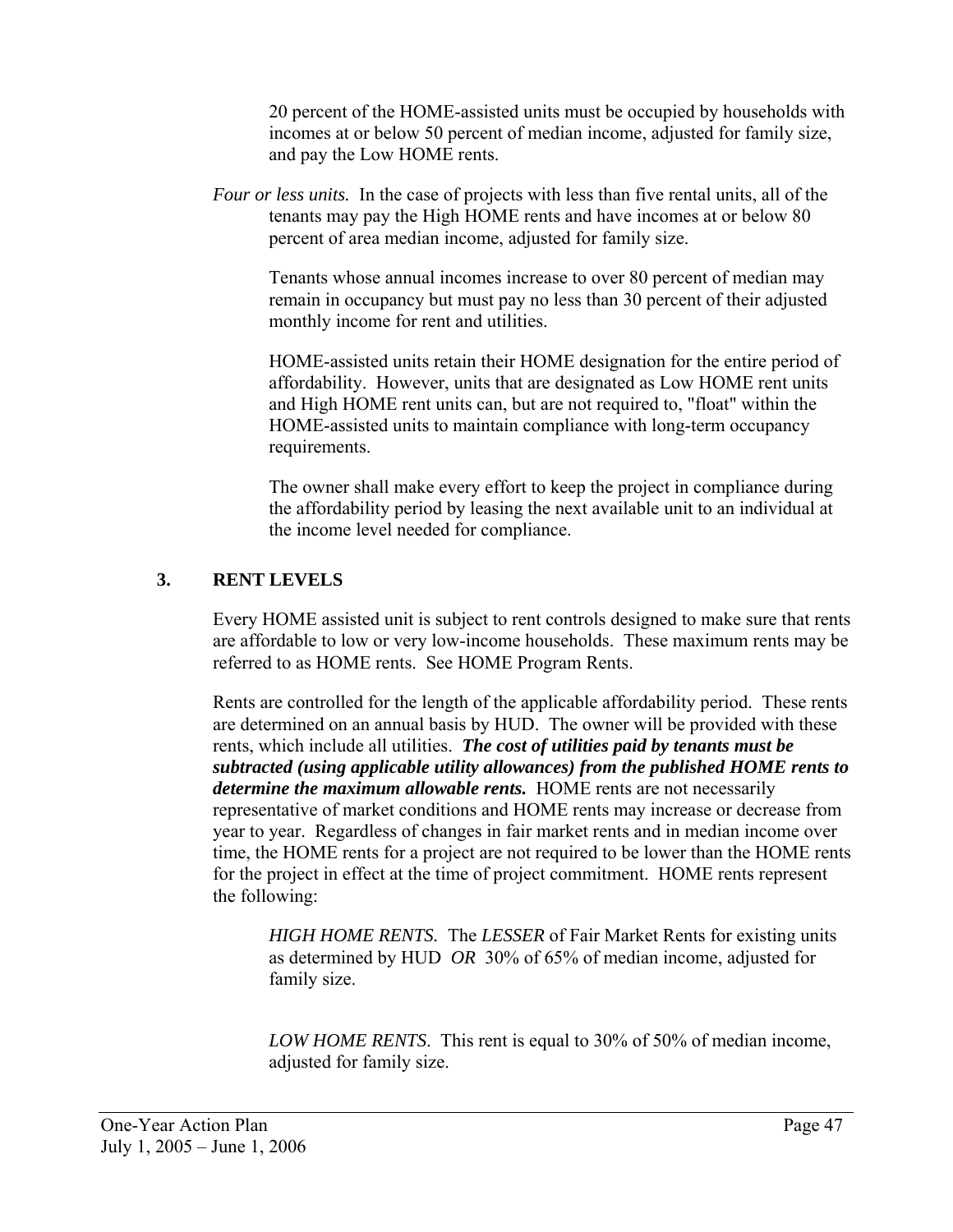20 percent of the HOME-assisted units must be occupied by households with incomes at or below 50 percent of median income, adjusted for family size, and pay the Low HOME rents.

*Four or less units.* In the case of projects with less than five rental units, all of the tenants may pay the High HOME rents and have incomes at or below 80 percent of area median income, adjusted for family size.

Tenants whose annual incomes increase to over 80 percent of median may remain in occupancy but must pay no less than 30 percent of their adjusted monthly income for rent and utilities.

HOME-assisted units retain their HOME designation for the entire period of affordability. However, units that are designated as Low HOME rent units and High HOME rent units can, but are not required to, "float" within the HOME-assisted units to maintain compliance with long-term occupancy requirements.

The owner shall make every effort to keep the project in compliance during the affordability period by leasing the next available unit to an individual at the income level needed for compliance.

## 3. RENT LEVELS

Every HOME assisted unit is subject to rent controls designed to make sure that rents are affordable to low or very low-income households. These maximum rents may be referred to as HOME rents. See HOME Program Rents.

Rents are controlled for the length of the applicable affordability period. These rents are determined on an annual basis by HUD. The owner will be provided with these rents, which include all utilities. ***The cost of utilities paid by tenants must be subtracted (using applicable utility allowances) from the published HOME rents to determine the maximum allowable rents.*** HOME rents are not necessarily representative of market conditions and HOME rents may increase or decrease from year to year. Regardless of changes in fair market rents and in median income over time, the HOME rents for a project are not required to be lower than the HOME rents for the project in effect at the time of project commitment. HOME rents represent the following:

*HIGH HOME RENTS.* The *LESSER* of Fair Market Rents for existing units as determined by HUD *OR* 30% of 65% of median income, adjusted for family size.

*LOW HOME RENTS*. This rent is equal to 30% of 50% of median income, adjusted for family size.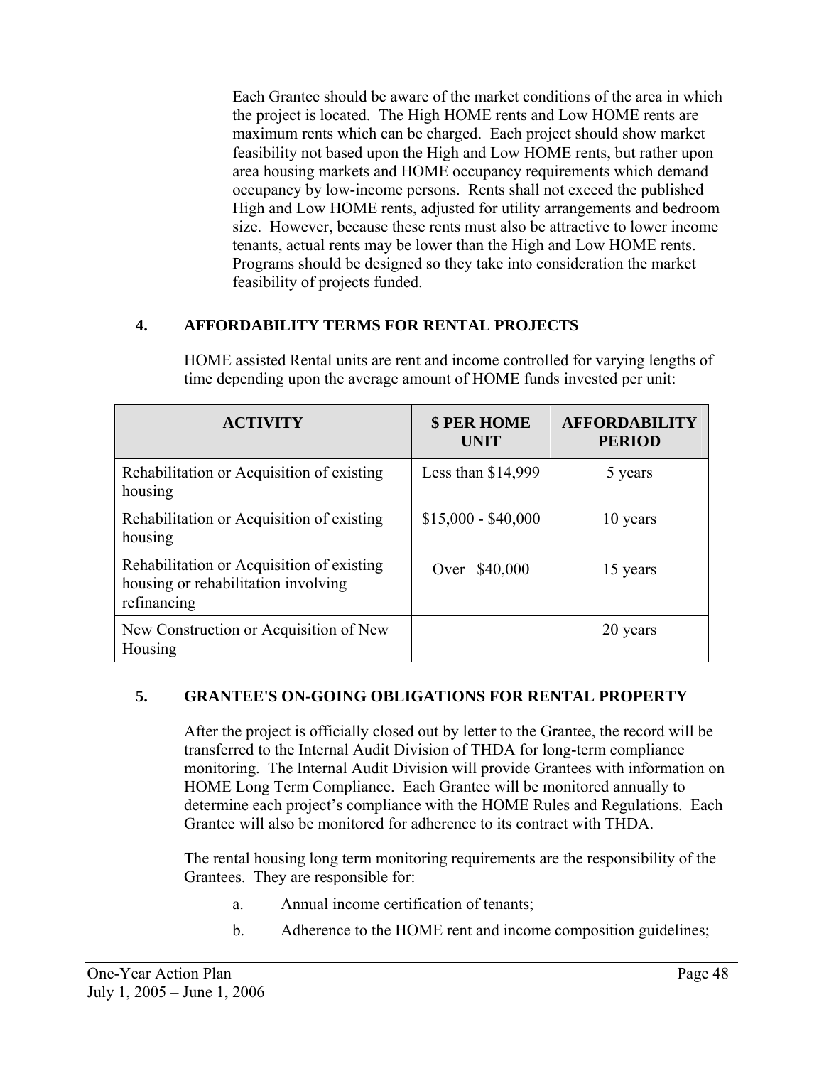Each Grantee should be aware of the market conditions of the area in which the project is located. The High HOME rents and Low HOME rents are maximum rents which can be charged. Each project should show market feasibility not based upon the High and Low HOME rents, but rather upon area housing markets and HOME occupancy requirements which demand occupancy by low-income persons. Rents shall not exceed the published High and Low HOME rents, adjusted for utility arrangements and bedroom size. However, because these rents must also be attractive to lower income tenants, actual rents may be lower than the High and Low HOME rents. Programs should be designed so they take into consideration the market feasibility of projects funded.

## 4. AFFORDABILITY TERMS FOR RENTAL PROJECTS

HOME assisted Rental units are rent and income controlled for varying lengths of time depending upon the average amount of HOME funds invested per unit:

| ACTIVITY | $ PER HOME UNIT | AFFORDABILITY PERIOD |
|---|---|---|
| Rehabilitation or Acquisition of existing housing | Less than $14,999 | 5 years |
| Rehabilitation or Acquisition of existing housing | $15,000 - $40,000 | 10 years |
| Rehabilitation or Acquisition of existing housing or rehabilitation involving refinancing | Over $40,000 | 15 years |
| New Construction or Acquisition of New Housing | | 20 years |

## 5. GRANTEE'S ON-GOING OBLIGATIONS FOR RENTAL PROPERTY

After the project is officially closed out by letter to the Grantee, the record will be transferred to the Internal Audit Division of THDA for long-term compliance monitoring. The Internal Audit Division will provide Grantees with information on HOME Long Term Compliance. Each Grantee will be monitored annually to determine each project's compliance with the HOME Rules and Regulations. Each Grantee will also be monitored for adherence to its contract with THDA.

The rental housing long term monitoring requirements are the responsibility of the Grantees. They are responsible for:

a. Annual income certification of tenants;

b. Adherence to the HOME rent and income composition guidelines;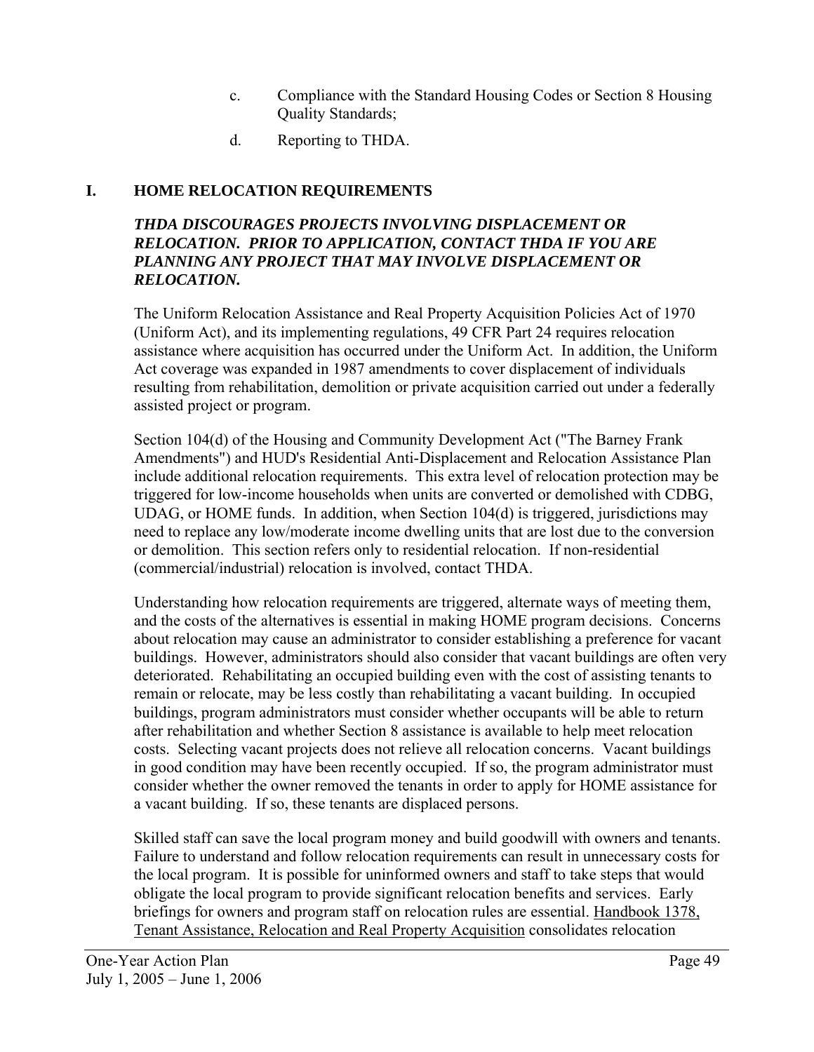c. Compliance with the Standard Housing Codes or Section 8 Housing Quality Standards;

d. Reporting to THDA.

## I. HOME RELOCATION REQUIREMENTS

***THDA DISCOURAGES PROJECTS INVOLVING DISPLACEMENT OR RELOCATION. PRIOR TO APPLICATION, CONTACT THDA IF YOU ARE PLANNING ANY PROJECT THAT MAY INVOLVE DISPLACEMENT OR RELOCATION.***

The Uniform Relocation Assistance and Real Property Acquisition Policies Act of 1970 (Uniform Act), and its implementing regulations, 49 CFR Part 24 requires relocation assistance where acquisition has occurred under the Uniform Act. In addition, the Uniform Act coverage was expanded in 1987 amendments to cover displacement of individuals resulting from rehabilitation, demolition or private acquisition carried out under a federally assisted project or program.

Section 104(d) of the Housing and Community Development Act ("The Barney Frank Amendments") and HUD's Residential Anti-Displacement and Relocation Assistance Plan include additional relocation requirements. This extra level of relocation protection may be triggered for low-income households when units are converted or demolished with CDBG, UDAG, or HOME funds. In addition, when Section 104(d) is triggered, jurisdictions may need to replace any low/moderate income dwelling units that are lost due to the conversion or demolition. This section refers only to residential relocation. If non-residential (commercial/industrial) relocation is involved, contact THDA.

Understanding how relocation requirements are triggered, alternate ways of meeting them, and the costs of the alternatives is essential in making HOME program decisions. Concerns about relocation may cause an administrator to consider establishing a preference for vacant buildings. However, administrators should also consider that vacant buildings are often very deteriorated. Rehabilitating an occupied building even with the cost of assisting tenants to remain or relocate, may be less costly than rehabilitating a vacant building. In occupied buildings, program administrators must consider whether occupants will be able to return after rehabilitation and whether Section 8 assistance is available to help meet relocation costs. Selecting vacant projects does not relieve all relocation concerns. Vacant buildings in good condition may have been recently occupied. If so, the program administrator must consider whether the owner removed the tenants in order to apply for HOME assistance for a vacant building. If so, these tenants are displaced persons.

Skilled staff can save the local program money and build goodwill with owners and tenants. Failure to understand and follow relocation requirements can result in unnecessary costs for the local program. It is possible for uninformed owners and staff to take steps that would obligate the local program to provide significant relocation benefits and services. Early briefings for owners and program staff on relocation rules are essential. Handbook 1378, Tenant Assistance, Relocation and Real Property Acquisition consolidates relocation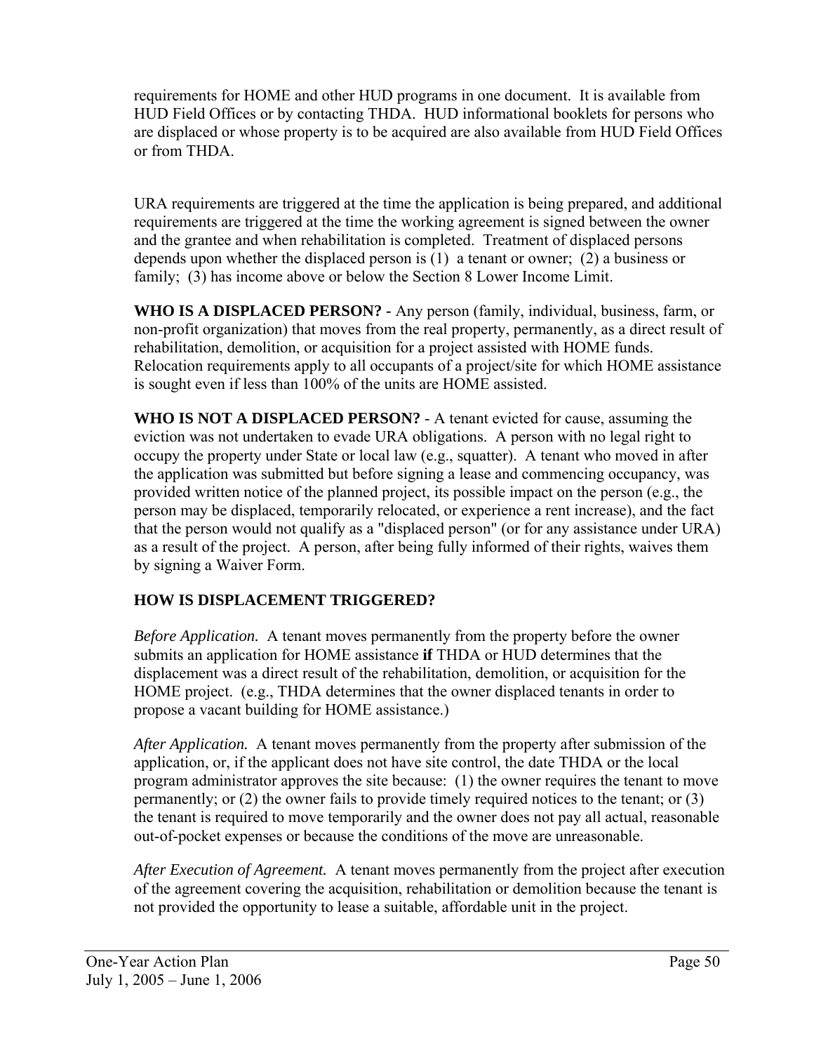requirements for HOME and other HUD programs in one document. It is available from HUD Field Offices or by contacting THDA. HUD informational booklets for persons who are displaced or whose property is to be acquired are also available from HUD Field Offices or from THDA.

URA requirements are triggered at the time the application is being prepared, and additional requirements are triggered at the time the working agreement is signed between the owner and the grantee and when rehabilitation is completed. Treatment of displaced persons depends upon whether the displaced person is (1) a tenant or owner; (2) a business or family; (3) has income above or below the Section 8 Lower Income Limit.

**WHO IS A DISPLACED PERSON? -** Any person (family, individual, business, farm, or non-profit organization) that moves from the real property, permanently, as a direct result of rehabilitation, demolition, or acquisition for a project assisted with HOME funds. Relocation requirements apply to all occupants of a project/site for which HOME assistance is sought even if less than 100% of the units are HOME assisted.

**WHO IS NOT A DISPLACED PERSON?** - A tenant evicted for cause, assuming the eviction was not undertaken to evade URA obligations. A person with no legal right to occupy the property under State or local law (e.g., squatter). A tenant who moved in after the application was submitted but before signing a lease and commencing occupancy, was provided written notice of the planned project, its possible impact on the person (e.g., the person may be displaced, temporarily relocated, or experience a rent increase), and the fact that the person would not qualify as a "displaced person" (or for any assistance under URA) as a result of the project. A person, after being fully informed of their rights, waives them by signing a Waiver Form.

**HOW IS DISPLACEMENT TRIGGERED?**

*Before Application.* A tenant moves permanently from the property before the owner submits an application for HOME assistance **if** THDA or HUD determines that the displacement was a direct result of the rehabilitation, demolition, or acquisition for the HOME project. (e.g., THDA determines that the owner displaced tenants in order to propose a vacant building for HOME assistance.)

*After Application.* A tenant moves permanently from the property after submission of the application, or, if the applicant does not have site control, the date THDA or the local program administrator approves the site because: (1) the owner requires the tenant to move permanently; or (2) the owner fails to provide timely required notices to the tenant; or (3) the tenant is required to move temporarily and the owner does not pay all actual, reasonable out-of-pocket expenses or because the conditions of the move are unreasonable.

*After Execution of Agreement.* A tenant moves permanently from the project after execution of the agreement covering the acquisition, rehabilitation or demolition because the tenant is not provided the opportunity to lease a suitable, affordable unit in the project.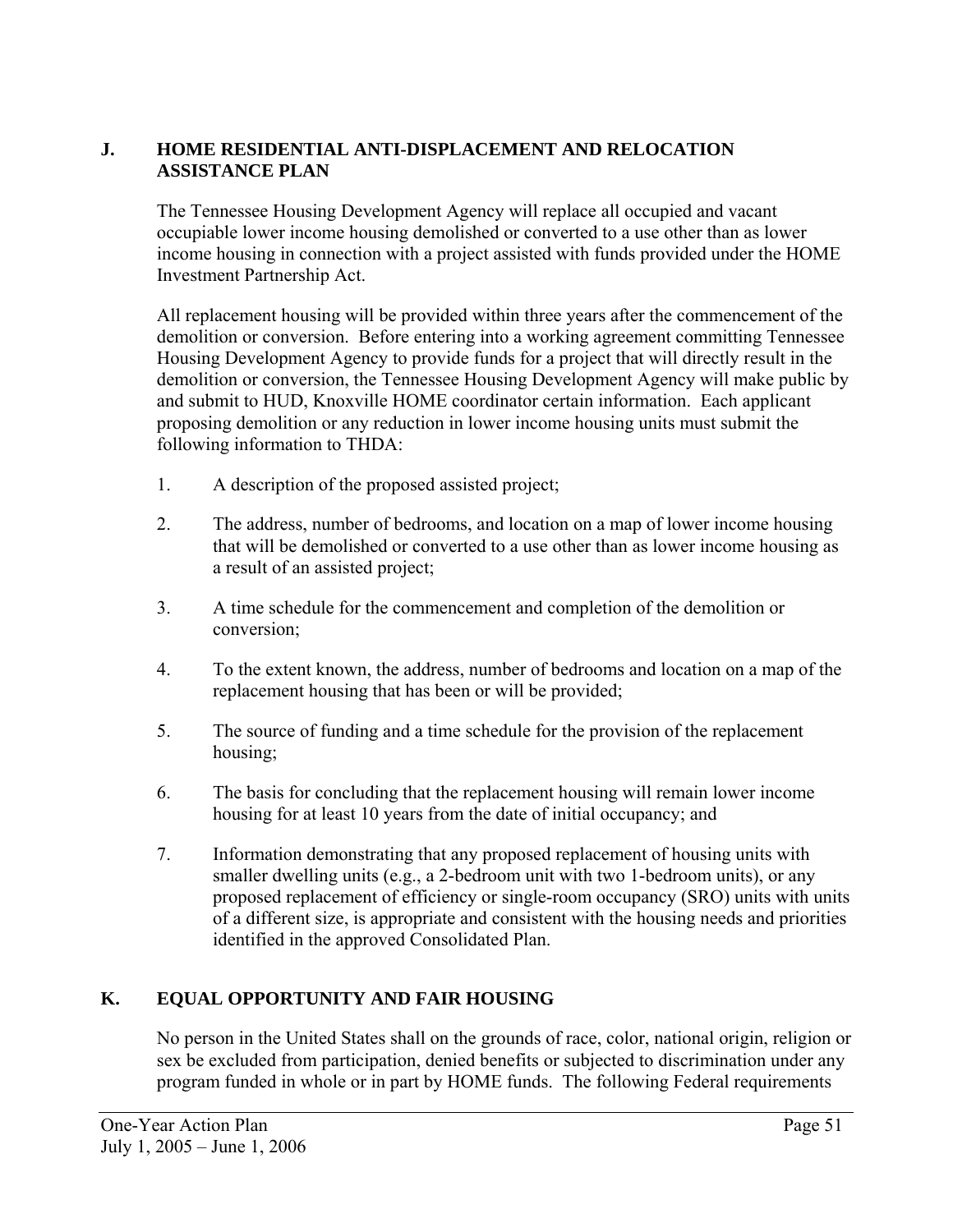## J. HOME RESIDENTIAL ANTI-DISPLACEMENT AND RELOCATION ASSISTANCE PLAN

The Tennessee Housing Development Agency will replace all occupied and vacant occupiable lower income housing demolished or converted to a use other than as lower income housing in connection with a project assisted with funds provided under the HOME Investment Partnership Act.

All replacement housing will be provided within three years after the commencement of the demolition or conversion. Before entering into a working agreement committing Tennessee Housing Development Agency to provide funds for a project that will directly result in the demolition or conversion, the Tennessee Housing Development Agency will make public by and submit to HUD, Knoxville HOME coordinator certain information. Each applicant proposing demolition or any reduction in lower income housing units must submit the following information to THDA:

1. A description of the proposed assisted project;
2. The address, number of bedrooms, and location on a map of lower income housing that will be demolished or converted to a use other than as lower income housing as a result of an assisted project;
3. A time schedule for the commencement and completion of the demolition or conversion;
4. To the extent known, the address, number of bedrooms and location on a map of the replacement housing that has been or will be provided;
5. The source of funding and a time schedule for the provision of the replacement housing;
6. The basis for concluding that the replacement housing will remain lower income housing for at least 10 years from the date of initial occupancy; and
7. Information demonstrating that any proposed replacement of housing units with smaller dwelling units (e.g., a 2-bedroom unit with two 1-bedroom units), or any proposed replacement of efficiency or single-room occupancy (SRO) units with units of a different size, is appropriate and consistent with the housing needs and priorities identified in the approved Consolidated Plan.

## K. EQUAL OPPORTUNITY AND FAIR HOUSING

No person in the United States shall on the grounds of race, color, national origin, religion or sex be excluded from participation, denied benefits or subjected to discrimination under any program funded in whole or in part by HOME funds. The following Federal requirements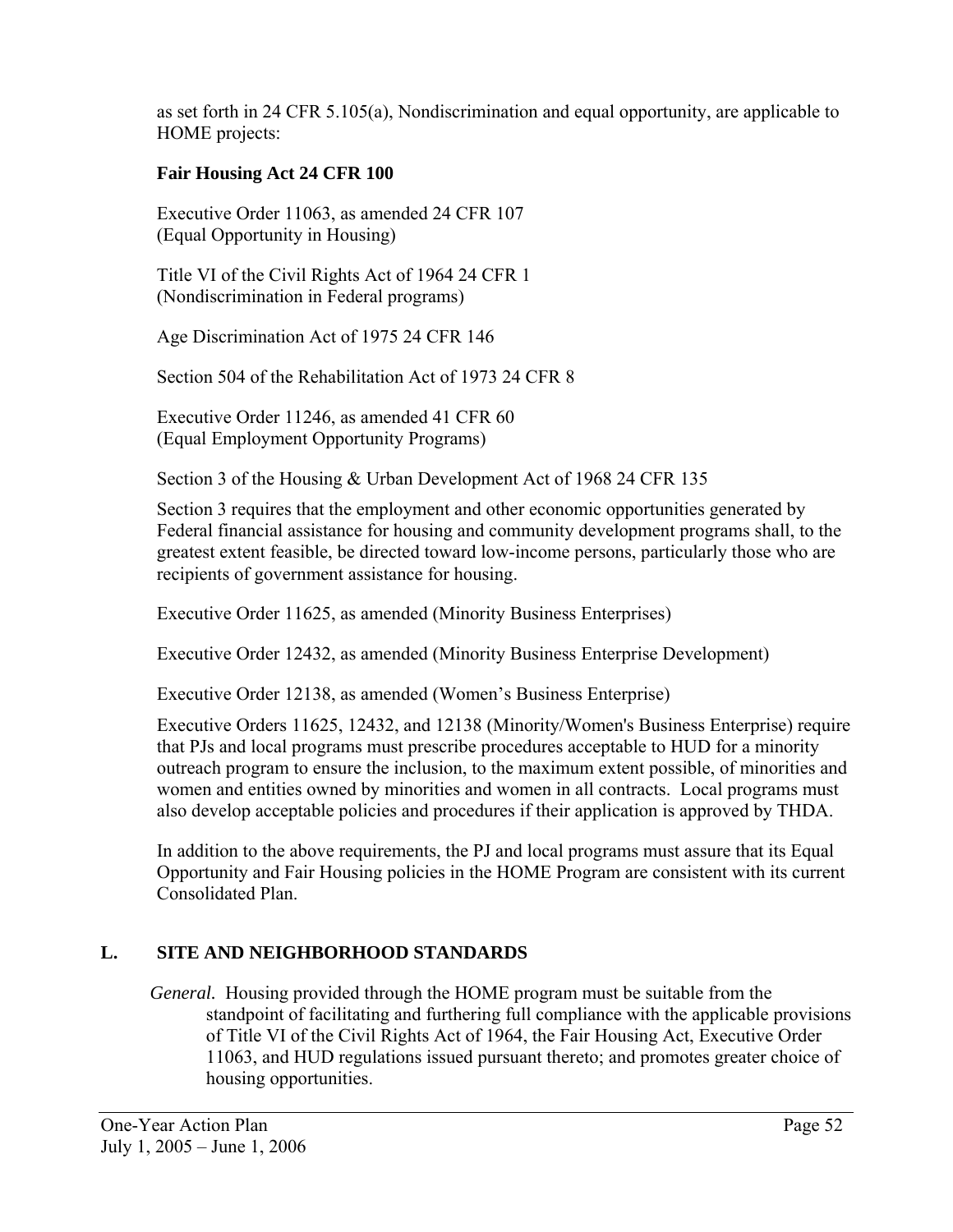as set forth in 24 CFR 5.105(a), Nondiscrimination and equal opportunity, are applicable to HOME projects:

**Fair Housing Act 24 CFR 100**

Executive Order 11063, as amended 24 CFR 107
(Equal Opportunity in Housing)

Title VI of the Civil Rights Act of 1964 24 CFR 1
(Nondiscrimination in Federal programs)

Age Discrimination Act of 1975 24 CFR 146

Section 504 of the Rehabilitation Act of 1973 24 CFR 8

Executive Order 11246, as amended 41 CFR 60
(Equal Employment Opportunity Programs)

Section 3 of the Housing & Urban Development Act of 1968 24 CFR 135

Section 3 requires that the employment and other economic opportunities generated by Federal financial assistance for housing and community development programs shall, to the greatest extent feasible, be directed toward low-income persons, particularly those who are recipients of government assistance for housing.

Executive Order 11625, as amended (Minority Business Enterprises)

Executive Order 12432, as amended (Minority Business Enterprise Development)

Executive Order 12138, as amended (Women's Business Enterprise)

Executive Orders 11625, 12432, and 12138 (Minority/Women's Business Enterprise) require that PJs and local programs must prescribe procedures acceptable to HUD for a minority outreach program to ensure the inclusion, to the maximum extent possible, of minorities and women and entities owned by minorities and women in all contracts. Local programs must also develop acceptable policies and procedures if their application is approved by THDA.

In addition to the above requirements, the PJ and local programs must assure that its Equal Opportunity and Fair Housing policies in the HOME Program are consistent with its current Consolidated Plan.

## L. SITE AND NEIGHBORHOOD STANDARDS

*General.* Housing provided through the HOME program must be suitable from the standpoint of facilitating and furthering full compliance with the applicable provisions of Title VI of the Civil Rights Act of 1964, the Fair Housing Act, Executive Order 11063, and HUD regulations issued pursuant thereto; and promotes greater choice of housing opportunities.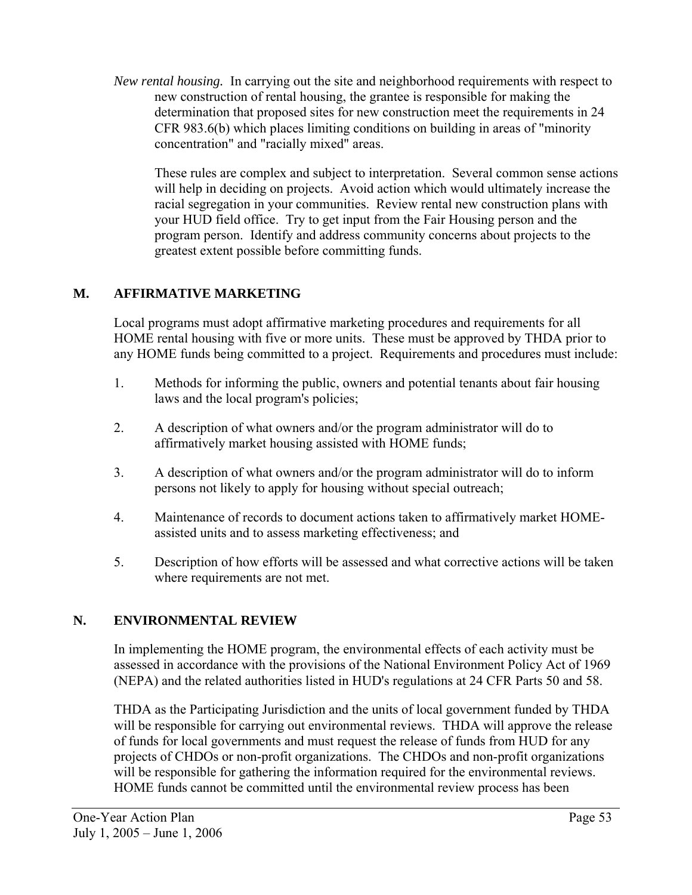*New rental housing.* In carrying out the site and neighborhood requirements with respect to new construction of rental housing, the grantee is responsible for making the determination that proposed sites for new construction meet the requirements in 24 CFR 983.6(b) which places limiting conditions on building in areas of "minority concentration" and "racially mixed" areas.

These rules are complex and subject to interpretation. Several common sense actions will help in deciding on projects. Avoid action which would ultimately increase the racial segregation in your communities. Review rental new construction plans with your HUD field office. Try to get input from the Fair Housing person and the program person. Identify and address community concerns about projects to the greatest extent possible before committing funds.

## M. AFFIRMATIVE MARKETING

Local programs must adopt affirmative marketing procedures and requirements for all HOME rental housing with five or more units. These must be approved by THDA prior to any HOME funds being committed to a project. Requirements and procedures must include:

1. Methods for informing the public, owners and potential tenants about fair housing laws and the local program's policies;
2. A description of what owners and/or the program administrator will do to affirmatively market housing assisted with HOME funds;
3. A description of what owners and/or the program administrator will do to inform persons not likely to apply for housing without special outreach;
4. Maintenance of records to document actions taken to affirmatively market HOME-assisted units and to assess marketing effectiveness; and
5. Description of how efforts will be assessed and what corrective actions will be taken where requirements are not met.

## N. ENVIRONMENTAL REVIEW

In implementing the HOME program, the environmental effects of each activity must be assessed in accordance with the provisions of the National Environment Policy Act of 1969 (NEPA) and the related authorities listed in HUD's regulations at 24 CFR Parts 50 and 58.

THDA as the Participating Jurisdiction and the units of local government funded by THDA will be responsible for carrying out environmental reviews. THDA will approve the release of funds for local governments and must request the release of funds from HUD for any projects of CHDOs or non-profit organizations. The CHDOs and non-profit organizations will be responsible for gathering the information required for the environmental reviews. HOME funds cannot be committed until the environmental review process has been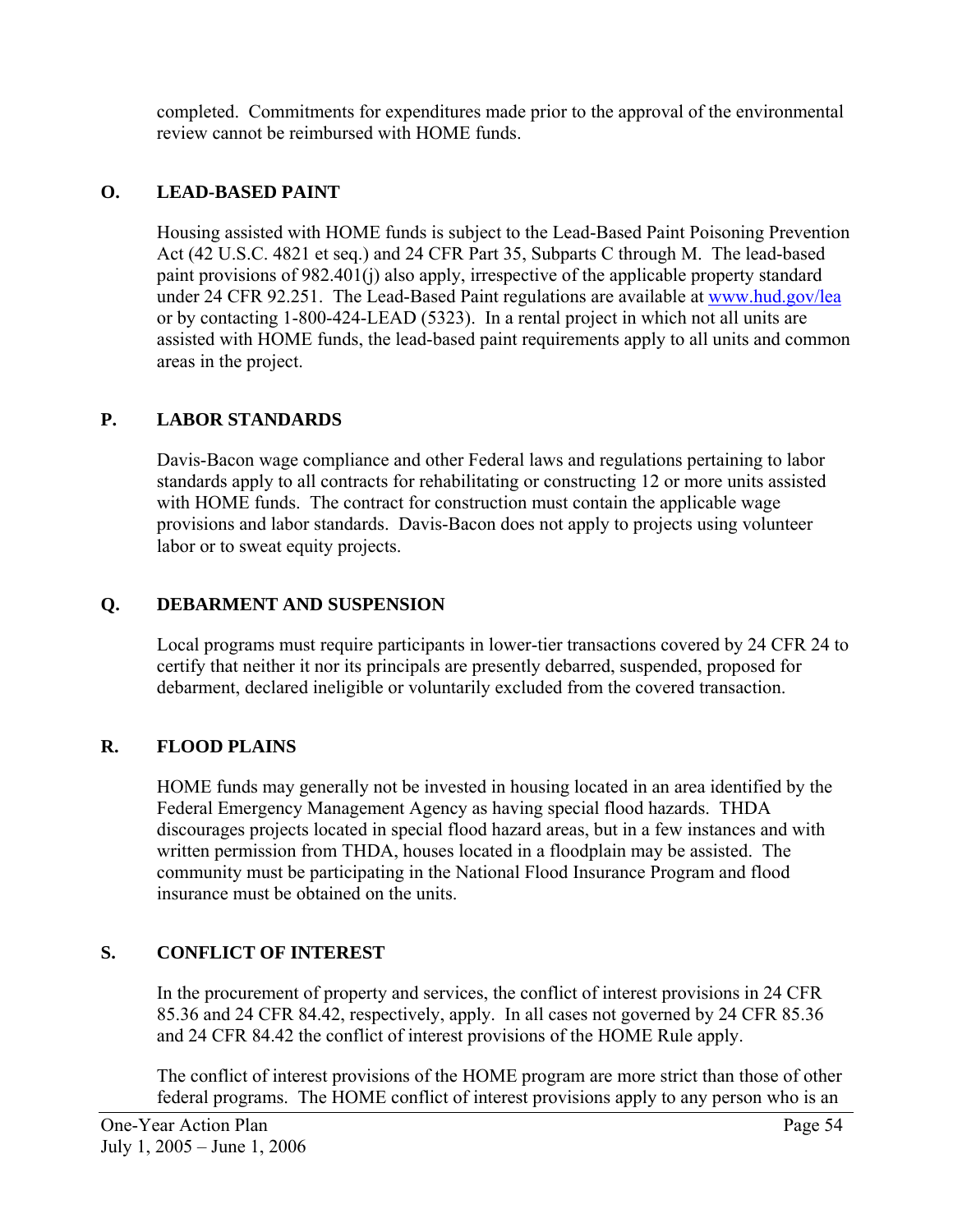completed. Commitments for expenditures made prior to the approval of the environmental review cannot be reimbursed with HOME funds.

## O. LEAD-BASED PAINT

Housing assisted with HOME funds is subject to the Lead-Based Paint Poisoning Prevention Act (42 U.S.C. 4821 et seq.) and 24 CFR Part 35, Subparts C through M. The lead-based paint provisions of 982.401(j) also apply, irrespective of the applicable property standard under 24 CFR 92.251. The Lead-Based Paint regulations are available at www.hud.gov/lea or by contacting 1-800-424-LEAD (5323). In a rental project in which not all units are assisted with HOME funds, the lead-based paint requirements apply to all units and common areas in the project.

## P. LABOR STANDARDS

Davis-Bacon wage compliance and other Federal laws and regulations pertaining to labor standards apply to all contracts for rehabilitating or constructing 12 or more units assisted with HOME funds. The contract for construction must contain the applicable wage provisions and labor standards. Davis-Bacon does not apply to projects using volunteer labor or to sweat equity projects.

## Q. DEBARMENT AND SUSPENSION

Local programs must require participants in lower-tier transactions covered by 24 CFR 24 to certify that neither it nor its principals are presently debarred, suspended, proposed for debarment, declared ineligible or voluntarily excluded from the covered transaction.

## R. FLOOD PLAINS

HOME funds may generally not be invested in housing located in an area identified by the Federal Emergency Management Agency as having special flood hazards. THDA discourages projects located in special flood hazard areas, but in a few instances and with written permission from THDA, houses located in a floodplain may be assisted. The community must be participating in the National Flood Insurance Program and flood insurance must be obtained on the units.

## S. CONFLICT OF INTEREST

In the procurement of property and services, the conflict of interest provisions in 24 CFR 85.36 and 24 CFR 84.42, respectively, apply. In all cases not governed by 24 CFR 85.36 and 24 CFR 84.42 the conflict of interest provisions of the HOME Rule apply.

The conflict of interest provisions of the HOME program are more strict than those of other federal programs. The HOME conflict of interest provisions apply to any person who is an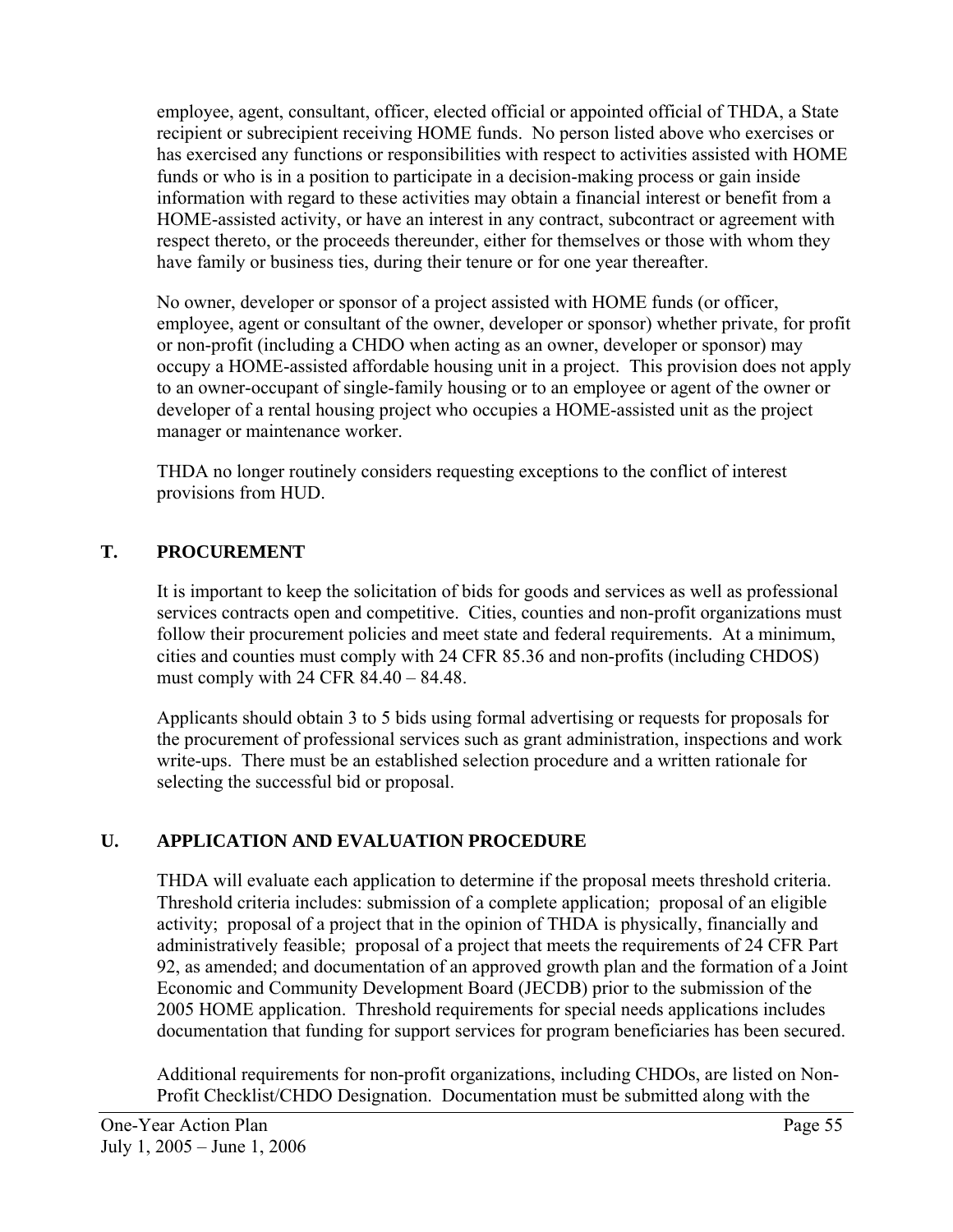employee, agent, consultant, officer, elected official or appointed official of THDA, a State recipient or subrecipient receiving HOME funds. No person listed above who exercises or has exercised any functions or responsibilities with respect to activities assisted with HOME funds or who is in a position to participate in a decision-making process or gain inside information with regard to these activities may obtain a financial interest or benefit from a HOME-assisted activity, or have an interest in any contract, subcontract or agreement with respect thereto, or the proceeds thereunder, either for themselves or those with whom they have family or business ties, during their tenure or for one year thereafter.

No owner, developer or sponsor of a project assisted with HOME funds (or officer, employee, agent or consultant of the owner, developer or sponsor) whether private, for profit or non-profit (including a CHDO when acting as an owner, developer or sponsor) may occupy a HOME-assisted affordable housing unit in a project. This provision does not apply to an owner-occupant of single-family housing or to an employee or agent of the owner or developer of a rental housing project who occupies a HOME-assisted unit as the project manager or maintenance worker.

THDA no longer routinely considers requesting exceptions to the conflict of interest provisions from HUD.

## T. PROCUREMENT

It is important to keep the solicitation of bids for goods and services as well as professional services contracts open and competitive. Cities, counties and non-profit organizations must follow their procurement policies and meet state and federal requirements. At a minimum, cities and counties must comply with 24 CFR 85.36 and non-profits (including CHDOS) must comply with 24 CFR 84.40 – 84.48.

Applicants should obtain 3 to 5 bids using formal advertising or requests for proposals for the procurement of professional services such as grant administration, inspections and work write-ups. There must be an established selection procedure and a written rationale for selecting the successful bid or proposal.

## U. APPLICATION AND EVALUATION PROCEDURE

THDA will evaluate each application to determine if the proposal meets threshold criteria. Threshold criteria includes: submission of a complete application; proposal of an eligible activity; proposal of a project that in the opinion of THDA is physically, financially and administratively feasible; proposal of a project that meets the requirements of 24 CFR Part 92, as amended; and documentation of an approved growth plan and the formation of a Joint Economic and Community Development Board (JECDB) prior to the submission of the 2005 HOME application. Threshold requirements for special needs applications includes documentation that funding for support services for program beneficiaries has been secured.

Additional requirements for non-profit organizations, including CHDOs, are listed on Non-Profit Checklist/CHDO Designation. Documentation must be submitted along with the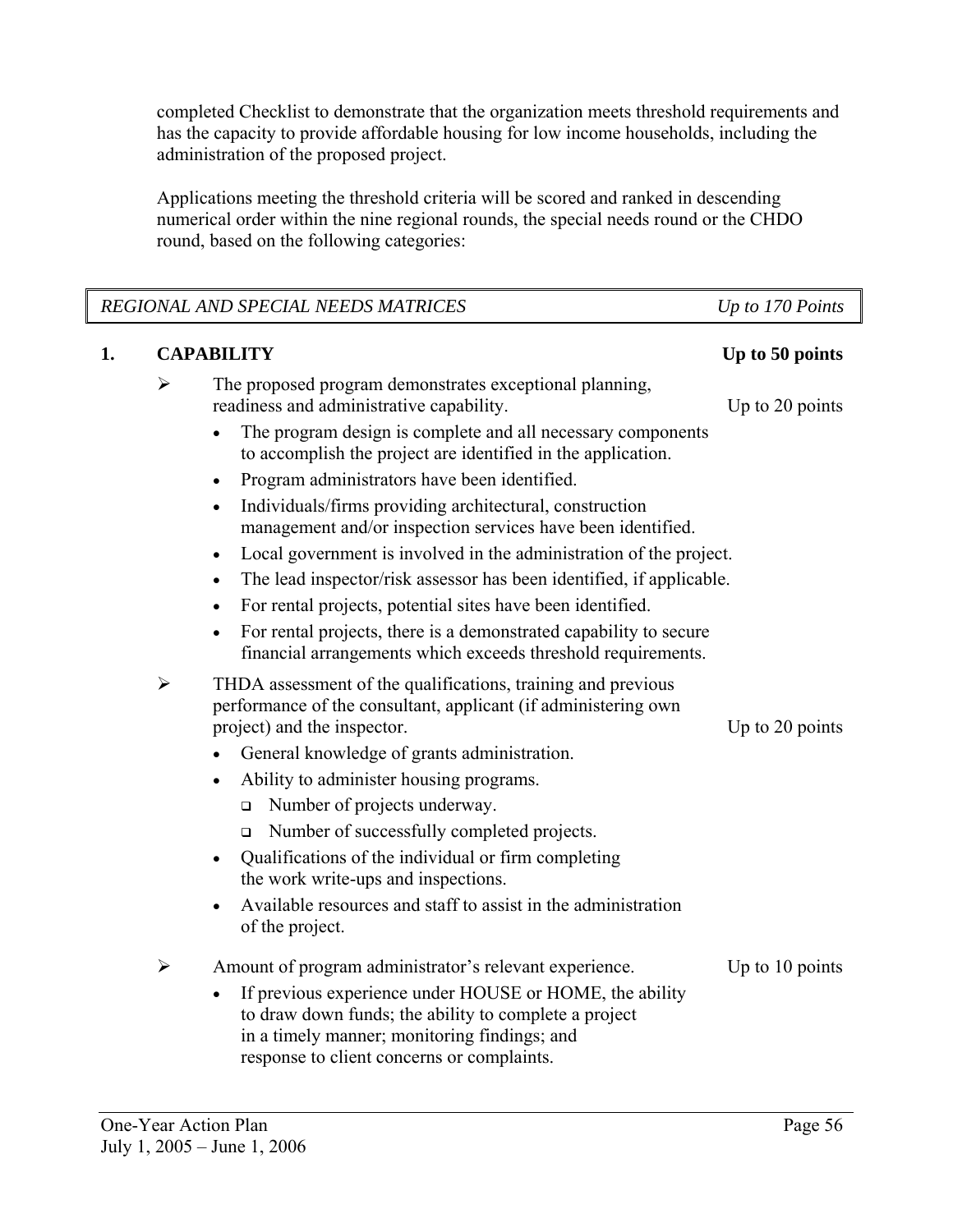completed Checklist to demonstrate that the organization meets threshold requirements and has the capacity to provide affordable housing for low income households, including the administration of the proposed project.

Applications meeting the threshold criteria will be scored and ranked in descending numerical order within the nine regional rounds, the special needs round or the CHDO round, based on the following categories:

| *REGIONAL AND SPECIAL NEEDS MATRICES* | *Up to 170 Points* |
|---|---|

**1. CAPABILITY** **Up to 50 points**

- The proposed program demonstrates exceptional planning, readiness and administrative capability. Up to 20 points
  - The program design is complete and all necessary components to accomplish the project are identified in the application.
  - Program administrators have been identified.
  - Individuals/firms providing architectural, construction management and/or inspection services have been identified.
  - Local government is involved in the administration of the project.
  - The lead inspector/risk assessor has been identified, if applicable.
  - For rental projects, potential sites have been identified.
  - For rental projects, there is a demonstrated capability to secure financial arrangements which exceeds threshold requirements.

- THDA assessment of the qualifications, training and previous performance of the consultant, applicant (if administering own project) and the inspector. Up to 20 points
  - General knowledge of grants administration.
  - Ability to administer housing programs.
    - Number of projects underway.
    - Number of successfully completed projects.
  - Qualifications of the individual or firm completing the work write-ups and inspections.
  - Available resources and staff to assist in the administration of the project.

- Amount of program administrator's relevant experience. Up to 10 points
  - If previous experience under HOUSE or HOME, the ability to draw down funds; the ability to complete a project in a timely manner; monitoring findings; and response to client concerns or complaints.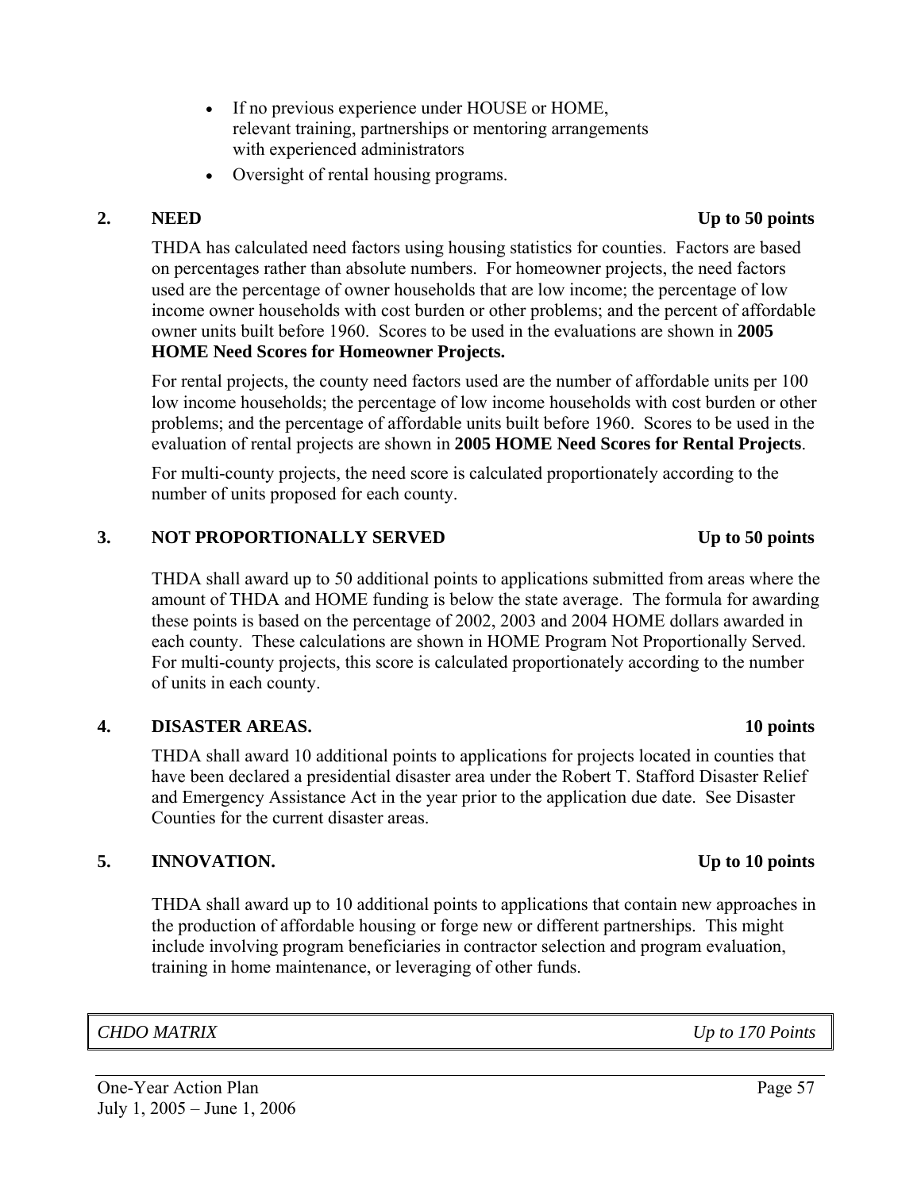- If no previous experience under HOUSE or HOME, relevant training, partnerships or mentoring arrangements with experienced administrators
- Oversight of rental housing programs.

### 2. NEED — Up to 50 points

THDA has calculated need factors using housing statistics for counties. Factors are based on percentages rather than absolute numbers. For homeowner projects, the need factors used are the percentage of owner households that are low income; the percentage of low income owner households with cost burden or other problems; and the percent of affordable owner units built before 1960. Scores to be used in the evaluations are shown in **2005 HOME Need Scores for Homeowner Projects.**

For rental projects, the county need factors used are the number of affordable units per 100 low income households; the percentage of low income households with cost burden or other problems; and the percentage of affordable units built before 1960. Scores to be used in the evaluation of rental projects are shown in **2005 HOME Need Scores for Rental Projects**.

For multi-county projects, the need score is calculated proportionately according to the number of units proposed for each county.

### 3. NOT PROPORTIONALLY SERVED — Up to 50 points

THDA shall award up to 50 additional points to applications submitted from areas where the amount of THDA and HOME funding is below the state average. The formula for awarding these points is based on the percentage of 2002, 2003 and 2004 HOME dollars awarded in each county. These calculations are shown in HOME Program Not Proportionally Served. For multi-county projects, this score is calculated proportionately according to the number of units in each county.

### 4. DISASTER AREAS. — 10 points

THDA shall award 10 additional points to applications for projects located in counties that have been declared a presidential disaster area under the Robert T. Stafford Disaster Relief and Emergency Assistance Act in the year prior to the application due date. See Disaster Counties for the current disaster areas.

### 5. INNOVATION. — Up to 10 points

THDA shall award up to 10 additional points to applications that contain new approaches in the production of affordable housing or forge new or different partnerships. This might include involving program beneficiaries in contractor selection and program evaluation, training in home maintenance, or leveraging of other funds.

| *CHDO MATRIX* | *Up to 170 Points* |
|---|---|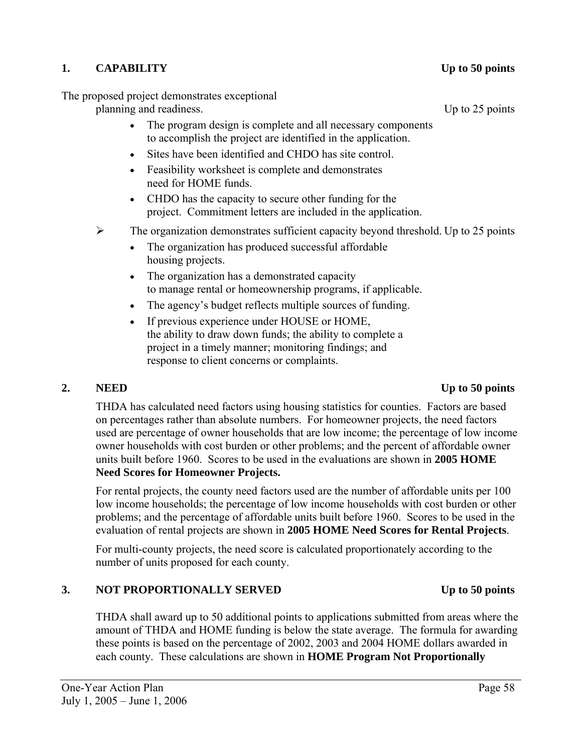**1. CAPABILITY** **Up to 50 points**

The proposed project demonstrates exceptional planning and readiness. Up to 25 points

- The program design is complete and all necessary components to accomplish the project are identified in the application.
- Sites have been identified and CHDO has site control.
- Feasibility worksheet is complete and demonstrates need for HOME funds.
- CHDO has the capacity to secure other funding for the project. Commitment letters are included in the application.

➢ The organization demonstrates sufficient capacity beyond threshold. Up to 25 points

- The organization has produced successful affordable housing projects.
- The organization has a demonstrated capacity to manage rental or homeownership programs, if applicable.
- The agency's budget reflects multiple sources of funding.
- If previous experience under HOUSE or HOME, the ability to draw down funds; the ability to complete a project in a timely manner; monitoring findings; and response to client concerns or complaints.

**2. NEED** **Up to 50 points**

THDA has calculated need factors using housing statistics for counties. Factors are based on percentages rather than absolute numbers. For homeowner projects, the need factors used are percentage of owner households that are low income; the percentage of low income owner households with cost burden or other problems; and the percent of affordable owner units built before 1960. Scores to be used in the evaluations are shown in **2005 HOME Need Scores for Homeowner Projects.**

For rental projects, the county need factors used are the number of affordable units per 100 low income households; the percentage of low income households with cost burden or other problems; and the percentage of affordable units built before 1960. Scores to be used in the evaluation of rental projects are shown in **2005 HOME Need Scores for Rental Projects**.

For multi-county projects, the need score is calculated proportionately according to the number of units proposed for each county.

**3. NOT PROPORTIONALLY SERVED** **Up to 50 points**

THDA shall award up to 50 additional points to applications submitted from areas where the amount of THDA and HOME funding is below the state average. The formula for awarding these points is based on the percentage of 2002, 2003 and 2004 HOME dollars awarded in each county. These calculations are shown in **HOME Program Not Proportionally**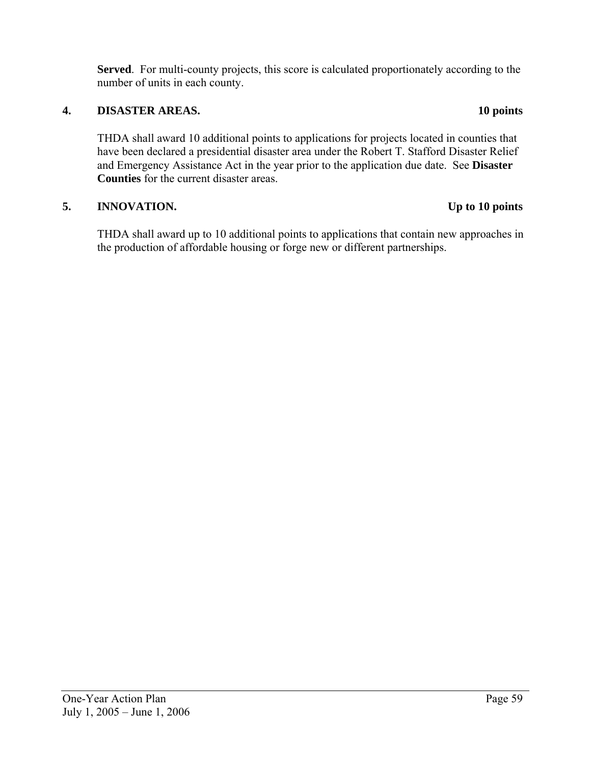**Served**. For multi-county projects, this score is calculated proportionately according to the number of units in each county.

### 4. DISASTER AREAS. 10 points

THDA shall award 10 additional points to applications for projects located in counties that have been declared a presidential disaster area under the Robert T. Stafford Disaster Relief and Emergency Assistance Act in the year prior to the application due date. See **Disaster Counties** for the current disaster areas.

### 5. INNOVATION. Up to 10 points

THDA shall award up to 10 additional points to applications that contain new approaches in the production of affordable housing or forge new or different partnerships.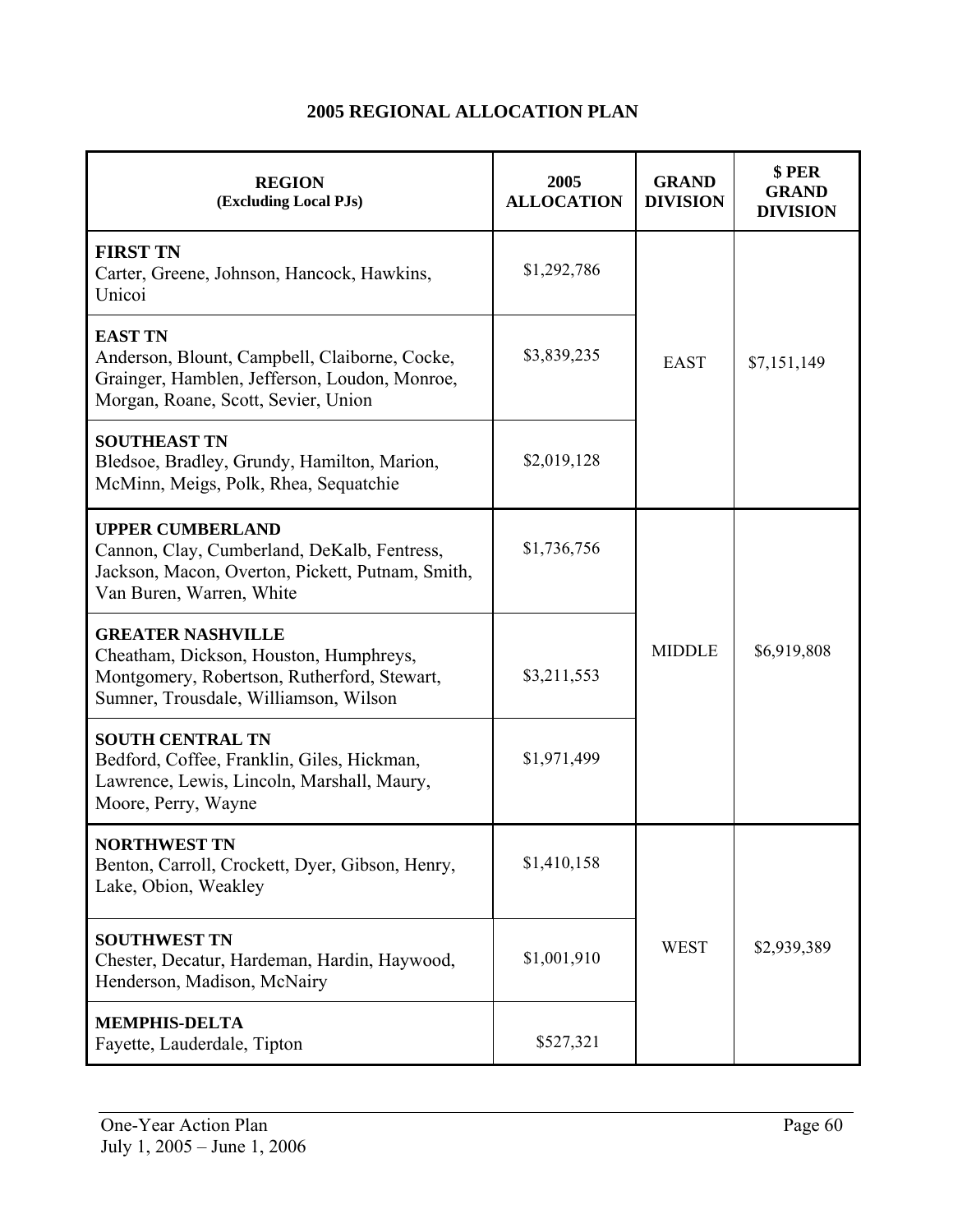# 2005 REGIONAL ALLOCATION PLAN

| REGION (Excluding Local PJs) | 2005 ALLOCATION | GRAND DIVISION | $ PER GRAND DIVISION |
|---|---|---|---|
| **FIRST TN** Carter, Greene, Johnson, Hancock, Hawkins, Unicoi | $1,292,786 | EAST | $7,151,149 |
| **EAST TN** Anderson, Blount, Campbell, Claiborne, Cocke, Grainger, Hamblen, Jefferson, Loudon, Monroe, Morgan, Roane, Scott, Sevier, Union | $3,839,235 | | |
| **SOUTHEAST TN** Bledsoe, Bradley, Grundy, Hamilton, Marion, McMinn, Meigs, Polk, Rhea, Sequatchie | $2,019,128 | | |
| **UPPER CUMBERLAND** Cannon, Clay, Cumberland, DeKalb, Fentress, Jackson, Macon, Overton, Pickett, Putnam, Smith, Van Buren, Warren, White | $1,736,756 | MIDDLE | $6,919,808 |
| **GREATER NASHVILLE** Cheatham, Dickson, Houston, Humphreys, Montgomery, Robertson, Rutherford, Stewart, Sumner, Trousdale, Williamson, Wilson | $3,211,553 | | |
| **SOUTH CENTRAL TN** Bedford, Coffee, Franklin, Giles, Hickman, Lawrence, Lewis, Lincoln, Marshall, Maury, Moore, Perry, Wayne | $1,971,499 | | |
| **NORTHWEST TN** Benton, Carroll, Crockett, Dyer, Gibson, Henry, Lake, Obion, Weakley | $1,410,158 | WEST | $2,939,389 |
| **SOUTHWEST TN** Chester, Decatur, Hardeman, Hardin, Haywood, Henderson, Madison, McNairy | $1,001,910 | | |
| **MEMPHIS-DELTA** Fayette, Lauderdale, Tipton | $527,321 | | |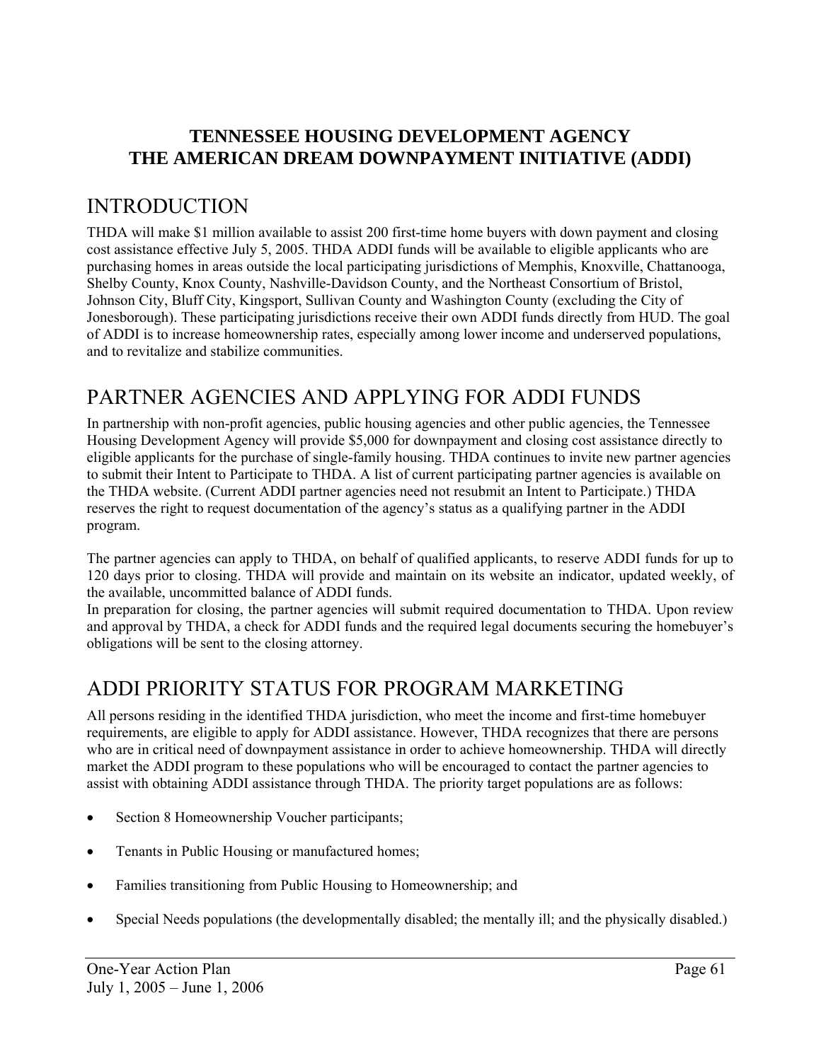**TENNESSEE HOUSING DEVELOPMENT AGENCY**
**THE AMERICAN DREAM DOWNPAYMENT INITIATIVE (ADDI)**

# INTRODUCTION

THDA will make $1 million available to assist 200 first-time home buyers with down payment and closing cost assistance effective July 5, 2005. THDA ADDI funds will be available to eligible applicants who are purchasing homes in areas outside the local participating jurisdictions of Memphis, Knoxville, Chattanooga, Shelby County, Knox County, Nashville-Davidson County, and the Northeast Consortium of Bristol, Johnson City, Bluff City, Kingsport, Sullivan County and Washington County (excluding the City of Jonesborough). These participating jurisdictions receive their own ADDI funds directly from HUD. The goal of ADDI is to increase homeownership rates, especially among lower income and underserved populations, and to revitalize and stabilize communities.

# PARTNER AGENCIES AND APPLYING FOR ADDI FUNDS

In partnership with non-profit agencies, public housing agencies and other public agencies, the Tennessee Housing Development Agency will provide $5,000 for downpayment and closing cost assistance directly to eligible applicants for the purchase of single-family housing. THDA continues to invite new partner agencies to submit their Intent to Participate to THDA. A list of current participating partner agencies is available on the THDA website. (Current ADDI partner agencies need not resubmit an Intent to Participate.) THDA reserves the right to request documentation of the agency's status as a qualifying partner in the ADDI program.

The partner agencies can apply to THDA, on behalf of qualified applicants, to reserve ADDI funds for up to 120 days prior to closing. THDA will provide and maintain on its website an indicator, updated weekly, of the available, uncommitted balance of ADDI funds.

In preparation for closing, the partner agencies will submit required documentation to THDA. Upon review and approval by THDA, a check for ADDI funds and the required legal documents securing the homebuyer's obligations will be sent to the closing attorney.

# ADDI PRIORITY STATUS FOR PROGRAM MARKETING

All persons residing in the identified THDA jurisdiction, who meet the income and first-time homebuyer requirements, are eligible to apply for ADDI assistance. However, THDA recognizes that there are persons who are in critical need of downpayment assistance in order to achieve homeownership. THDA will directly market the ADDI program to these populations who will be encouraged to contact the partner agencies to assist with obtaining ADDI assistance through THDA. The priority target populations are as follows:

- Section 8 Homeownership Voucher participants;
- Tenants in Public Housing or manufactured homes;
- Families transitioning from Public Housing to Homeownership; and
- Special Needs populations (the developmentally disabled; the mentally ill; and the physically disabled.)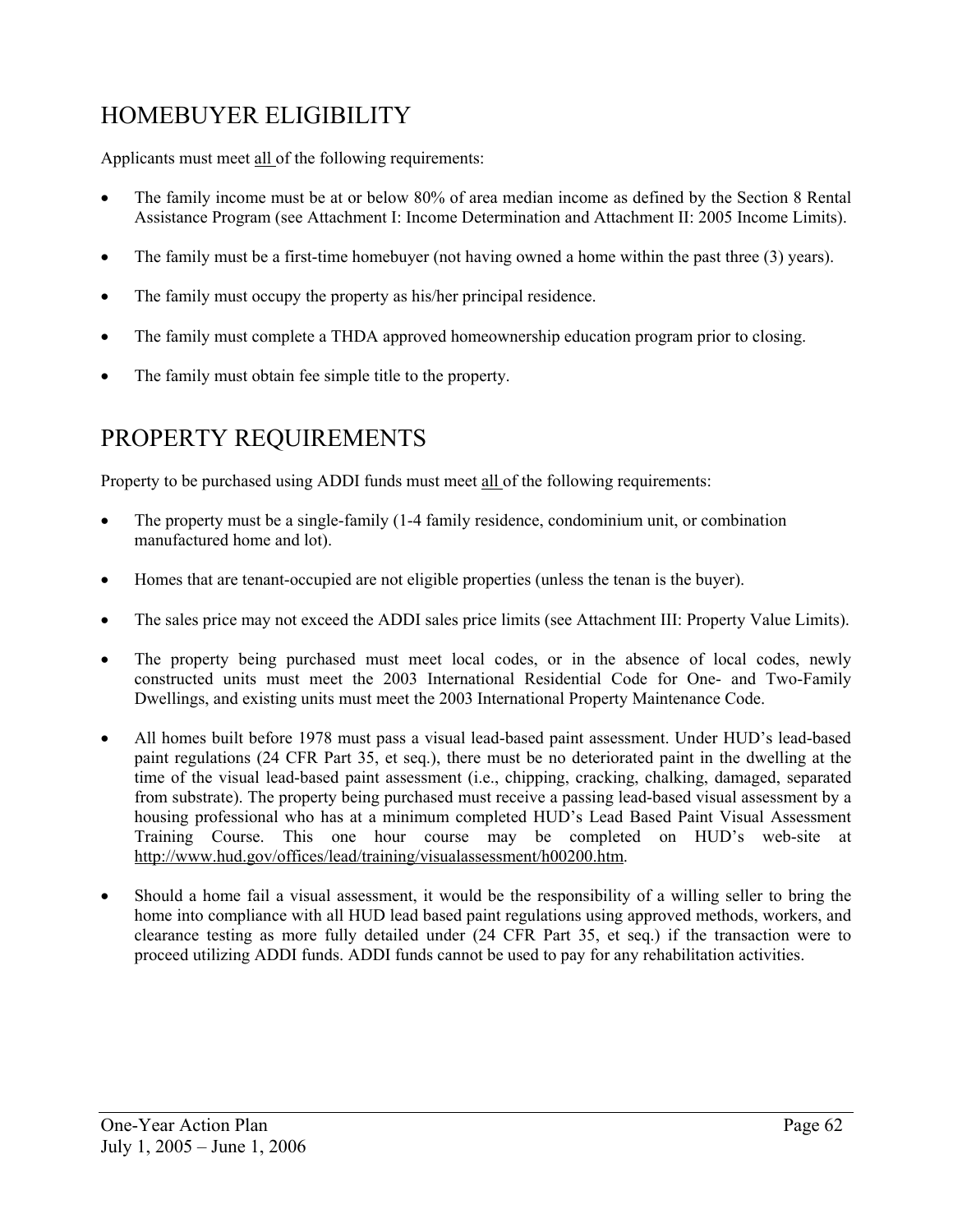# HOMEBUYER ELIGIBILITY

Applicants must meet all of the following requirements:

- The family income must be at or below 80% of area median income as defined by the Section 8 Rental Assistance Program (see Attachment I: Income Determination and Attachment II: 2005 Income Limits).
- The family must be a first-time homebuyer (not having owned a home within the past three (3) years).
- The family must occupy the property as his/her principal residence.
- The family must complete a THDA approved homeownership education program prior to closing.
- The family must obtain fee simple title to the property.

# PROPERTY REQUIREMENTS

Property to be purchased using ADDI funds must meet all of the following requirements:

- The property must be a single-family (1-4 family residence, condominium unit, or combination manufactured home and lot).
- Homes that are tenant-occupied are not eligible properties (unless the tenan is the buyer).
- The sales price may not exceed the ADDI sales price limits (see Attachment III: Property Value Limits).
- The property being purchased must meet local codes, or in the absence of local codes, newly constructed units must meet the 2003 International Residential Code for One- and Two-Family Dwellings, and existing units must meet the 2003 International Property Maintenance Code.
- All homes built before 1978 must pass a visual lead-based paint assessment. Under HUD's lead-based paint regulations (24 CFR Part 35, et seq.), there must be no deteriorated paint in the dwelling at the time of the visual lead-based paint assessment (i.e., chipping, cracking, chalking, damaged, separated from substrate). The property being purchased must receive a passing lead-based visual assessment by a housing professional who has at a minimum completed HUD's Lead Based Paint Visual Assessment Training Course. This one hour course may be completed on HUD's web-site at http://www.hud.gov/offices/lead/training/visualassessment/h00200.htm.
- Should a home fail a visual assessment, it would be the responsibility of a willing seller to bring the home into compliance with all HUD lead based paint regulations using approved methods, workers, and clearance testing as more fully detailed under (24 CFR Part 35, et seq.) if the transaction were to proceed utilizing ADDI funds. ADDI funds cannot be used to pay for any rehabilitation activities.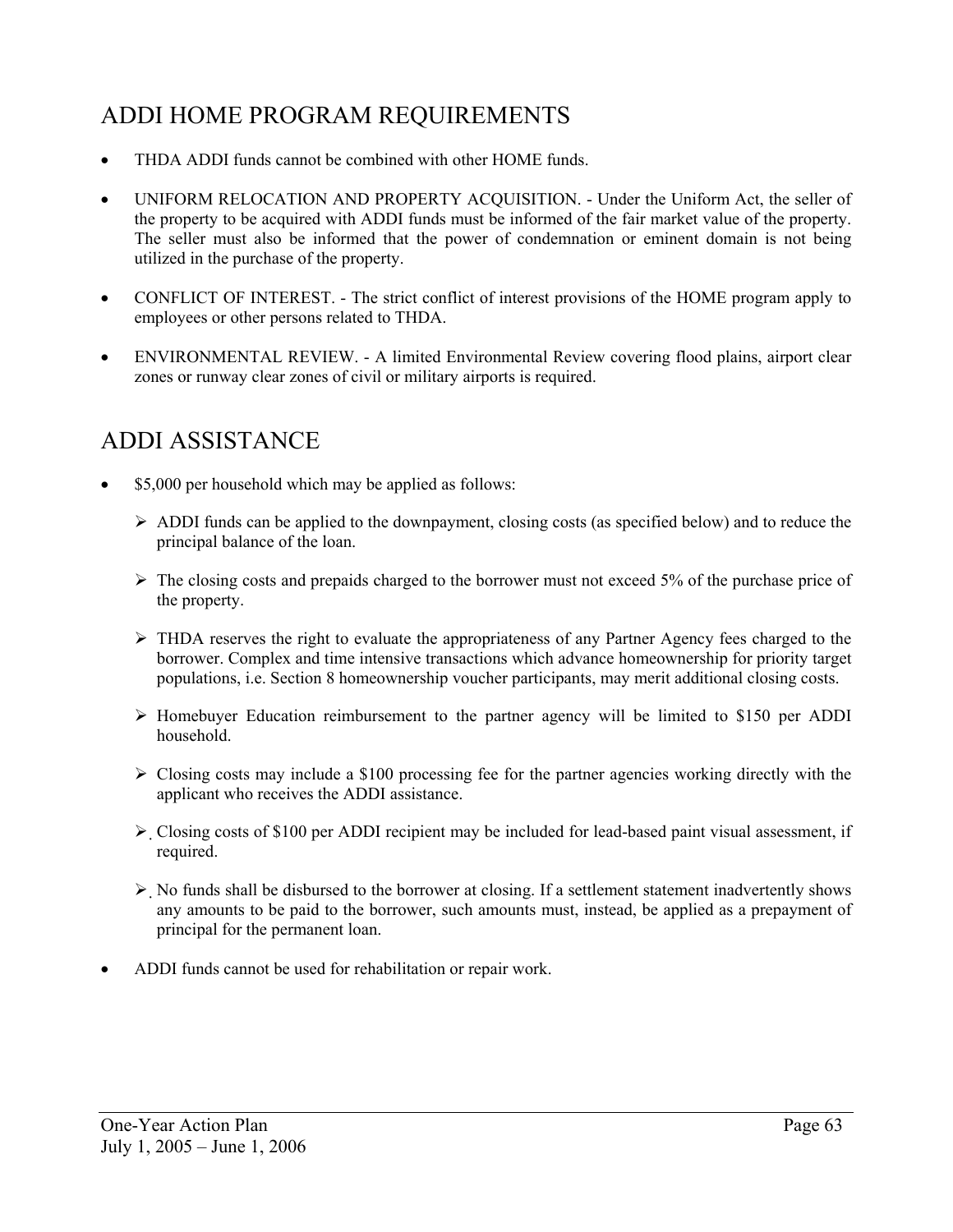## ADDI HOME PROGRAM REQUIREMENTS

- THDA ADDI funds cannot be combined with other HOME funds.
- UNIFORM RELOCATION AND PROPERTY ACQUISITION. - Under the Uniform Act, the seller of the property to be acquired with ADDI funds must be informed of the fair market value of the property. The seller must also be informed that the power of condemnation or eminent domain is not being utilized in the purchase of the property.
- CONFLICT OF INTEREST. - The strict conflict of interest provisions of the HOME program apply to employees or other persons related to THDA.
- ENVIRONMENTAL REVIEW. - A limited Environmental Review covering flood plains, airport clear zones or runway clear zones of civil or military airports is required.

## ADDI ASSISTANCE

- $5,000 per household which may be applied as follows:
  - ADDI funds can be applied to the downpayment, closing costs (as specified below) and to reduce the principal balance of the loan.
  - The closing costs and prepaids charged to the borrower must not exceed 5% of the purchase price of the property.
  - THDA reserves the right to evaluate the appropriateness of any Partner Agency fees charged to the borrower. Complex and time intensive transactions which advance homeownership for priority target populations, i.e. Section 8 homeownership voucher participants, may merit additional closing costs.
  - Homebuyer Education reimbursement to the partner agency will be limited to $150 per ADDI household.
  - Closing costs may include a $100 processing fee for the partner agencies working directly with the applicant who receives the ADDI assistance.
  - Closing costs of $100 per ADDI recipient may be included for lead-based paint visual assessment, if required.
  - No funds shall be disbursed to the borrower at closing. If a settlement statement inadvertently shows any amounts to be paid to the borrower, such amounts must, instead, be applied as a prepayment of principal for the permanent loan.
- ADDI funds cannot be used for rehabilitation or repair work.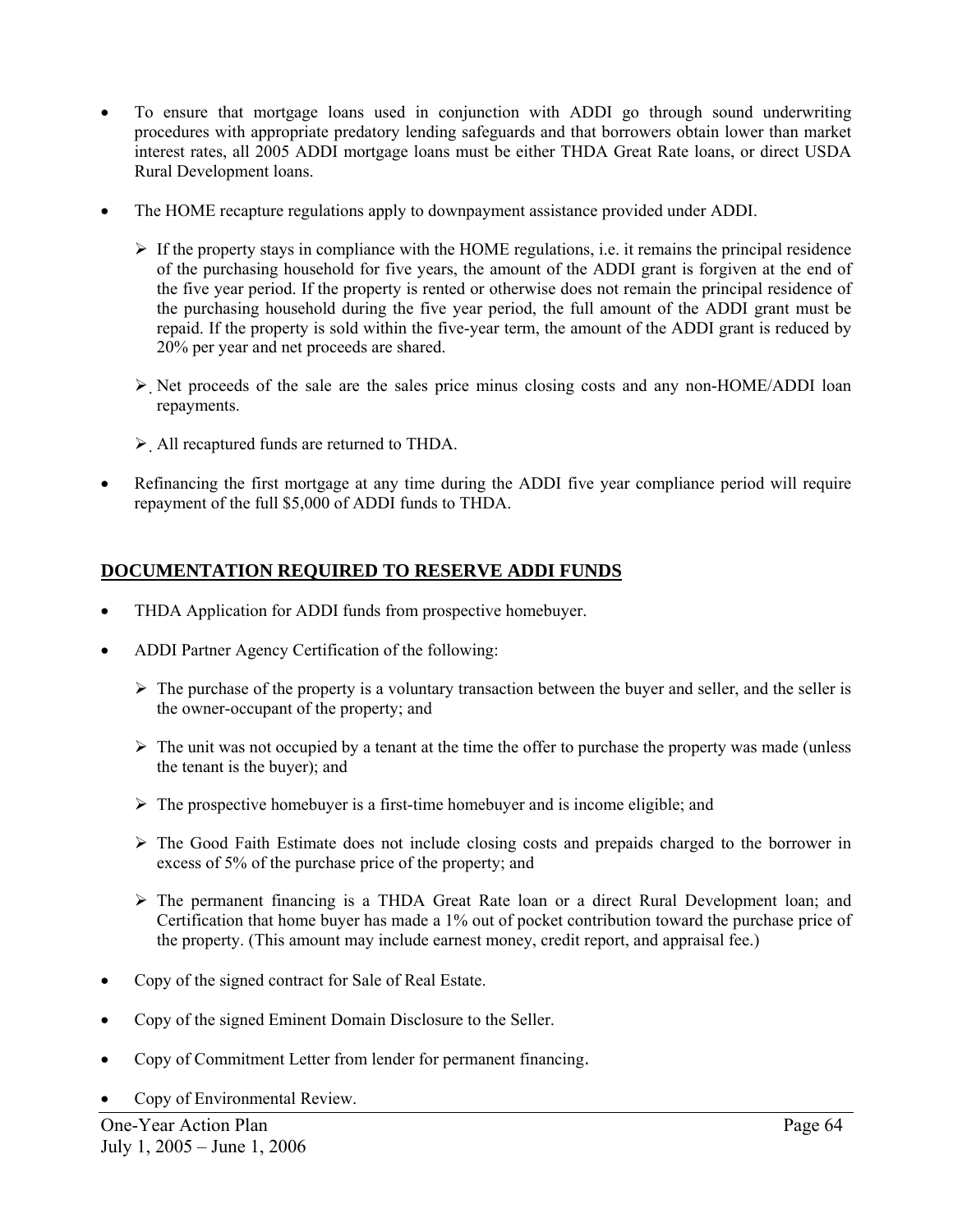- To ensure that mortgage loans used in conjunction with ADDI go through sound underwriting procedures with appropriate predatory lending safeguards and that borrowers obtain lower than market interest rates, all 2005 ADDI mortgage loans must be either THDA Great Rate loans, or direct USDA Rural Development loans.

- The HOME recapture regulations apply to downpayment assistance provided under ADDI.

  - If the property stays in compliance with the HOME regulations, i.e. it remains the principal residence of the purchasing household for five years, the amount of the ADDI grant is forgiven at the end of the five year period. If the property is rented or otherwise does not remain the principal residence of the purchasing household during the five year period, the full amount of the ADDI grant must be repaid. If the property is sold within the five-year term, the amount of the ADDI grant is reduced by 20% per year and net proceeds are shared.

  - Net proceeds of the sale are the sales price minus closing costs and any non-HOME/ADDI loan repayments.

  - All recaptured funds are returned to THDA.

- Refinancing the first mortgage at any time during the ADDI five year compliance period will require repayment of the full $5,000 of ADDI funds to THDA.

## **DOCUMENTATION REQUIRED TO RESERVE ADDI FUNDS**

- THDA Application for ADDI funds from prospective homebuyer.

- ADDI Partner Agency Certification of the following:

  - The purchase of the property is a voluntary transaction between the buyer and seller, and the seller is the owner-occupant of the property; and

  - The unit was not occupied by a tenant at the time the offer to purchase the property was made (unless the tenant is the buyer); and

  - The prospective homebuyer is a first-time homebuyer and is income eligible; and

  - The Good Faith Estimate does not include closing costs and prepaids charged to the borrower in excess of 5% of the purchase price of the property; and

  - The permanent financing is a THDA Great Rate loan or a direct Rural Development loan; and Certification that home buyer has made a 1% out of pocket contribution toward the purchase price of the property. (This amount may include earnest money, credit report, and appraisal fee.)

- Copy of the signed contract for Sale of Real Estate.

- Copy of the signed Eminent Domain Disclosure to the Seller.

- Copy of Commitment Letter from lender for permanent financing.

- Copy of Environmental Review.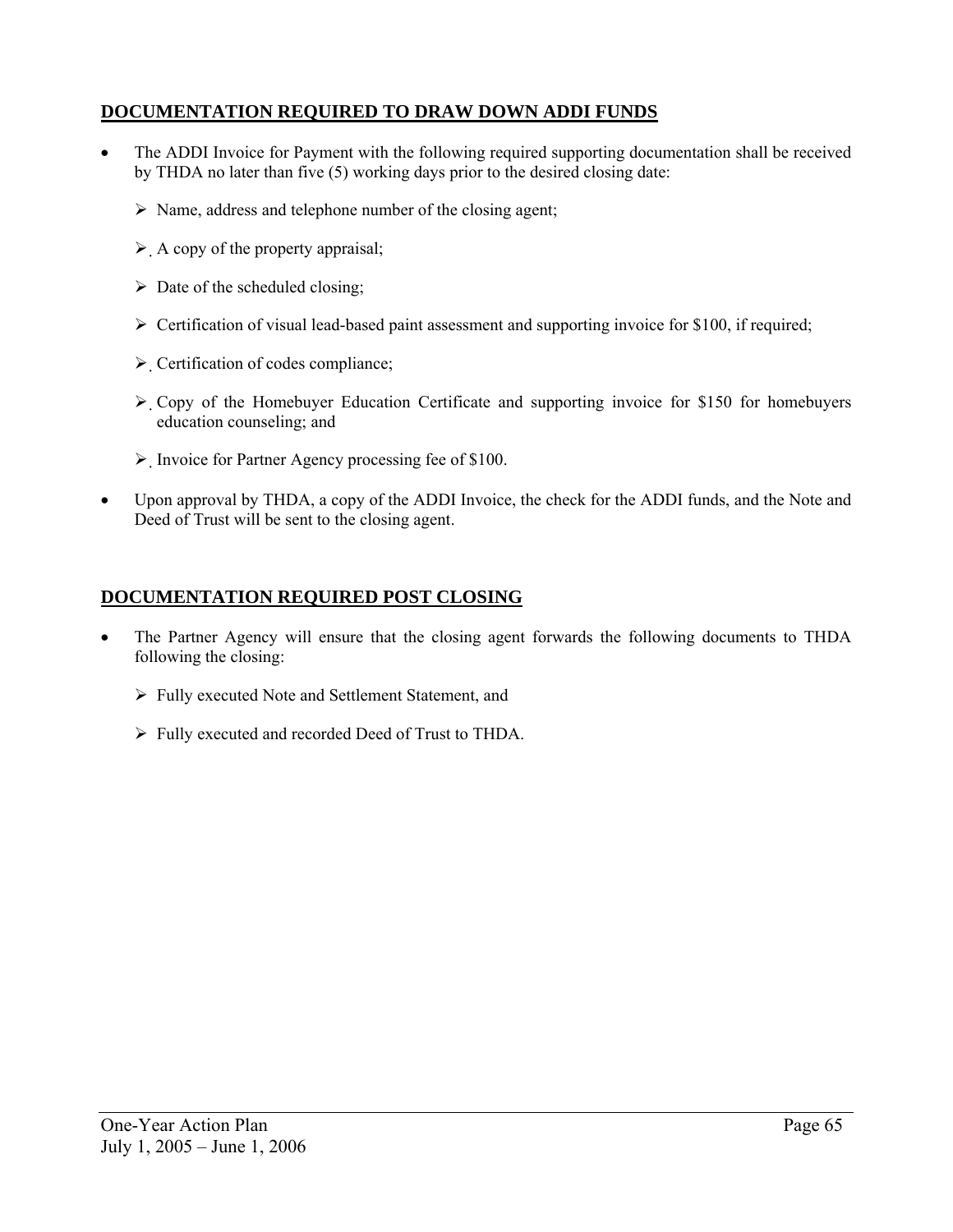## DOCUMENTATION REQUIRED TO DRAW DOWN ADDI FUNDS

- The ADDI Invoice for Payment with the following required supporting documentation shall be received by THDA no later than five (5) working days prior to the desired closing date:
  - Name, address and telephone number of the closing agent;
  - A copy of the property appraisal;
  - Date of the scheduled closing;
  - Certification of visual lead-based paint assessment and supporting invoice for $100, if required;
  - Certification of codes compliance;
  - Copy of the Homebuyer Education Certificate and supporting invoice for $150 for homebuyers education counseling; and
  - Invoice for Partner Agency processing fee of $100.
- Upon approval by THDA, a copy of the ADDI Invoice, the check for the ADDI funds, and the Note and Deed of Trust will be sent to the closing agent.

## DOCUMENTATION REQUIRED POST CLOSING

- The Partner Agency will ensure that the closing agent forwards the following documents to THDA following the closing:
  - Fully executed Note and Settlement Statement, and
  - Fully executed and recorded Deed of Trust to THDA.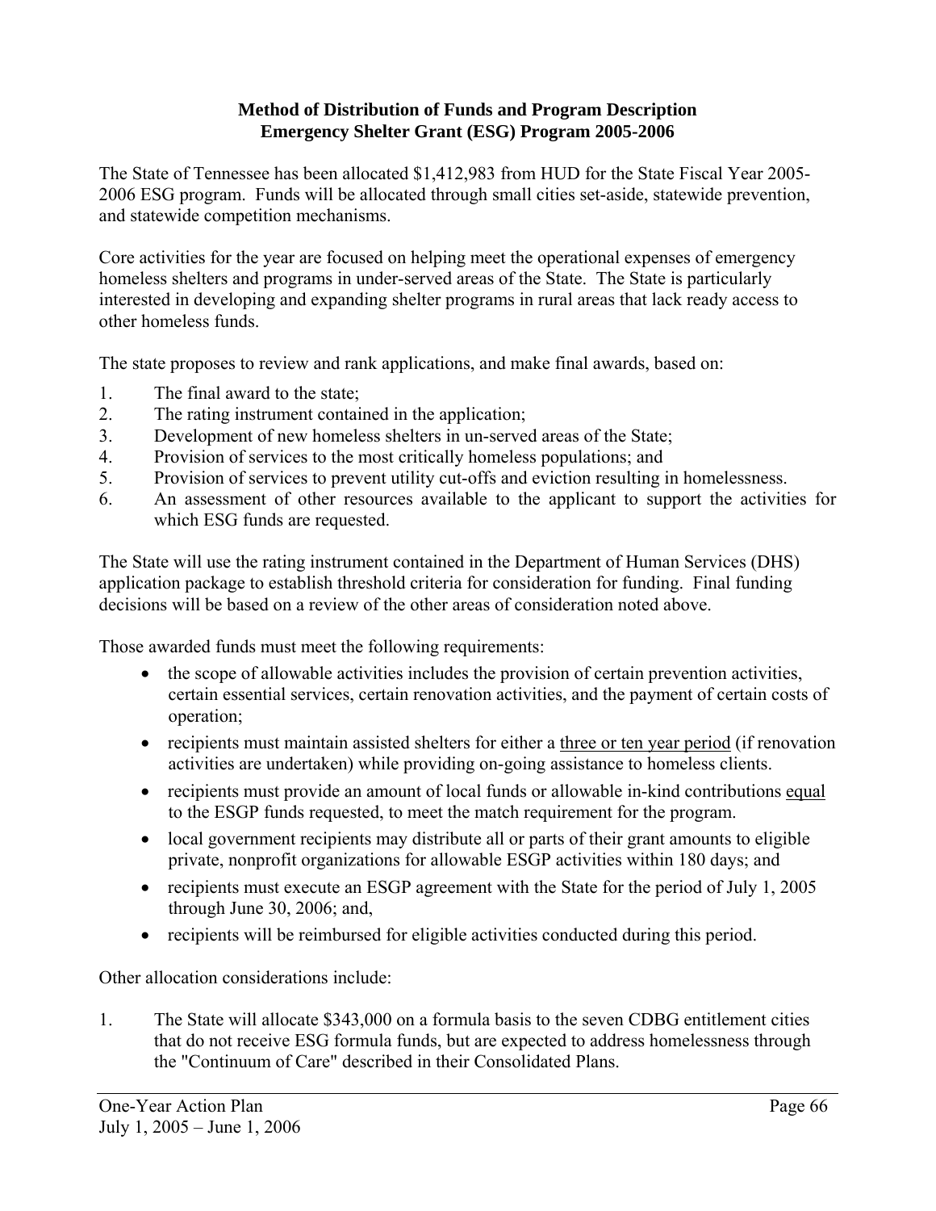**Method of Distribution of Funds and Program Description**
**Emergency Shelter Grant (ESG) Program 2005-2006**

The State of Tennessee has been allocated $1,412,983 from HUD for the State Fiscal Year 2005-2006 ESG program. Funds will be allocated through small cities set-aside, statewide prevention, and statewide competition mechanisms.

Core activities for the year are focused on helping meet the operational expenses of emergency homeless shelters and programs in under-served areas of the State. The State is particularly interested in developing and expanding shelter programs in rural areas that lack ready access to other homeless funds.

The state proposes to review and rank applications, and make final awards, based on:

1. The final award to the state;
2. The rating instrument contained in the application;
3. Development of new homeless shelters in un-served areas of the State;
4. Provision of services to the most critically homeless populations; and
5. Provision of services to prevent utility cut-offs and eviction resulting in homelessness.
6. An assessment of other resources available to the applicant to support the activities for which ESG funds are requested.

The State will use the rating instrument contained in the Department of Human Services (DHS) application package to establish threshold criteria for consideration for funding. Final funding decisions will be based on a review of the other areas of consideration noted above.

Those awarded funds must meet the following requirements:

- the scope of allowable activities includes the provision of certain prevention activities, certain essential services, certain renovation activities, and the payment of certain costs of operation;
- recipients must maintain assisted shelters for either a <u>three or ten year period</u> (if renovation activities are undertaken) while providing on-going assistance to homeless clients.
- recipients must provide an amount of local funds or allowable in-kind contributions <u>equal</u> to the ESGP funds requested, to meet the match requirement for the program.
- local government recipients may distribute all or parts of their grant amounts to eligible private, nonprofit organizations for allowable ESGP activities within 180 days; and
- recipients must execute an ESGP agreement with the State for the period of July 1, 2005 through June 30, 2006; and,
- recipients will be reimbursed for eligible activities conducted during this period.

Other allocation considerations include:

1. The State will allocate $343,000 on a formula basis to the seven CDBG entitlement cities that do not receive ESG formula funds, but are expected to address homelessness through the "Continuum of Care" described in their Consolidated Plans.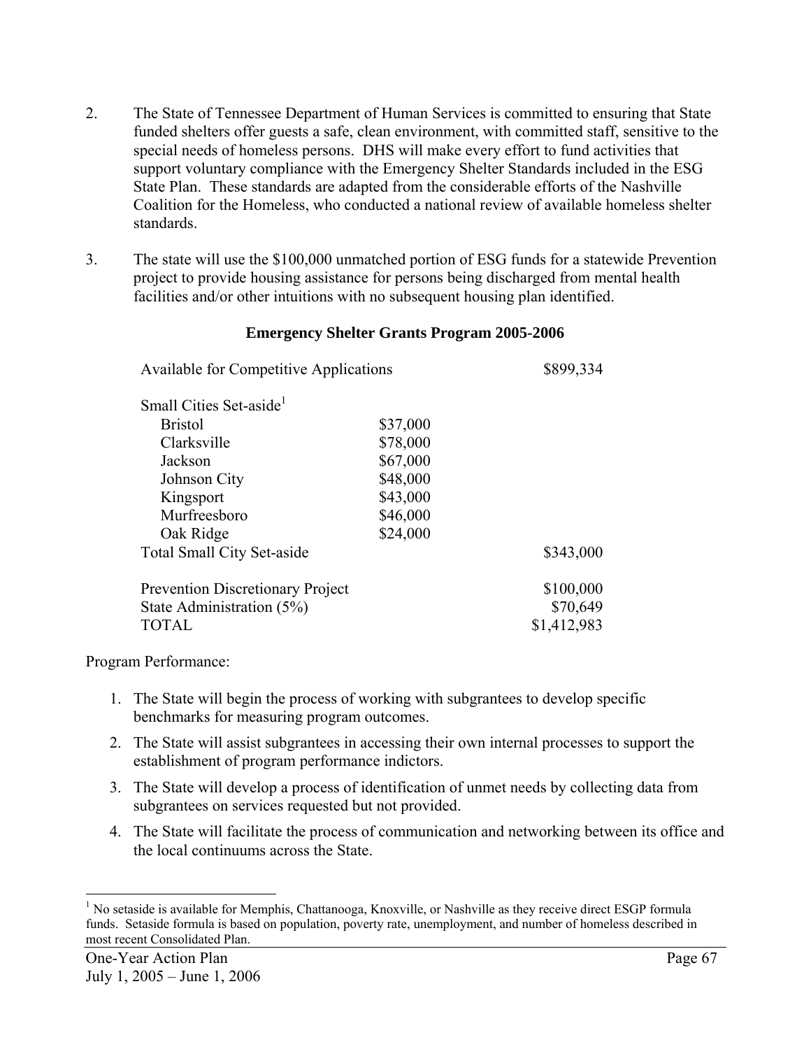2. The State of Tennessee Department of Human Services is committed to ensuring that State funded shelters offer guests a safe, clean environment, with committed staff, sensitive to the special needs of homeless persons. DHS will make every effort to fund activities that support voluntary compliance with the Emergency Shelter Standards included in the ESG State Plan. These standards are adapted from the considerable efforts of the Nashville Coalition for the Homeless, who conducted a national review of available homeless shelter standards.

3. The state will use the $100,000 unmatched portion of ESG funds for a statewide Prevention project to provide housing assistance for persons being discharged from mental health facilities and/or other intuitions with no subsequent housing plan identified.

**Emergency Shelter Grants Program 2005-2006**

| | | |
|---|---|---|
| Available for Competitive Applications | | $899,334 |
| Small Cities Set-aside[1] | | |
| Bristol | $37,000 | |
| Clarksville | $78,000 | |
| Jackson | $67,000 | |
| Johnson City | $48,000 | |
| Kingsport | $43,000 | |
| Murfreesboro | $46,000 | |
| Oak Ridge | $24,000 | |
| Total Small City Set-aside | | $343,000 |
| Prevention Discretionary Project | | $100,000 |
| State Administration (5%) | | $70,649 |
| TOTAL | | $1,412,983 |

Program Performance:

1. The State will begin the process of working with subgrantees to develop specific benchmarks for measuring program outcomes.
2. The State will assist subgrantees in accessing their own internal processes to support the establishment of program performance indictors.
3. The State will develop a process of identification of unmet needs by collecting data from subgrantees on services requested but not provided.
4. The State will facilitate the process of communication and networking between its office and the local continuums across the State.

[1] No setaside is available for Memphis, Chattanooga, Knoxville, or Nashville as they receive direct ESGP formula funds. Setaside formula is based on population, poverty rate, unemployment, and number of homeless described in most recent Consolidated Plan.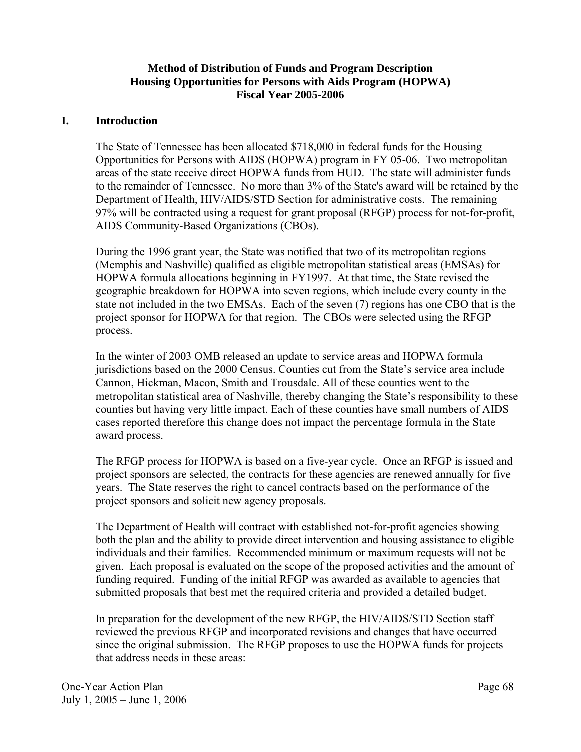**Method of Distribution of Funds and Program Description**
**Housing Opportunities for Persons with Aids Program (HOPWA)**
**Fiscal Year 2005-2006**

## I. Introduction

The State of Tennessee has been allocated $718,000 in federal funds for the Housing Opportunities for Persons with AIDS (HOPWA) program in FY 05-06. Two metropolitan areas of the state receive direct HOPWA funds from HUD. The state will administer funds to the remainder of Tennessee. No more than 3% of the State's award will be retained by the Department of Health, HIV/AIDS/STD Section for administrative costs. The remaining 97% will be contracted using a request for grant proposal (RFGP) process for not-for-profit, AIDS Community-Based Organizations (CBOs).

During the 1996 grant year, the State was notified that two of its metropolitan regions (Memphis and Nashville) qualified as eligible metropolitan statistical areas (EMSAs) for HOPWA formula allocations beginning in FY1997. At that time, the State revised the geographic breakdown for HOPWA into seven regions, which include every county in the state not included in the two EMSAs. Each of the seven (7) regions has one CBO that is the project sponsor for HOPWA for that region. The CBOs were selected using the RFGP process.

In the winter of 2003 OMB released an update to service areas and HOPWA formula jurisdictions based on the 2000 Census. Counties cut from the State's service area include Cannon, Hickman, Macon, Smith and Trousdale. All of these counties went to the metropolitan statistical area of Nashville, thereby changing the State's responsibility to these counties but having very little impact. Each of these counties have small numbers of AIDS cases reported therefore this change does not impact the percentage formula in the State award process.

The RFGP process for HOPWA is based on a five-year cycle. Once an RFGP is issued and project sponsors are selected, the contracts for these agencies are renewed annually for five years. The State reserves the right to cancel contracts based on the performance of the project sponsors and solicit new agency proposals.

The Department of Health will contract with established not-for-profit agencies showing both the plan and the ability to provide direct intervention and housing assistance to eligible individuals and their families. Recommended minimum or maximum requests will not be given. Each proposal is evaluated on the scope of the proposed activities and the amount of funding required. Funding of the initial RFGP was awarded as available to agencies that submitted proposals that best met the required criteria and provided a detailed budget.

In preparation for the development of the new RFGP, the HIV/AIDS/STD Section staff reviewed the previous RFGP and incorporated revisions and changes that have occurred since the original submission. The RFGP proposes to use the HOPWA funds for projects that address needs in these areas: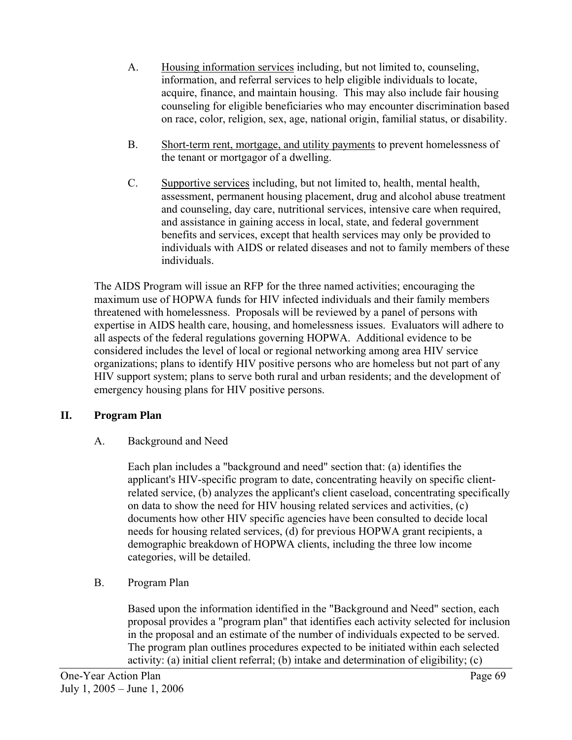A. Housing information services including, but not limited to, counseling, information, and referral services to help eligible individuals to locate, acquire, finance, and maintain housing. This may also include fair housing counseling for eligible beneficiaries who may encounter discrimination based on race, color, religion, sex, age, national origin, familial status, or disability.

B. Short-term rent, mortgage, and utility payments to prevent homelessness of the tenant or mortgagor of a dwelling.

C. Supportive services including, but not limited to, health, mental health, assessment, permanent housing placement, drug and alcohol abuse treatment and counseling, day care, nutritional services, intensive care when required, and assistance in gaining access in local, state, and federal government benefits and services, except that health services may only be provided to individuals with AIDS or related diseases and not to family members of these individuals.

The AIDS Program will issue an RFP for the three named activities; encouraging the maximum use of HOPWA funds for HIV infected individuals and their family members threatened with homelessness. Proposals will be reviewed by a panel of persons with expertise in AIDS health care, housing, and homelessness issues. Evaluators will adhere to all aspects of the federal regulations governing HOPWA. Additional evidence to be considered includes the level of local or regional networking among area HIV service organizations; plans to identify HIV positive persons who are homeless but not part of any HIV support system; plans to serve both rural and urban residents; and the development of emergency housing plans for HIV positive persons.

## II. Program Plan

A. Background and Need

Each plan includes a "background and need" section that: (a) identifies the applicant's HIV-specific program to date, concentrating heavily on specific client-related service, (b) analyzes the applicant's client caseload, concentrating specifically on data to show the need for HIV housing related services and activities, (c) documents how other HIV specific agencies have been consulted to decide local needs for housing related services, (d) for previous HOPWA grant recipients, a demographic breakdown of HOPWA clients, including the three low income categories, will be detailed.

B. Program Plan

Based upon the information identified in the "Background and Need" section, each proposal provides a "program plan" that identifies each activity selected for inclusion in the proposal and an estimate of the number of individuals expected to be served. The program plan outlines procedures expected to be initiated within each selected activity: (a) initial client referral; (b) intake and determination of eligibility; (c)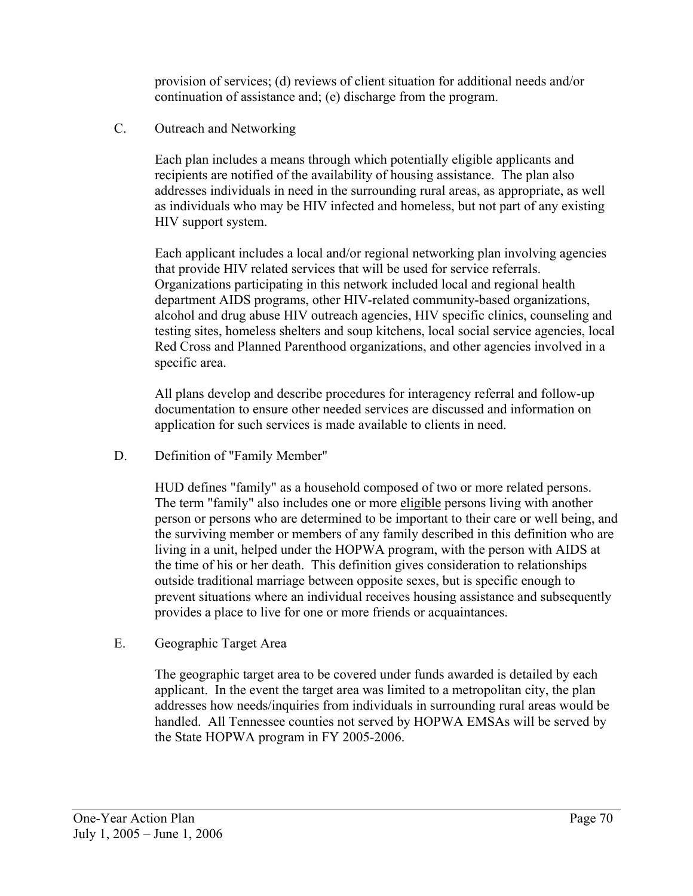provision of services; (d) reviews of client situation for additional needs and/or continuation of assistance and; (e) discharge from the program.

C. Outreach and Networking

Each plan includes a means through which potentially eligible applicants and recipients are notified of the availability of housing assistance. The plan also addresses individuals in need in the surrounding rural areas, as appropriate, as well as individuals who may be HIV infected and homeless, but not part of any existing HIV support system.

Each applicant includes a local and/or regional networking plan involving agencies that provide HIV related services that will be used for service referrals. Organizations participating in this network included local and regional health department AIDS programs, other HIV-related community-based organizations, alcohol and drug abuse HIV outreach agencies, HIV specific clinics, counseling and testing sites, homeless shelters and soup kitchens, local social service agencies, local Red Cross and Planned Parenthood organizations, and other agencies involved in a specific area.

All plans develop and describe procedures for interagency referral and follow-up documentation to ensure other needed services are discussed and information on application for such services is made available to clients in need.

D. Definition of "Family Member"

HUD defines "family" as a household composed of two or more related persons. The term "family" also includes one or more eligible persons living with another person or persons who are determined to be important to their care or well being, and the surviving member or members of any family described in this definition who are living in a unit, helped under the HOPWA program, with the person with AIDS at the time of his or her death. This definition gives consideration to relationships outside traditional marriage between opposite sexes, but is specific enough to prevent situations where an individual receives housing assistance and subsequently provides a place to live for one or more friends or acquaintances.

E. Geographic Target Area

The geographic target area to be covered under funds awarded is detailed by each applicant. In the event the target area was limited to a metropolitan city, the plan addresses how needs/inquiries from individuals in surrounding rural areas would be handled. All Tennessee counties not served by HOPWA EMSAs will be served by the State HOPWA program in FY 2005-2006.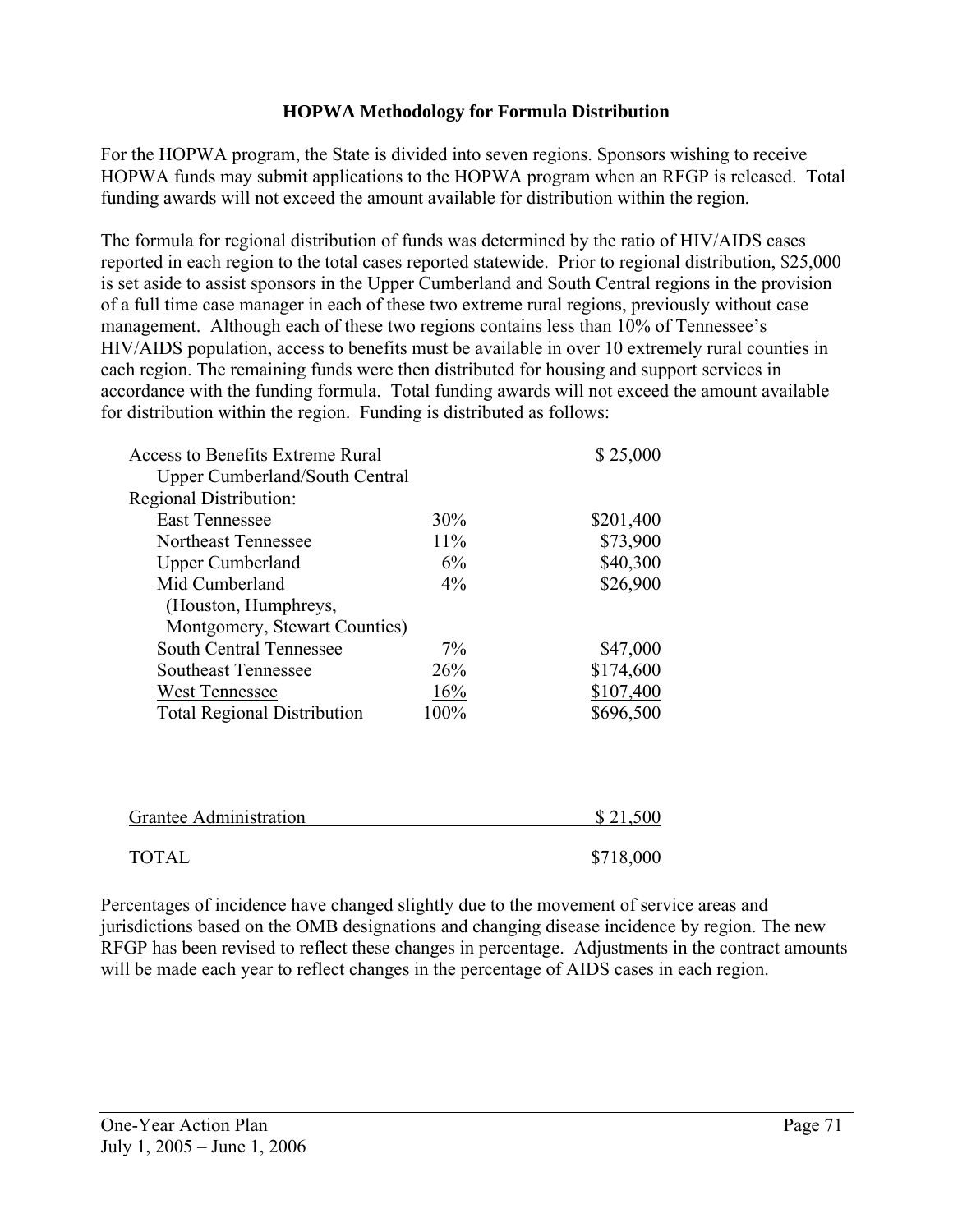## HOPWA Methodology for Formula Distribution

For the HOPWA program, the State is divided into seven regions. Sponsors wishing to receive HOPWA funds may submit applications to the HOPWA program when an RFGP is released. Total funding awards will not exceed the amount available for distribution within the region.

The formula for regional distribution of funds was determined by the ratio of HIV/AIDS cases reported in each region to the total cases reported statewide. Prior to regional distribution, $25,000 is set aside to assist sponsors in the Upper Cumberland and South Central regions in the provision of a full time case manager in each of these two extreme rural regions, previously without case management. Although each of these two regions contains less than 10% of Tennessee's HIV/AIDS population, access to benefits must be available in over 10 extremely rural counties in each region. The remaining funds were then distributed for housing and support services in accordance with the funding formula. Total funding awards will not exceed the amount available for distribution within the region. Funding is distributed as follows:

| | | |
|---|---|---|
| Access to Benefits Extreme Rural Upper Cumberland/South Central | | $ 25,000 |
| Regional Distribution: | | |
| East Tennessee | 30% | $201,400 |
| Northeast Tennessee | 11% | $73,900 |
| Upper Cumberland | 6% | $40,300 |
| Mid Cumberland (Houston, Humphreys, Montgomery, Stewart Counties) | 4% | $26,900 |
| South Central Tennessee | 7% | $47,000 |
| Southeast Tennessee | 26% | $174,600 |
| West Tennessee | 16% | $107,400 |
| Total Regional Distribution | 100% | $696,500 |
| | | |
| Grantee Administration | | $ 21,500 |
| TOTAL | | $718,000 |

Percentages of incidence have changed slightly due to the movement of service areas and jurisdictions based on the OMB designations and changing disease incidence by region. The new RFGP has been revised to reflect these changes in percentage. Adjustments in the contract amounts will be made each year to reflect changes in the percentage of AIDS cases in each region.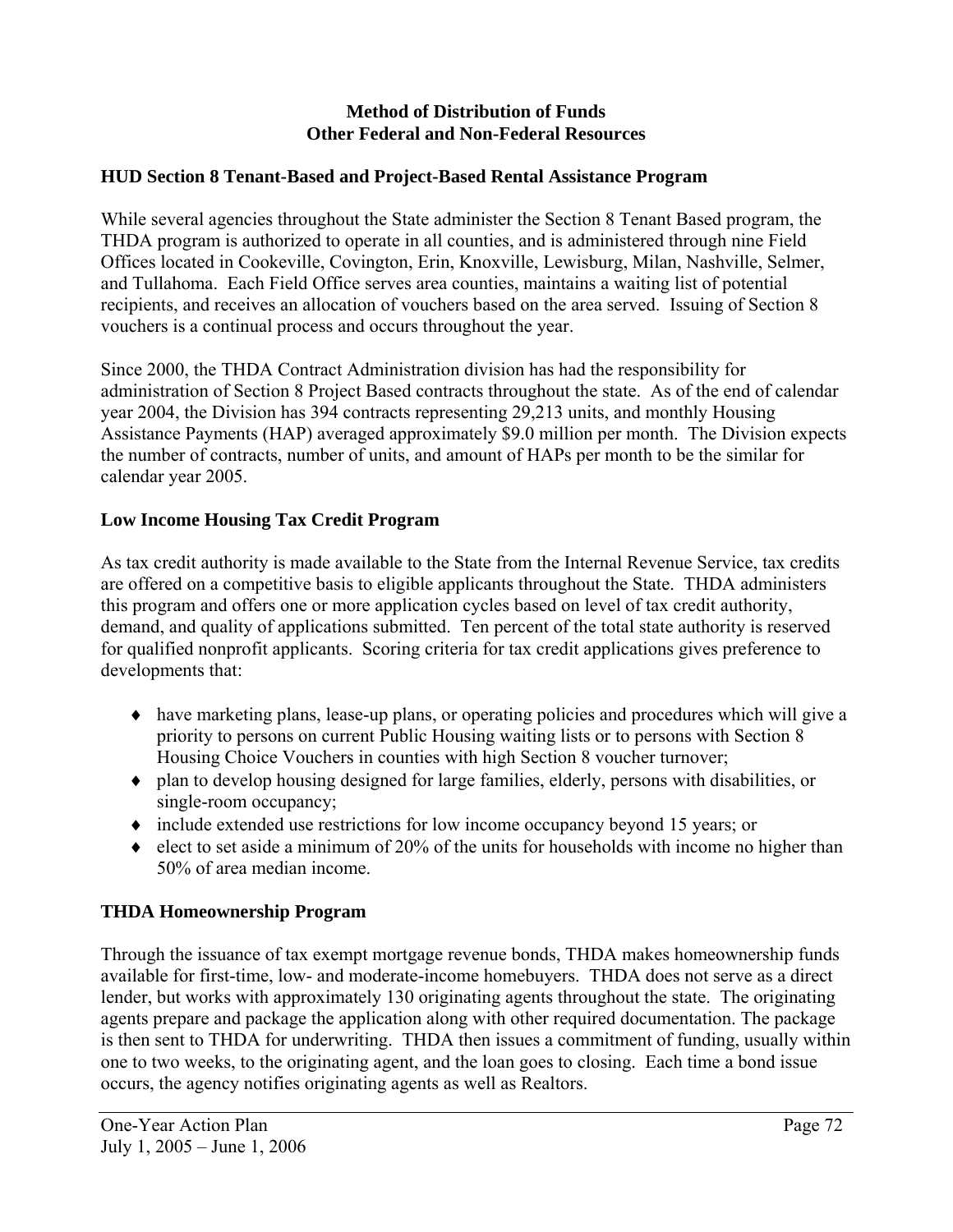## Method of Distribution of Funds
## Other Federal and Non-Federal Resources

### HUD Section 8 Tenant-Based and Project-Based Rental Assistance Program

While several agencies throughout the State administer the Section 8 Tenant Based program, the THDA program is authorized to operate in all counties, and is administered through nine Field Offices located in Cookeville, Covington, Erin, Knoxville, Lewisburg, Milan, Nashville, Selmer, and Tullahoma. Each Field Office serves area counties, maintains a waiting list of potential recipients, and receives an allocation of vouchers based on the area served. Issuing of Section 8 vouchers is a continual process and occurs throughout the year.

Since 2000, the THDA Contract Administration division has had the responsibility for administration of Section 8 Project Based contracts throughout the state. As of the end of calendar year 2004, the Division has 394 contracts representing 29,213 units, and monthly Housing Assistance Payments (HAP) averaged approximately $9.0 million per month. The Division expects the number of contracts, number of units, and amount of HAPs per month to be the similar for calendar year 2005.

### Low Income Housing Tax Credit Program

As tax credit authority is made available to the State from the Internal Revenue Service, tax credits are offered on a competitive basis to eligible applicants throughout the State. THDA administers this program and offers one or more application cycles based on level of tax credit authority, demand, and quality of applications submitted. Ten percent of the total state authority is reserved for qualified nonprofit applicants. Scoring criteria for tax credit applications gives preference to developments that:

- have marketing plans, lease-up plans, or operating policies and procedures which will give a priority to persons on current Public Housing waiting lists or to persons with Section 8 Housing Choice Vouchers in counties with high Section 8 voucher turnover;
- plan to develop housing designed for large families, elderly, persons with disabilities, or single-room occupancy;
- include extended use restrictions for low income occupancy beyond 15 years; or
- elect to set aside a minimum of 20% of the units for households with income no higher than 50% of area median income.

### THDA Homeownership Program

Through the issuance of tax exempt mortgage revenue bonds, THDA makes homeownership funds available for first-time, low- and moderate-income homebuyers. THDA does not serve as a direct lender, but works with approximately 130 originating agents throughout the state. The originating agents prepare and package the application along with other required documentation. The package is then sent to THDA for underwriting. THDA then issues a commitment of funding, usually within one to two weeks, to the originating agent, and the loan goes to closing. Each time a bond issue occurs, the agency notifies originating agents as well as Realtors.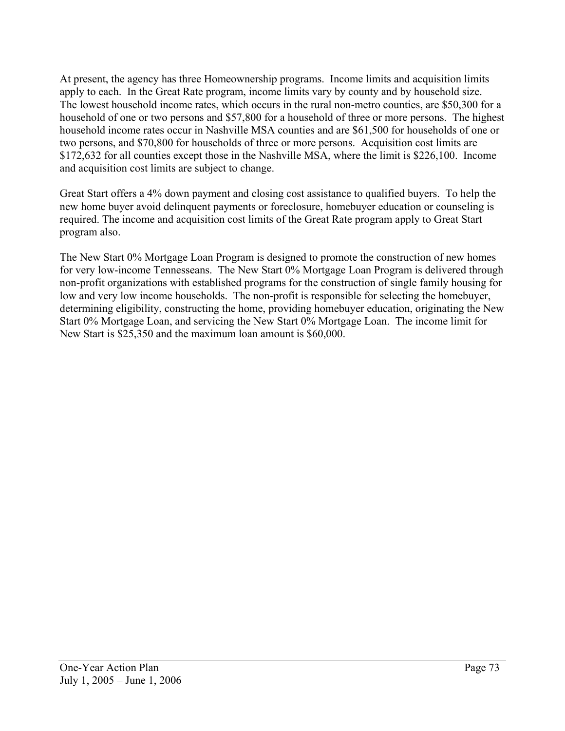At present, the agency has three Homeownership programs. Income limits and acquisition limits apply to each. In the Great Rate program, income limits vary by county and by household size. The lowest household income rates, which occurs in the rural non-metro counties, are $50,300 for a household of one or two persons and $57,800 for a household of three or more persons. The highest household income rates occur in Nashville MSA counties and are $61,500 for households of one or two persons, and $70,800 for households of three or more persons. Acquisition cost limits are $172,632 for all counties except those in the Nashville MSA, where the limit is $226,100. Income and acquisition cost limits are subject to change.

Great Start offers a 4% down payment and closing cost assistance to qualified buyers. To help the new home buyer avoid delinquent payments or foreclosure, homebuyer education or counseling is required. The income and acquisition cost limits of the Great Rate program apply to Great Start program also.

The New Start 0% Mortgage Loan Program is designed to promote the construction of new homes for very low-income Tennesseans. The New Start 0% Mortgage Loan Program is delivered through non-profit organizations with established programs for the construction of single family housing for low and very low income households. The non-profit is responsible for selecting the homebuyer, determining eligibility, constructing the home, providing homebuyer education, originating the New Start 0% Mortgage Loan, and servicing the New Start 0% Mortgage Loan. The income limit for New Start is $25,350 and the maximum loan amount is $60,000.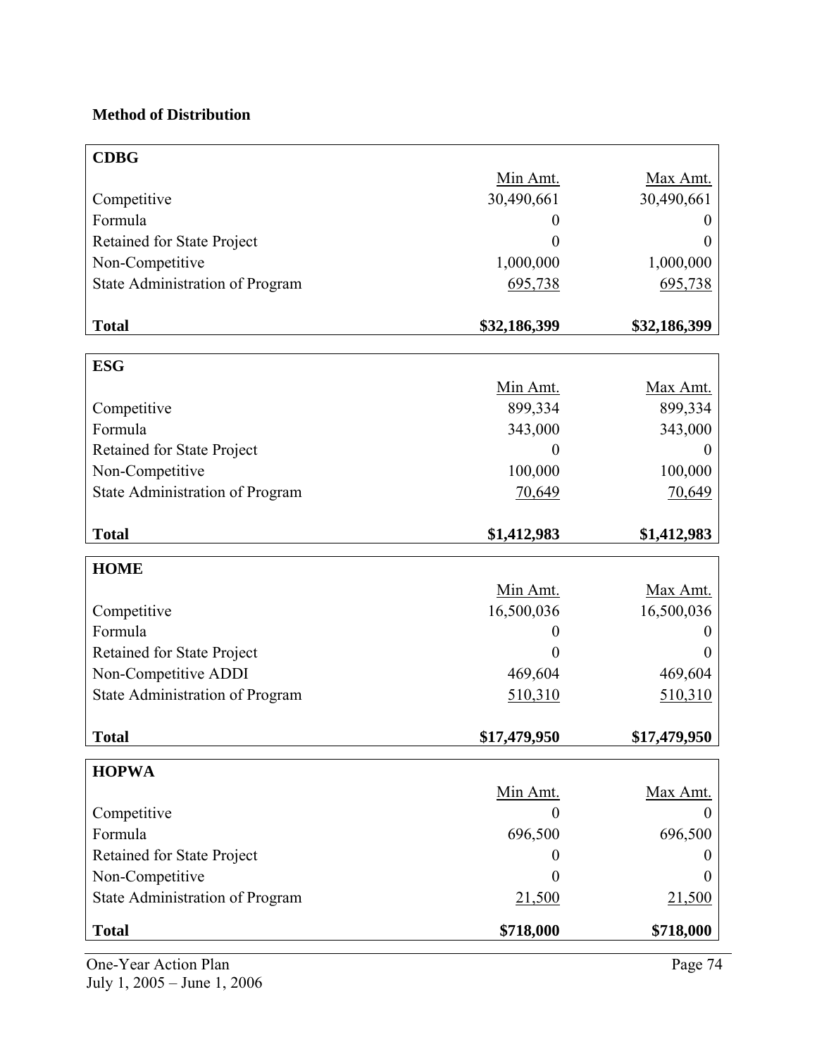**Method of Distribution**

| CDBG | Min Amt. | Max Amt. |
|---|---|---|
| Competitive | 30,490,661 | 30,490,661 |
| Formula | 0 | 0 |
| Retained for State Project | 0 | 0 |
| Non-Competitive | 1,000,000 | 1,000,000 |
| State Administration of Program | 695,738 | 695,738 |
| **Total** | **$32,186,399** | **$32,186,399** |

| ESG | Min Amt. | Max Amt. |
|---|---|---|
| Competitive | 899,334 | 899,334 |
| Formula | 343,000 | 343,000 |
| Retained for State Project | 0 | 0 |
| Non-Competitive | 100,000 | 100,000 |
| State Administration of Program | 70,649 | 70,649 |
| **Total** | **$1,412,983** | **$1,412,983** |

| HOME | Min Amt. | Max Amt. |
|---|---|---|
| Competitive | 16,500,036 | 16,500,036 |
| Formula | 0 | 0 |
| Retained for State Project | 0 | 0 |
| Non-Competitive ADDI | 469,604 | 469,604 |
| State Administration of Program | 510,310 | 510,310 |
| **Total** | **$17,479,950** | **$17,479,950** |

| HOPWA | Min Amt. | Max Amt. |
|---|---|---|
| Competitive | 0 | 0 |
| Formula | 696,500 | 696,500 |
| Retained for State Project | 0 | 0 |
| Non-Competitive | 0 | 0 |
| State Administration of Program | 21,500 | 21,500 |
| **Total** | **$718,000** | **$718,000** |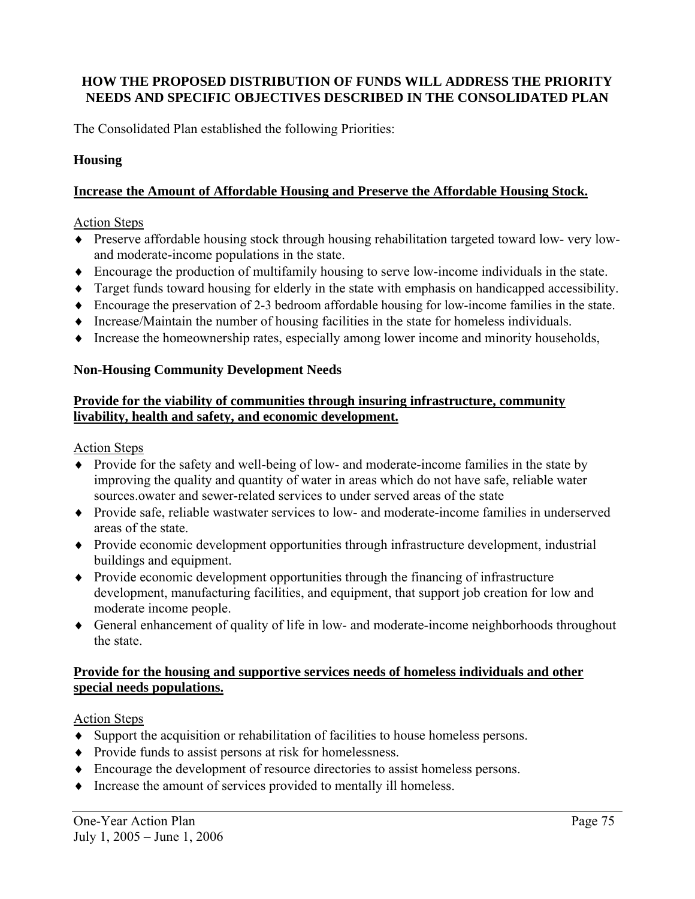**HOW THE PROPOSED DISTRIBUTION OF FUNDS WILL ADDRESS THE PRIORITY NEEDS AND SPECIFIC OBJECTIVES DESCRIBED IN THE CONSOLIDATED PLAN**

The Consolidated Plan established the following Priorities:

**Housing**

**Increase the Amount of Affordable Housing and Preserve the Affordable Housing Stock.**

Action Steps

- Preserve affordable housing stock through housing rehabilitation targeted toward low- very low- and moderate-income populations in the state.
- Encourage the production of multifamily housing to serve low-income individuals in the state.
- Target funds toward housing for elderly in the state with emphasis on handicapped accessibility.
- Encourage the preservation of 2-3 bedroom affordable housing for low-income families in the state.
- Increase/Maintain the number of housing facilities in the state for homeless individuals.
- Increase the homeownership rates, especially among lower income and minority households,

**Non-Housing Community Development Needs**

**Provide for the viability of communities through insuring infrastructure, community livability, health and safety, and economic development.**

Action Steps

- Provide for the safety and well-being of low- and moderate-income families in the state by improving the quality and quantity of water in areas which do not have safe, reliable water sources.owater and sewer-related services to under served areas of the state
- Provide safe, reliable wastwater services to low- and moderate-income families in underserved areas of the state.
- Provide economic development opportunities through infrastructure development, industrial buildings and equipment.
- Provide economic development opportunities through the financing of infrastructure development, manufacturing facilities, and equipment, that support job creation for low and moderate income people.
- General enhancement of quality of life in low- and moderate-income neighborhoods throughout the state.

**Provide for the housing and supportive services needs of homeless individuals and other special needs populations.**

Action Steps

- Support the acquisition or rehabilitation of facilities to house homeless persons.
- Provide funds to assist persons at risk for homelessness.
- Encourage the development of resource directories to assist homeless persons.
- Increase the amount of services provided to mentally ill homeless.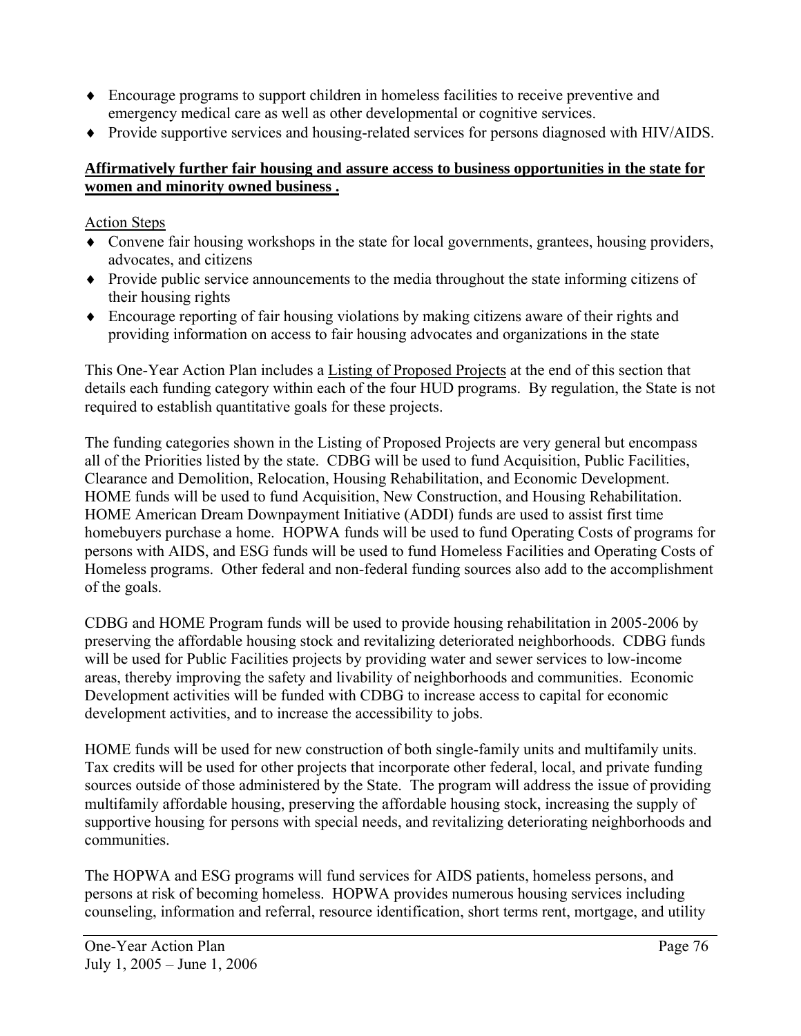- Encourage programs to support children in homeless facilities to receive preventive and emergency medical care as well as other developmental or cognitive services.
- Provide supportive services and housing-related services for persons diagnosed with HIV/AIDS.

**Affirmatively further fair housing and assure access to business opportunities in the state for women and minority owned business .**

Action Steps

- Convene fair housing workshops in the state for local governments, grantees, housing providers, advocates, and citizens
- Provide public service announcements to the media throughout the state informing citizens of their housing rights
- Encourage reporting of fair housing violations by making citizens aware of their rights and providing information on access to fair housing advocates and organizations in the state

This One-Year Action Plan includes a Listing of Proposed Projects at the end of this section that details each funding category within each of the four HUD programs. By regulation, the State is not required to establish quantitative goals for these projects.

The funding categories shown in the Listing of Proposed Projects are very general but encompass all of the Priorities listed by the state. CDBG will be used to fund Acquisition, Public Facilities, Clearance and Demolition, Relocation, Housing Rehabilitation, and Economic Development. HOME funds will be used to fund Acquisition, New Construction, and Housing Rehabilitation. HOME American Dream Downpayment Initiative (ADDI) funds are used to assist first time homebuyers purchase a home. HOPWA funds will be used to fund Operating Costs of programs for persons with AIDS, and ESG funds will be used to fund Homeless Facilities and Operating Costs of Homeless programs. Other federal and non-federal funding sources also add to the accomplishment of the goals.

CDBG and HOME Program funds will be used to provide housing rehabilitation in 2005-2006 by preserving the affordable housing stock and revitalizing deteriorated neighborhoods. CDBG funds will be used for Public Facilities projects by providing water and sewer services to low-income areas, thereby improving the safety and livability of neighborhoods and communities. Economic Development activities will be funded with CDBG to increase access to capital for economic development activities, and to increase the accessibility to jobs.

HOME funds will be used for new construction of both single-family units and multifamily units. Tax credits will be used for other projects that incorporate other federal, local, and private funding sources outside of those administered by the State. The program will address the issue of providing multifamily affordable housing, preserving the affordable housing stock, increasing the supply of supportive housing for persons with special needs, and revitalizing deteriorating neighborhoods and communities.

The HOPWA and ESG programs will fund services for AIDS patients, homeless persons, and persons at risk of becoming homeless. HOPWA provides numerous housing services including counseling, information and referral, resource identification, short terms rent, mortgage, and utility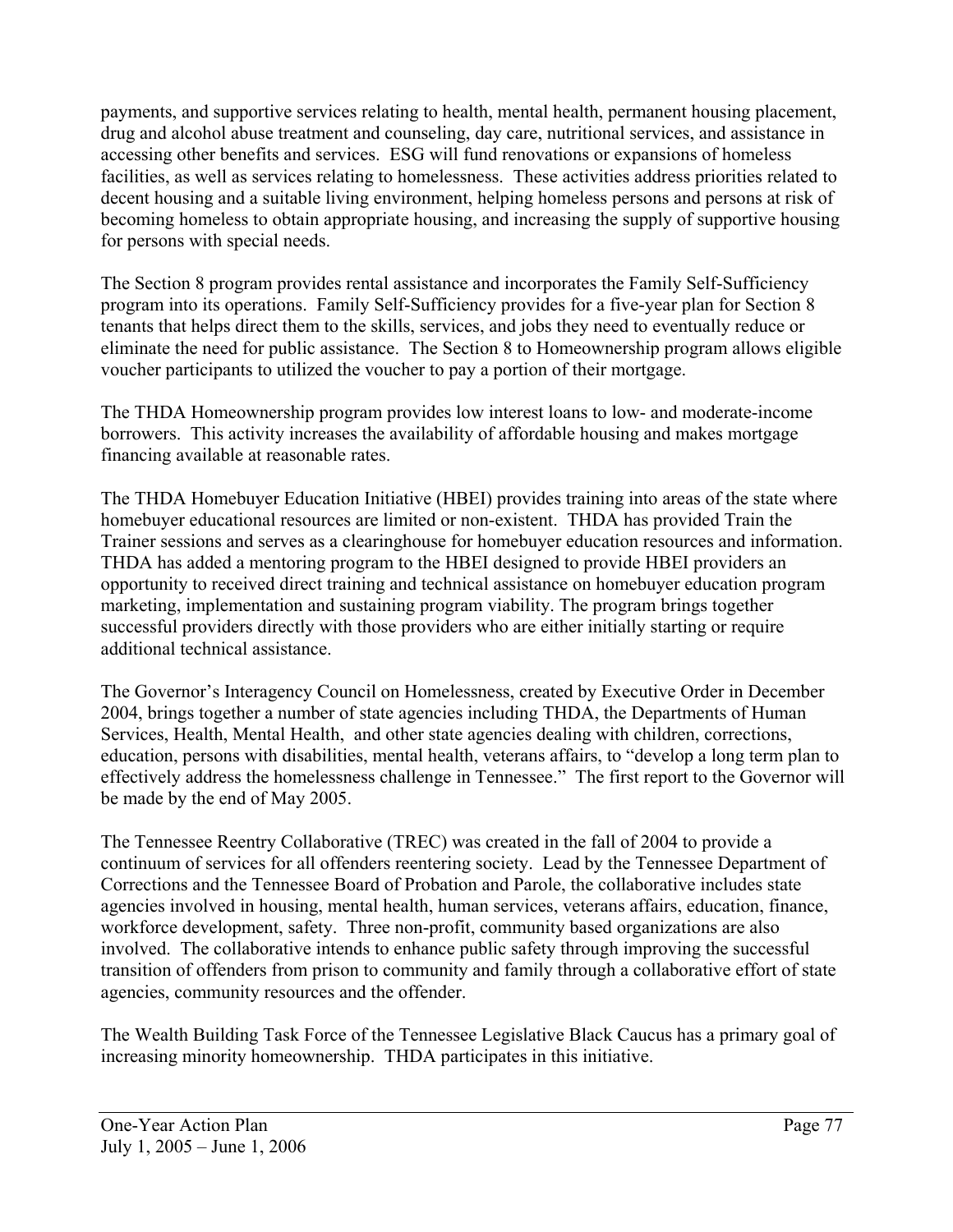payments, and supportive services relating to health, mental health, permanent housing placement, drug and alcohol abuse treatment and counseling, day care, nutritional services, and assistance in accessing other benefits and services. ESG will fund renovations or expansions of homeless facilities, as well as services relating to homelessness. These activities address priorities related to decent housing and a suitable living environment, helping homeless persons and persons at risk of becoming homeless to obtain appropriate housing, and increasing the supply of supportive housing for persons with special needs.

The Section 8 program provides rental assistance and incorporates the Family Self-Sufficiency program into its operations. Family Self-Sufficiency provides for a five-year plan for Section 8 tenants that helps direct them to the skills, services, and jobs they need to eventually reduce or eliminate the need for public assistance. The Section 8 to Homeownership program allows eligible voucher participants to utilized the voucher to pay a portion of their mortgage.

The THDA Homeownership program provides low interest loans to low- and moderate-income borrowers. This activity increases the availability of affordable housing and makes mortgage financing available at reasonable rates.

The THDA Homebuyer Education Initiative (HBEI) provides training into areas of the state where homebuyer educational resources are limited or non-existent. THDA has provided Train the Trainer sessions and serves as a clearinghouse for homebuyer education resources and information. THDA has added a mentoring program to the HBEI designed to provide HBEI providers an opportunity to received direct training and technical assistance on homebuyer education program marketing, implementation and sustaining program viability. The program brings together successful providers directly with those providers who are either initially starting or require additional technical assistance.

The Governor's Interagency Council on Homelessness, created by Executive Order in December 2004, brings together a number of state agencies including THDA, the Departments of Human Services, Health, Mental Health, and other state agencies dealing with children, corrections, education, persons with disabilities, mental health, veterans affairs, to "develop a long term plan to effectively address the homelessness challenge in Tennessee." The first report to the Governor will be made by the end of May 2005.

The Tennessee Reentry Collaborative (TREC) was created in the fall of 2004 to provide a continuum of services for all offenders reentering society. Lead by the Tennessee Department of Corrections and the Tennessee Board of Probation and Parole, the collaborative includes state agencies involved in housing, mental health, human services, veterans affairs, education, finance, workforce development, safety. Three non-profit, community based organizations are also involved. The collaborative intends to enhance public safety through improving the successful transition of offenders from prison to community and family through a collaborative effort of state agencies, community resources and the offender.

The Wealth Building Task Force of the Tennessee Legislative Black Caucus has a primary goal of increasing minority homeownership. THDA participates in this initiative.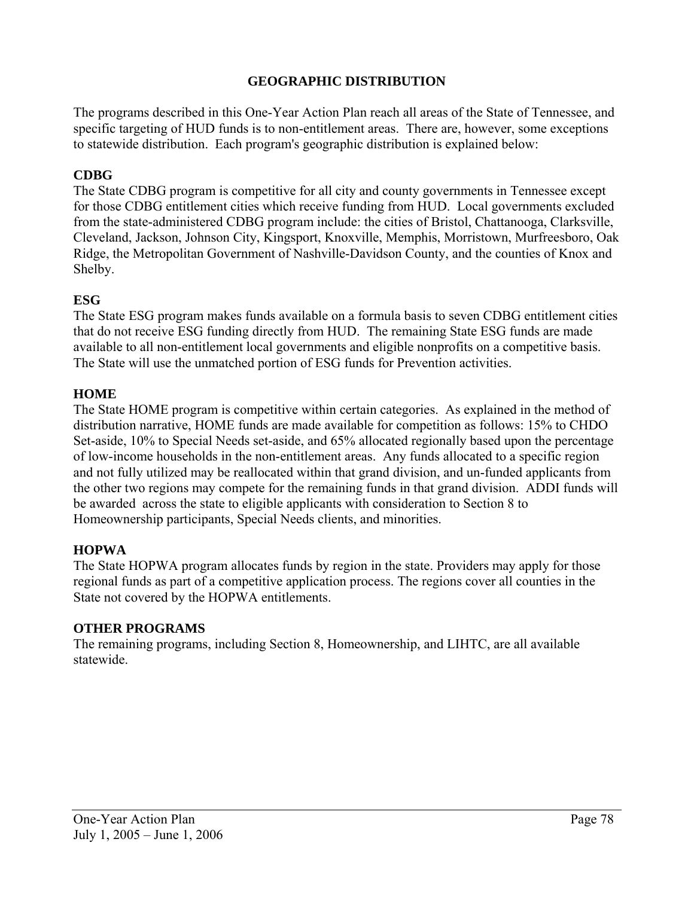# GEOGRAPHIC DISTRIBUTION

The programs described in this One-Year Action Plan reach all areas of the State of Tennessee, and specific targeting of HUD funds is to non-entitlement areas. There are, however, some exceptions to statewide distribution. Each program's geographic distribution is explained below:

## CDBG

The State CDBG program is competitive for all city and county governments in Tennessee except for those CDBG entitlement cities which receive funding from HUD. Local governments excluded from the state-administered CDBG program include: the cities of Bristol, Chattanooga, Clarksville, Cleveland, Jackson, Johnson City, Kingsport, Knoxville, Memphis, Morristown, Murfreesboro, Oak Ridge, the Metropolitan Government of Nashville-Davidson County, and the counties of Knox and Shelby.

## ESG

The State ESG program makes funds available on a formula basis to seven CDBG entitlement cities that do not receive ESG funding directly from HUD. The remaining State ESG funds are made available to all non-entitlement local governments and eligible nonprofits on a competitive basis. The State will use the unmatched portion of ESG funds for Prevention activities.

## HOME

The State HOME program is competitive within certain categories. As explained in the method of distribution narrative, HOME funds are made available for competition as follows: 15% to CHDO Set-aside, 10% to Special Needs set-aside, and 65% allocated regionally based upon the percentage of low-income households in the non-entitlement areas. Any funds allocated to a specific region and not fully utilized may be reallocated within that grand division, and un-funded applicants from the other two regions may compete for the remaining funds in that grand division. ADDI funds will be awarded across the state to eligible applicants with consideration to Section 8 to Homeownership participants, Special Needs clients, and minorities.

## HOPWA

The State HOPWA program allocates funds by region in the state. Providers may apply for those regional funds as part of a competitive application process. The regions cover all counties in the State not covered by the HOPWA entitlements.

## OTHER PROGRAMS

The remaining programs, including Section 8, Homeownership, and LIHTC, are all available statewide.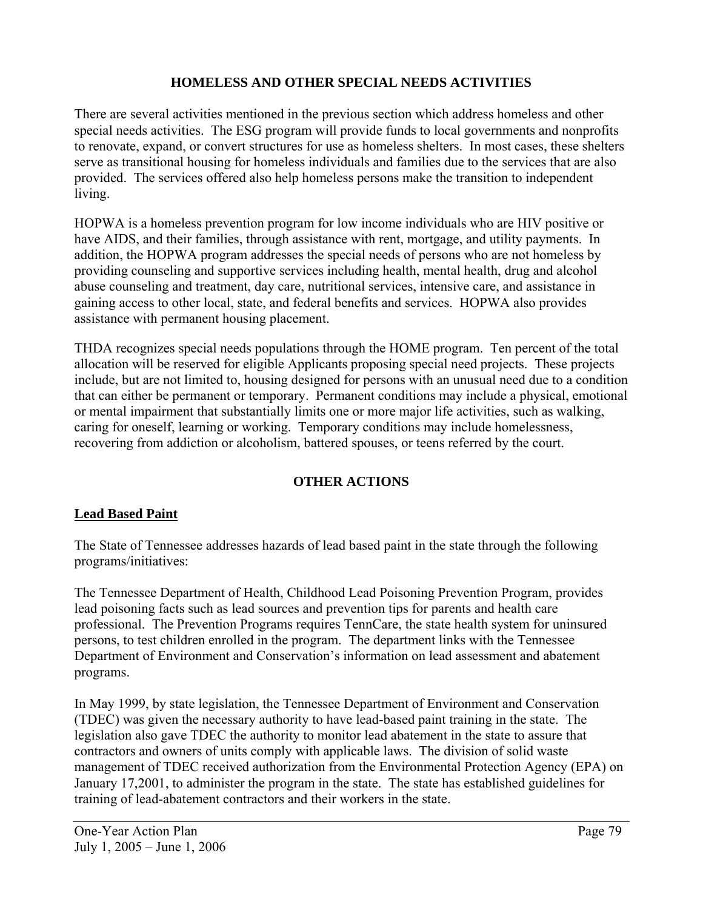## HOMELESS AND OTHER SPECIAL NEEDS ACTIVITIES

There are several activities mentioned in the previous section which address homeless and other special needs activities. The ESG program will provide funds to local governments and nonprofits to renovate, expand, or convert structures for use as homeless shelters. In most cases, these shelters serve as transitional housing for homeless individuals and families due to the services that are also provided. The services offered also help homeless persons make the transition to independent living.

HOPWA is a homeless prevention program for low income individuals who are HIV positive or have AIDS, and their families, through assistance with rent, mortgage, and utility payments. In addition, the HOPWA program addresses the special needs of persons who are not homeless by providing counseling and supportive services including health, mental health, drug and alcohol abuse counseling and treatment, day care, nutritional services, intensive care, and assistance in gaining access to other local, state, and federal benefits and services. HOPWA also provides assistance with permanent housing placement.

THDA recognizes special needs populations through the HOME program. Ten percent of the total allocation will be reserved for eligible Applicants proposing special need projects. These projects include, but are not limited to, housing designed for persons with an unusual need due to a condition that can either be permanent or temporary. Permanent conditions may include a physical, emotional or mental impairment that substantially limits one or more major life activities, such as walking, caring for oneself, learning or working. Temporary conditions may include homelessness, recovering from addiction or alcoholism, battered spouses, or teens referred by the court.

## OTHER ACTIONS

### Lead Based Paint

The State of Tennessee addresses hazards of lead based paint in the state through the following programs/initiatives:

The Tennessee Department of Health, Childhood Lead Poisoning Prevention Program, provides lead poisoning facts such as lead sources and prevention tips for parents and health care professional. The Prevention Programs requires TennCare, the state health system for uninsured persons, to test children enrolled in the program. The department links with the Tennessee Department of Environment and Conservation's information on lead assessment and abatement programs.

In May 1999, by state legislation, the Tennessee Department of Environment and Conservation (TDEC) was given the necessary authority to have lead-based paint training in the state. The legislation also gave TDEC the authority to monitor lead abatement in the state to assure that contractors and owners of units comply with applicable laws. The division of solid waste management of TDEC received authorization from the Environmental Protection Agency (EPA) on January 17,2001, to administer the program in the state. The state has established guidelines for training of lead-abatement contractors and their workers in the state.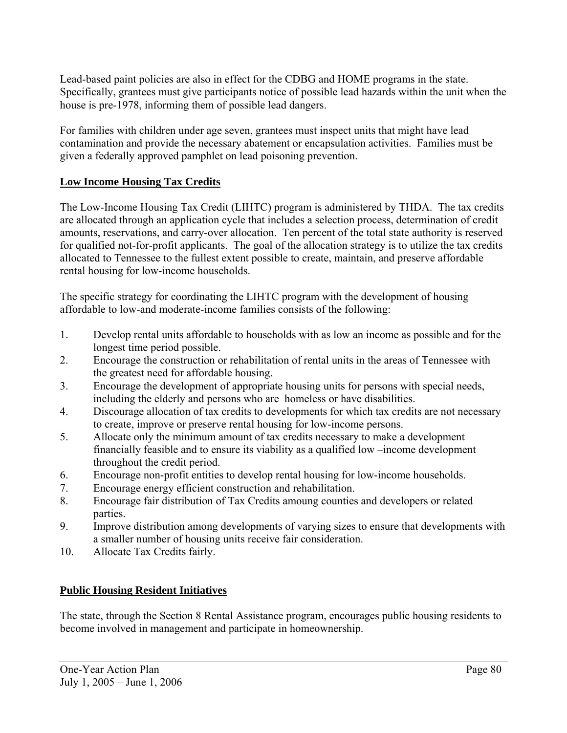Lead-based paint policies are also in effect for the CDBG and HOME programs in the state. Specifically, grantees must give participants notice of possible lead hazards within the unit when the house is pre-1978, informing them of possible lead dangers.

For families with children under age seven, grantees must inspect units that might have lead contamination and provide the necessary abatement or encapsulation activities. Families must be given a federally approved pamphlet on lead poisoning prevention.

## Low Income Housing Tax Credits

The Low-Income Housing Tax Credit (LIHTC) program is administered by THDA. The tax credits are allocated through an application cycle that includes a selection process, determination of credit amounts, reservations, and carry-over allocation. Ten percent of the total state authority is reserved for qualified not-for-profit applicants. The goal of the allocation strategy is to utilize the tax credits allocated to Tennessee to the fullest extent possible to create, maintain, and preserve affordable rental housing for low-income households.

The specific strategy for coordinating the LIHTC program with the development of housing affordable to low-and moderate-income families consists of the following:

1. Develop rental units affordable to households with as low an income as possible and for the longest time period possible.
2. Encourage the construction or rehabilitation of rental units in the areas of Tennessee with the greatest need for affordable housing.
3. Encourage the development of appropriate housing units for persons with special needs, including the elderly and persons who are homeless or have disabilities.
4. Discourage allocation of tax credits to developments for which tax credits are not necessary to create, improve or preserve rental housing for low-income persons.
5. Allocate only the minimum amount of tax credits necessary to make a development financially feasible and to ensure its viability as a qualified low –income development throughout the credit period.
6. Encourage non-profit entities to develop rental housing for low-income households.
7. Encourage energy efficient construction and rehabilitation.
8. Encourage fair distribution of Tax Credits amoung counties and developers or related parties.
9. Improve distribution among developments of varying sizes to ensure that developments with a smaller number of housing units receive fair consideration.
10. Allocate Tax Credits fairly.

## Public Housing Resident Initiatives

The state, through the Section 8 Rental Assistance program, encourages public housing residents to become involved in management and participate in homeownership.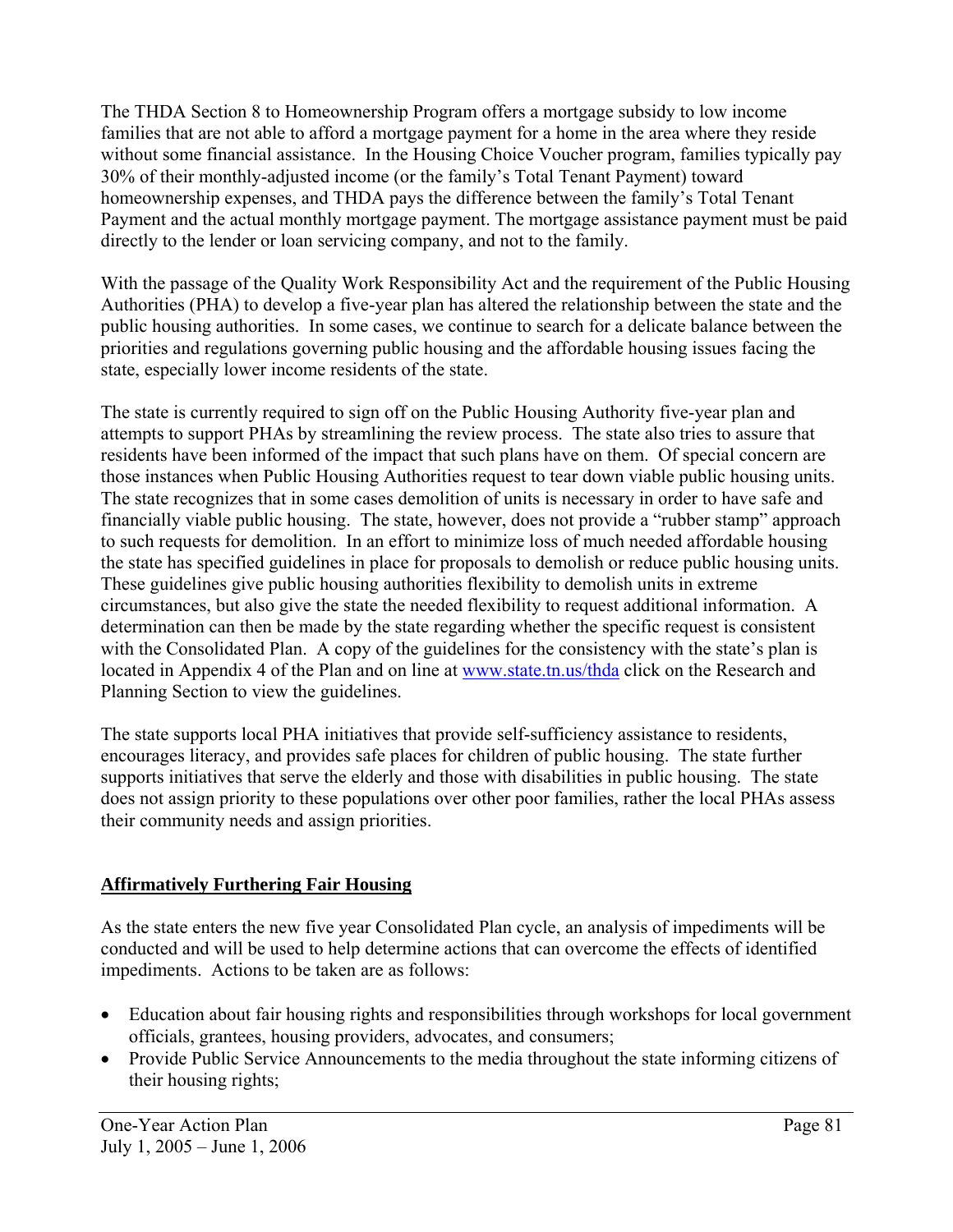The THDA Section 8 to Homeownership Program offers a mortgage subsidy to low income families that are not able to afford a mortgage payment for a home in the area where they reside without some financial assistance. In the Housing Choice Voucher program, families typically pay 30% of their monthly-adjusted income (or the family's Total Tenant Payment) toward homeownership expenses, and THDA pays the difference between the family's Total Tenant Payment and the actual monthly mortgage payment. The mortgage assistance payment must be paid directly to the lender or loan servicing company, and not to the family.

With the passage of the Quality Work Responsibility Act and the requirement of the Public Housing Authorities (PHA) to develop a five-year plan has altered the relationship between the state and the public housing authorities. In some cases, we continue to search for a delicate balance between the priorities and regulations governing public housing and the affordable housing issues facing the state, especially lower income residents of the state.

The state is currently required to sign off on the Public Housing Authority five-year plan and attempts to support PHAs by streamlining the review process. The state also tries to assure that residents have been informed of the impact that such plans have on them. Of special concern are those instances when Public Housing Authorities request to tear down viable public housing units. The state recognizes that in some cases demolition of units is necessary in order to have safe and financially viable public housing. The state, however, does not provide a "rubber stamp" approach to such requests for demolition. In an effort to minimize loss of much needed affordable housing the state has specified guidelines in place for proposals to demolish or reduce public housing units. These guidelines give public housing authorities flexibility to demolish units in extreme circumstances, but also give the state the needed flexibility to request additional information. A determination can then be made by the state regarding whether the specific request is consistent with the Consolidated Plan. A copy of the guidelines for the consistency with the state's plan is located in Appendix 4 of the Plan and on line at www.state.tn.us/thda click on the Research and Planning Section to view the guidelines.

The state supports local PHA initiatives that provide self-sufficiency assistance to residents, encourages literacy, and provides safe places for children of public housing. The state further supports initiatives that serve the elderly and those with disabilities in public housing. The state does not assign priority to these populations over other poor families, rather the local PHAs assess their community needs and assign priorities.

**Affirmatively Furthering Fair Housing**

As the state enters the new five year Consolidated Plan cycle, an analysis of impediments will be conducted and will be used to help determine actions that can overcome the effects of identified impediments. Actions to be taken are as follows:

- Education about fair housing rights and responsibilities through workshops for local government officials, grantees, housing providers, advocates, and consumers;
- Provide Public Service Announcements to the media throughout the state informing citizens of their housing rights;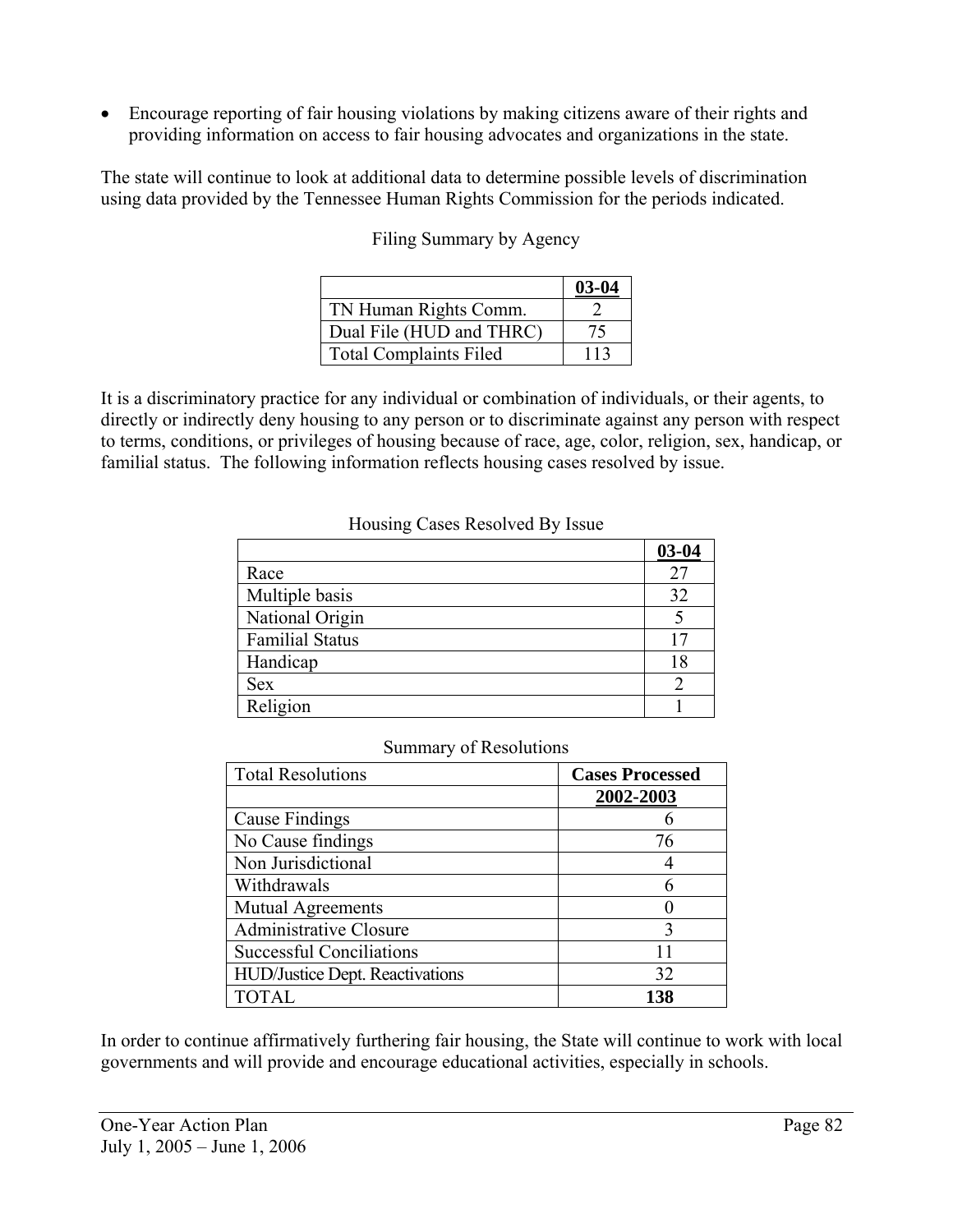- Encourage reporting of fair housing violations by making citizens aware of their rights and providing information on access to fair housing advocates and organizations in the state.

The state will continue to look at additional data to determine possible levels of discrimination using data provided by the Tennessee Human Rights Commission for the periods indicated.

Filing Summary by Agency

| | **03-04** |
|---|---|
| TN Human Rights Comm. | 2 |
| Dual File (HUD and THRC) | 75 |
| Total Complaints Filed | 113 |

It is a discriminatory practice for any individual or combination of individuals, or their agents, to directly or indirectly deny housing to any person or to discriminate against any person with respect to terms, conditions, or privileges of housing because of race, age, color, religion, sex, handicap, or familial status. The following information reflects housing cases resolved by issue.

Housing Cases Resolved By Issue

| | **03-04** |
|---|---|
| Race | 27 |
| Multiple basis | 32 |
| National Origin | 5 |
| Familial Status | 17 |
| Handicap | 18 |
| Sex | 2 |
| Religion | 1 |

Summary of Resolutions

| Total Resolutions | **Cases Processed** |
|---|---|
| | **2002-2003** |
| Cause Findings | 6 |
| No Cause findings | 76 |
| Non Jurisdictional | 4 |
| Withdrawals | 6 |
| Mutual Agreements | 0 |
| Administrative Closure | 3 |
| Successful Conciliations | 11 |
| HUD/Justice Dept. Reactivations | 32 |
| TOTAL | **138** |

In order to continue affirmatively furthering fair housing, the State will continue to work with local governments and will provide and encourage educational activities, especially in schools.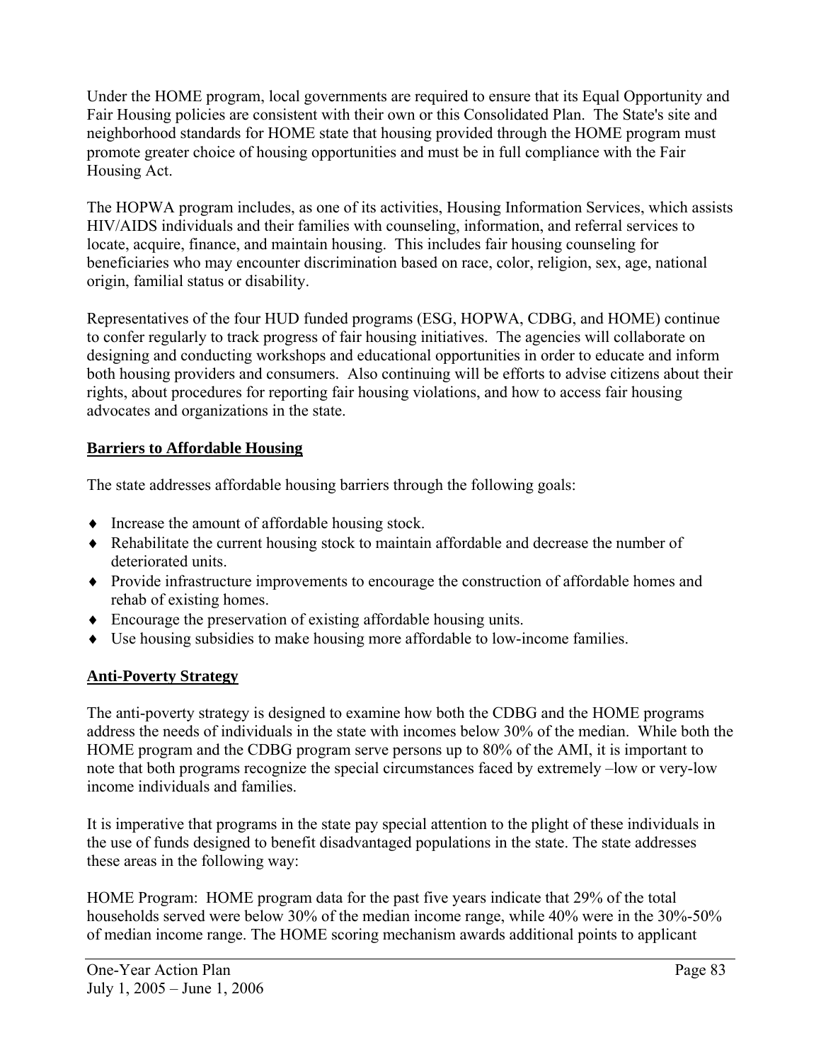Under the HOME program, local governments are required to ensure that its Equal Opportunity and Fair Housing policies are consistent with their own or this Consolidated Plan. The State's site and neighborhood standards for HOME state that housing provided through the HOME program must promote greater choice of housing opportunities and must be in full compliance with the Fair Housing Act.

The HOPWA program includes, as one of its activities, Housing Information Services, which assists HIV/AIDS individuals and their families with counseling, information, and referral services to locate, acquire, finance, and maintain housing. This includes fair housing counseling for beneficiaries who may encounter discrimination based on race, color, religion, sex, age, national origin, familial status or disability.

Representatives of the four HUD funded programs (ESG, HOPWA, CDBG, and HOME) continue to confer regularly to track progress of fair housing initiatives. The agencies will collaborate on designing and conducting workshops and educational opportunities in order to educate and inform both housing providers and consumers. Also continuing will be efforts to advise citizens about their rights, about procedures for reporting fair housing violations, and how to access fair housing advocates and organizations in the state.

## Barriers to Affordable Housing

The state addresses affordable housing barriers through the following goals:

- Increase the amount of affordable housing stock.
- Rehabilitate the current housing stock to maintain affordable and decrease the number of deteriorated units.
- Provide infrastructure improvements to encourage the construction of affordable homes and rehab of existing homes.
- Encourage the preservation of existing affordable housing units.
- Use housing subsidies to make housing more affordable to low-income families.

## Anti-Poverty Strategy

The anti-poverty strategy is designed to examine how both the CDBG and the HOME programs address the needs of individuals in the state with incomes below 30% of the median. While both the HOME program and the CDBG program serve persons up to 80% of the AMI, it is important to note that both programs recognize the special circumstances faced by extremely –low or very-low income individuals and families.

It is imperative that programs in the state pay special attention to the plight of these individuals in the use of funds designed to benefit disadvantaged populations in the state. The state addresses these areas in the following way:

HOME Program: HOME program data for the past five years indicate that 29% of the total households served were below 30% of the median income range, while 40% were in the 30%-50% of median income range. The HOME scoring mechanism awards additional points to applicant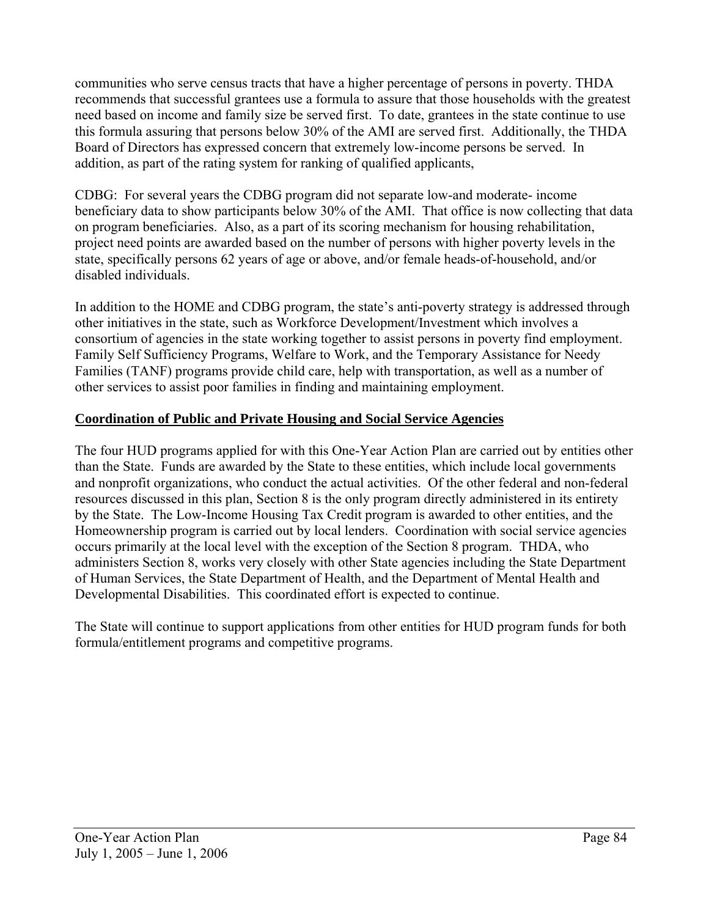communities who serve census tracts that have a higher percentage of persons in poverty. THDA recommends that successful grantees use a formula to assure that those households with the greatest need based on income and family size be served first. To date, grantees in the state continue to use this formula assuring that persons below 30% of the AMI are served first. Additionally, the THDA Board of Directors has expressed concern that extremely low-income persons be served. In addition, as part of the rating system for ranking of qualified applicants,

CDBG: For several years the CDBG program did not separate low-and moderate- income beneficiary data to show participants below 30% of the AMI. That office is now collecting that data on program beneficiaries. Also, as a part of its scoring mechanism for housing rehabilitation, project need points are awarded based on the number of persons with higher poverty levels in the state, specifically persons 62 years of age or above, and/or female heads-of-household, and/or disabled individuals.

In addition to the HOME and CDBG program, the state's anti-poverty strategy is addressed through other initiatives in the state, such as Workforce Development/Investment which involves a consortium of agencies in the state working together to assist persons in poverty find employment. Family Self Sufficiency Programs, Welfare to Work, and the Temporary Assistance for Needy Families (TANF) programs provide child care, help with transportation, as well as a number of other services to assist poor families in finding and maintaining employment.

**Coordination of Public and Private Housing and Social Service Agencies**

The four HUD programs applied for with this One-Year Action Plan are carried out by entities other than the State. Funds are awarded by the State to these entities, which include local governments and nonprofit organizations, who conduct the actual activities. Of the other federal and non-federal resources discussed in this plan, Section 8 is the only program directly administered in its entirety by the State. The Low-Income Housing Tax Credit program is awarded to other entities, and the Homeownership program is carried out by local lenders. Coordination with social service agencies occurs primarily at the local level with the exception of the Section 8 program. THDA, who administers Section 8, works very closely with other State agencies including the State Department of Human Services, the State Department of Health, and the Department of Mental Health and Developmental Disabilities. This coordinated effort is expected to continue.

The State will continue to support applications from other entities for HUD program funds for both formula/entitlement programs and competitive programs.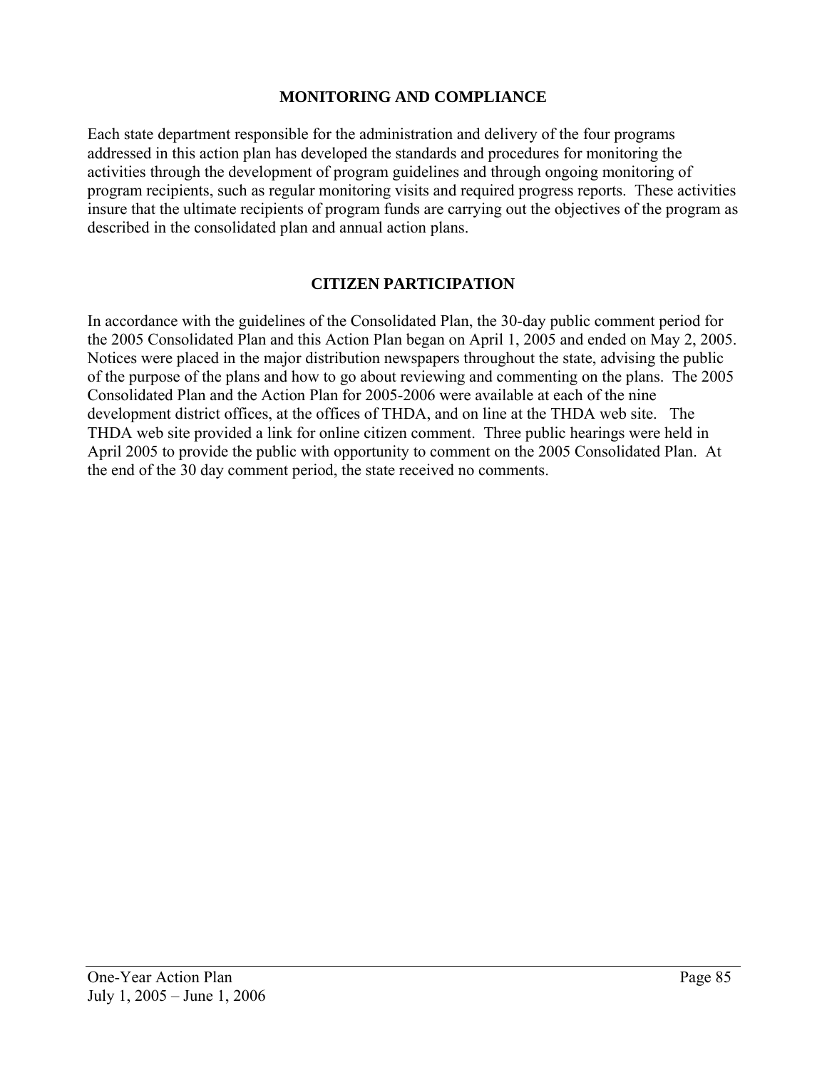## MONITORING AND COMPLIANCE

Each state department responsible for the administration and delivery of the four programs addressed in this action plan has developed the standards and procedures for monitoring the activities through the development of program guidelines and through ongoing monitoring of program recipients, such as regular monitoring visits and required progress reports. These activities insure that the ultimate recipients of program funds are carrying out the objectives of the program as described in the consolidated plan and annual action plans.

## CITIZEN PARTICIPATION

In accordance with the guidelines of the Consolidated Plan, the 30-day public comment period for the 2005 Consolidated Plan and this Action Plan began on April 1, 2005 and ended on May 2, 2005. Notices were placed in the major distribution newspapers throughout the state, advising the public of the purpose of the plans and how to go about reviewing and commenting on the plans. The 2005 Consolidated Plan and the Action Plan for 2005-2006 were available at each of the nine development district offices, at the offices of THDA, and on line at the THDA web site. The THDA web site provided a link for online citizen comment. Three public hearings were held in April 2005 to provide the public with opportunity to comment on the 2005 Consolidated Plan. At the end of the 30 day comment period, the state received no comments.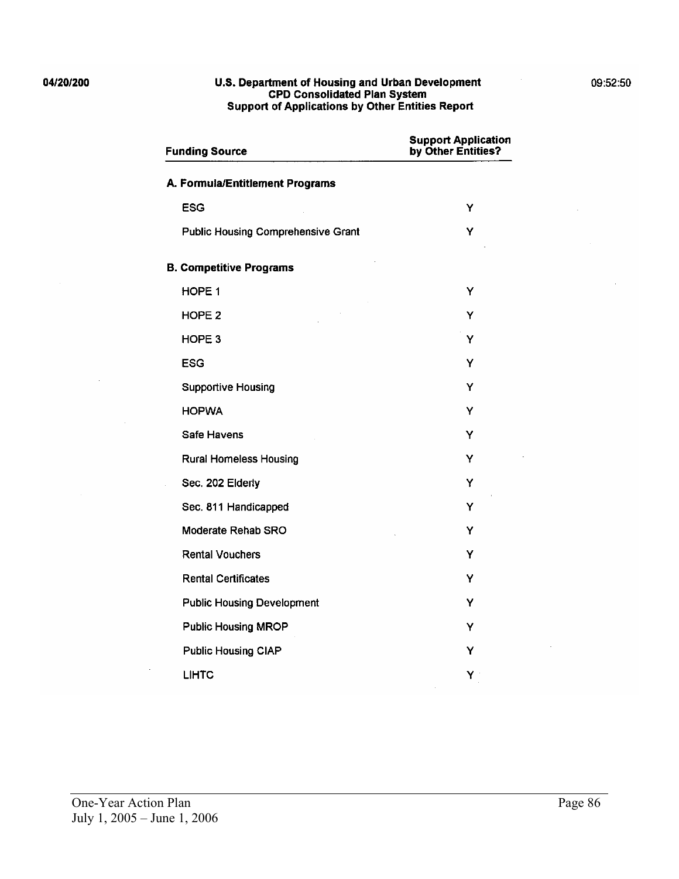## U.S. Department of Housing and Urban Development
## CPD Consolidated Plan System
## Support of Applications by Other Entities Report

| Funding Source | Support Application by Other Entities? |
| --- | --- |
| **A. Formula/Entitlement Programs** | |
| ESG | Y |
| Public Housing Comprehensive Grant | Y |
| **B. Competitive Programs** | |
| HOPE 1 | Y |
| HOPE 2 | Y |
| HOPE 3 | Y |
| ESG | Y |
| Supportive Housing | Y |
| HOPWA | Y |
| Safe Havens | Y |
| Rural Homeless Housing | Y |
| Sec. 202 Elderly | Y |
| Sec. 811 Handicapped | Y |
| Moderate Rehab SRO | Y |
| Rental Vouchers | Y |
| Rental Certificates | Y |
| Public Housing Development | Y |
| Public Housing MROP | Y |
| Public Housing CIAP | Y |
| LIHTC | Y |